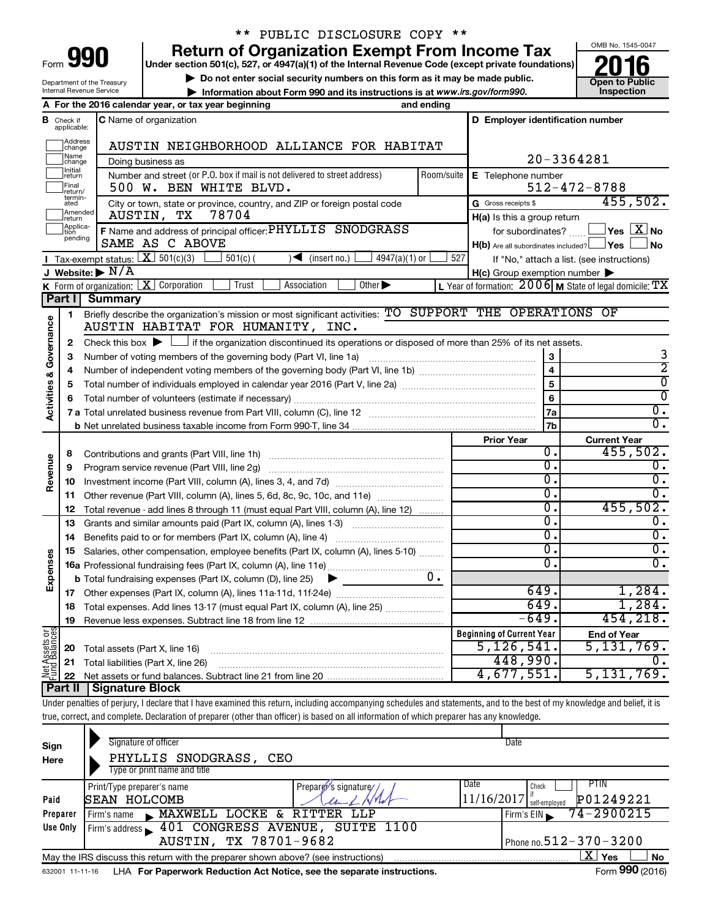** PUBLIC DISCLOSURE COPY **

# Form 990 — Return of Organization Exempt From Income Tax

Under section 501(c), 527, or 4947(a)(1) of the Internal Revenue Code (except private foundations)

▶ Do not enter social security numbers on this form as it may be made public.

▶ Information about Form 990 and its instructions is at www.irs.gov/form990.

Department of the Treasury
Internal Revenue Service

OMB No. 1545-0047

**2016**

Open to Public Inspection

**A** For the 2016 calendar year, or tax year beginning and ending

**B** Check if applicable: Address change, Name change, Initial return, Final return/terminated, Amended return, Application pending

**C** Name of organization: AUSTIN NEIGHBORHOOD ALLIANCE FOR HABITAT

Doing business as

Number and street (or P.O. box if mail is not delivered to street address): 500 W. BEN WHITE BLVD.  Room/suite

City or town, state or province, country, and ZIP or foreign postal code: AUSTIN, TX 78704

**D** Employer identification number: 20-3364281

**E** Telephone number: 512-472-8788

**G** Gross receipts $ 455,502.

**F** Name and address of principal officer: PHYLLIS SNODGRASS, SAME AS C ABOVE

**H(a)** Is this a group return for subordinates? ☐ Yes ☒ No

**H(b)** Are all subordinates included? ☐ Yes ☐ No. If "No," attach a list. (see instructions)

**H(c)** Group exemption number ▶

**I** Tax-exempt status: ☒ 501(c)(3) ☐ 501(c) ( ) ◀ (insert no.) ☐ 4947(a)(1) or ☐ 527

**J** Website: ▶ N/A

**K** Form of organization: ☒ Corporation ☐ Trust ☐ Association ☐ Other ▶

**L** Year of formation: 2006  **M** State of legal domicile: TX

## Part I Summary

### Activities & Governance

1. Briefly describe the organization's mission or most significant activities: TO SUPPORT THE OPERATIONS OF AUSTIN HABITAT FOR HUMANITY, INC.
2. Check this box ▶ ☐ if the organization discontinued its operations or disposed of more than 25% of its net assets.

| | | Line | |
|---|---|---|---|
| 3 | Number of voting members of the governing body (Part VI, line 1a) | 3 | 3 |
| 4 | Number of independent voting members of the governing body (Part VI, line 1b) | 4 | 2 |
| 5 | Total number of individuals employed in calendar year 2016 (Part V, line 2a) | 5 | 0 |
| 6 | Total number of volunteers (estimate if necessary) | 6 | 0 |
| 7a | Total unrelated business revenue from Part VIII, column (C), line 12 | 7a | 0. |
| b | Net unrelated business taxable income from Form 990-T, line 34 | 7b | 0. |

### Revenue / Expenses

| | | Prior Year | Current Year |
|---|---|---|---|
| 8 | Contributions and grants (Part VIII, line 1h) | 0. | 455,502. |
| 9 | Program service revenue (Part VIII, line 2g) | 0. | 0. |
| 10 | Investment income (Part VIII, column (A), lines 3, 4, and 7d) | 0. | 0. |
| 11 | Other revenue (Part VIII, column (A), lines 5, 6d, 8c, 9c, 10c, and 11e) | 0. | 0. |
| 12 | Total revenue - add lines 8 through 11 (must equal Part VIII, column (A), line 12) | 0. | 455,502. |
| 13 | Grants and similar amounts paid (Part IX, column (A), lines 1-3) | 0. | 0. |
| 14 | Benefits paid to or for members (Part IX, column (A), line 4) | 0. | 0. |
| 15 | Salaries, other compensation, employee benefits (Part IX, column (A), lines 5-10) | 0. | 0. |
| 16a | Professional fundraising fees (Part IX, column (A), line 11e) | 0. | 0. |
| b | Total fundraising expenses (Part IX, column (D), line 25) ▶ 0. | | |
| 17 | Other expenses (Part IX, column (A), lines 11a-11d, 11f-24e) | 649. | 1,284. |
| 18 | Total expenses. Add lines 13-17 (must equal Part IX, column (A), line 25) | 649. | 1,284. |
| 19 | Revenue less expenses. Subtract line 18 from line 12 | -649. | 454,218. |

### Net Assets or Fund Balances

| | | Beginning of Current Year | End of Year |
|---|---|---|---|
| 20 | Total assets (Part X, line 16) | 5,126,541. | 5,131,769. |
| 21 | Total liabilities (Part X, line 26) | 448,990. | 0. |
| 22 | Net assets or fund balances. Subtract line 21 from line 20 | 4,677,551. | 5,131,769. |

## Part II Signature Block

Under penalties of perjury, I declare that I have examined this return, including accompanying schedules and statements, and to the best of my knowledge and belief, it is true, correct, and complete. Declaration of preparer (other than officer) is based on all information of which preparer has any knowledge.

**Sign Here**

Signature of officer | Date

PHYLLIS SNODGRASS, CEO
Type or print name and title

**Paid Preparer Use Only**

| Print/Type preparer's name | Preparer's signature | Date | Check if self-employed | PTIN |
|---|---|---|---|---|
| SEAN HOLCOMB | | 11/16/2017 | ☐ | P01249221 |

Firm's name ▶ MAXWELL LOCKE & RITTER LLP — Firm's EIN ▶ 74-2900215

Firm's address ▶ 401 CONGRESS AVENUE, SUITE 1100, AUSTIN, TX 78701-9682 — Phone no. 512-370-3200

May the IRS discuss this return with the preparer shown above? (see instructions) ☒ Yes ☐ No

632001 11-11-16 LHA For Paperwork Reduction Act Notice, see the separate instructions. Form **990** (2016)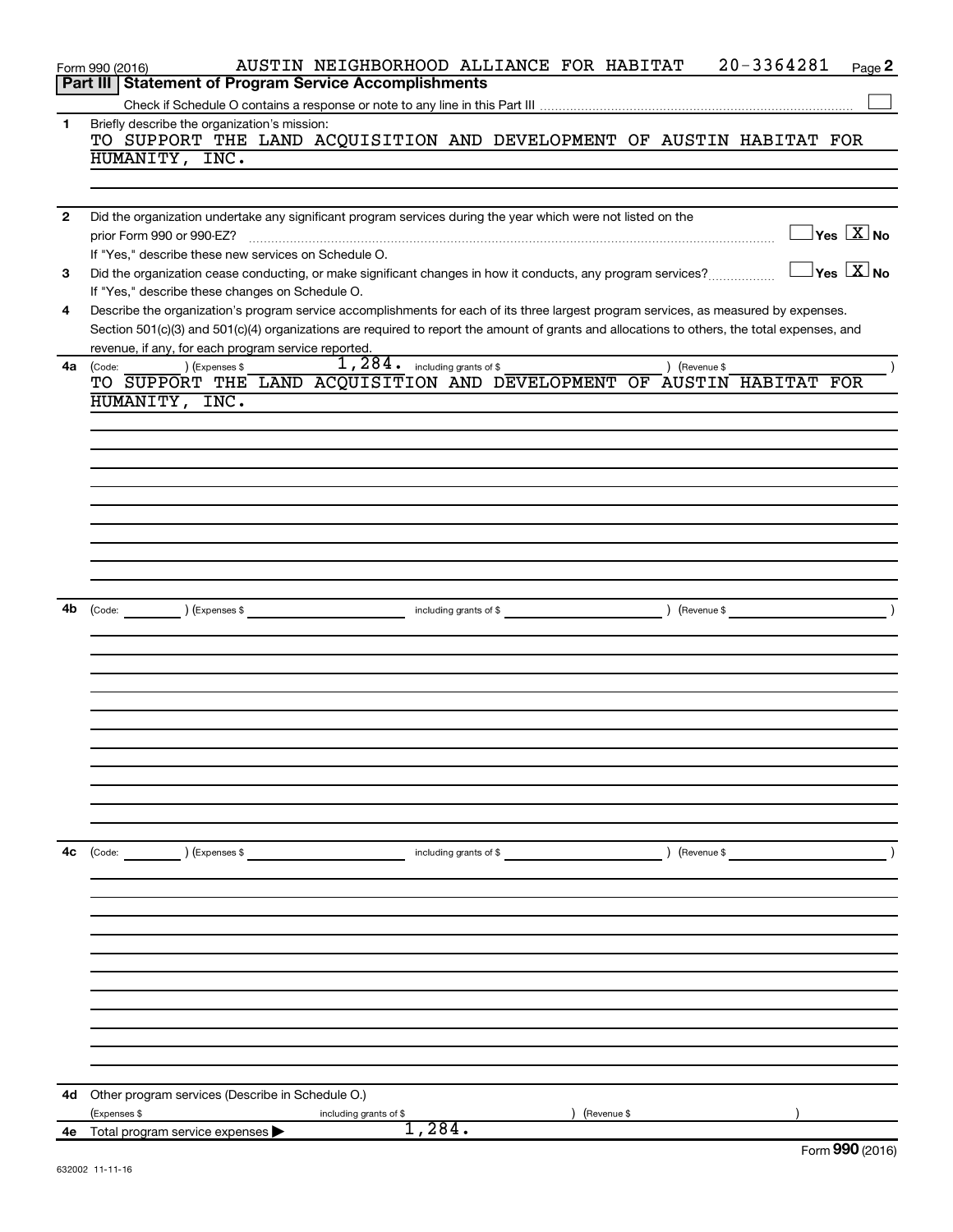Form 990 (2016) AUSTIN NEIGHBORHOOD ALLIANCE FOR HABITAT 20-3364281 Page 2

## Part III Statement of Program Service Accomplishments

Check if Schedule O contains a response or note to any line in this Part III ☐

**1** Briefly describe the organization's mission:

TO SUPPORT THE LAND ACQUISITION AND DEVELOPMENT OF AUSTIN HABITAT FOR HUMANITY, INC.

**2** Did the organization undertake any significant program services during the year which were not listed on the prior Form 990 or 990-EZ? ☐ Yes ☒ No

If "Yes," describe these new services on Schedule O.

**3** Did the organization cease conducting, or make significant changes in how it conducts, any program services? ☐ Yes ☒ No

If "Yes," describe these changes on Schedule O.

**4** Describe the organization's program service accomplishments for each of its three largest program services, as measured by expenses. Section 501(c)(3) and 501(c)(4) organizations are required to report the amount of grants and allocations to others, the total expenses, and revenue, if any, for each program service reported.

**4a** (Code: ) (Expenses $ 1,284. including grants of $ ) (Revenue $ )

TO SUPPORT THE LAND ACQUISITION AND DEVELOPMENT OF AUSTIN HABITAT FOR HUMANITY, INC.

**4b** (Code: ) (Expenses $ including grants of $ ) (Revenue $ )

**4c** (Code: ) (Expenses $ including grants of $ ) (Revenue $ )

**4d** Other program services (Describe in Schedule O.)

(Expenses $ including grants of $ ) (Revenue $ )

**4e** Total program service expenses ▶ 1,284.

Form 990 (2016)

632002 11-11-16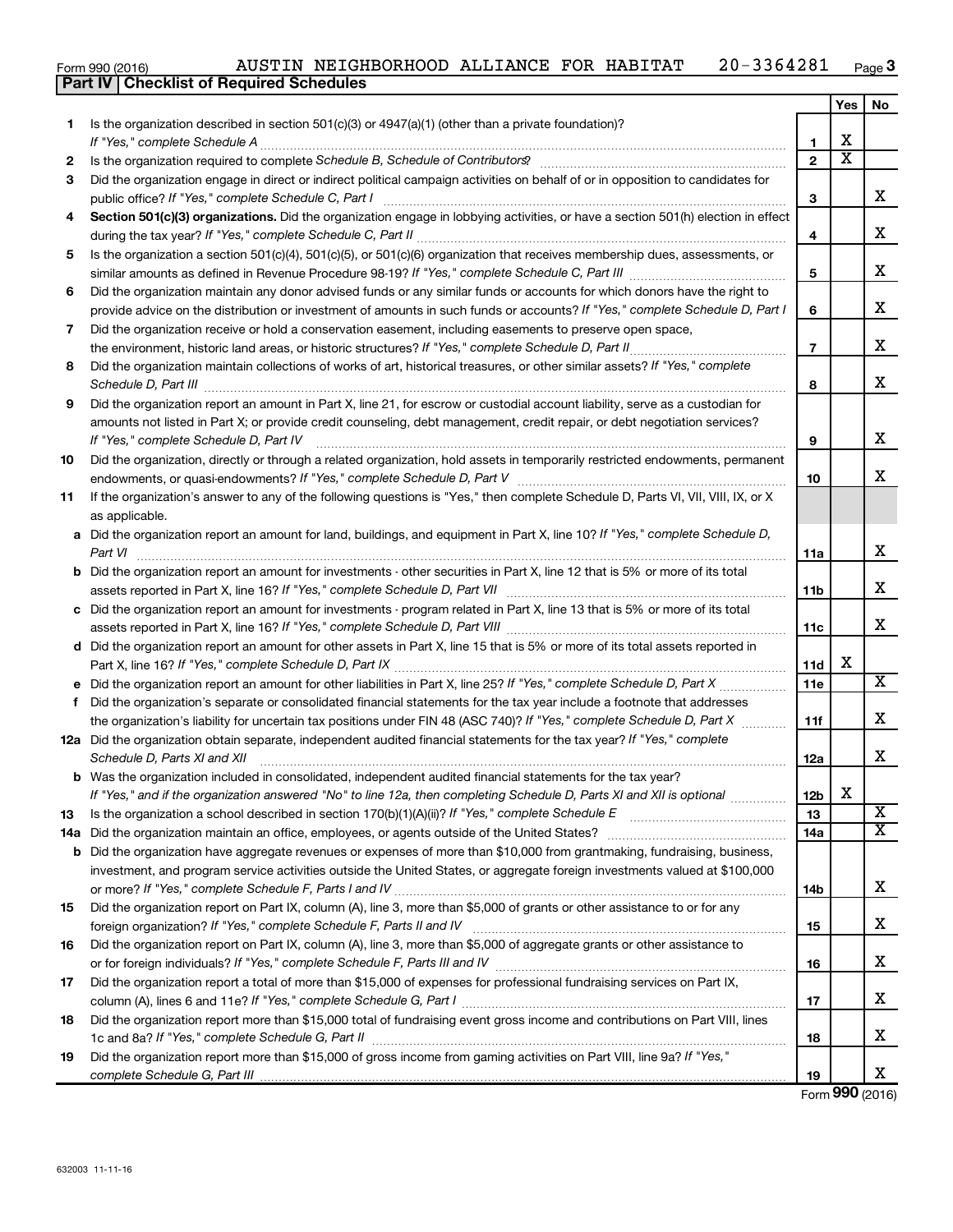Form 990 (2016) AUSTIN NEIGHBORHOOD ALLIANCE FOR HABITAT 20-3364281 Page 3

**Part IV | Checklist of Required Schedules**

| | | | Yes | No |
|---|---|---|---|---|
| 1 | Is the organization described in section 501(c)(3) or 4947(a)(1) (other than a private foundation)? *If "Yes," complete Schedule A* | 1 | X | |
| 2 | Is the organization required to complete *Schedule B, Schedule of Contributors*? | 2 | X | |
| 3 | Did the organization engage in direct or indirect political campaign activities on behalf of or in opposition to candidates for public office? *If "Yes," complete Schedule C, Part I* | 3 | | X |
| 4 | **Section 501(c)(3) organizations.** Did the organization engage in lobbying activities, or have a section 501(h) election in effect during the tax year? *If "Yes," complete Schedule C, Part II* | 4 | | X |
| 5 | Is the organization a section 501(c)(4), 501(c)(5), or 501(c)(6) organization that receives membership dues, assessments, or similar amounts as defined in Revenue Procedure 98-19? *If "Yes," complete Schedule C, Part III* | 5 | | X |
| 6 | Did the organization maintain any donor advised funds or any similar funds or accounts for which donors have the right to provide advice on the distribution or investment of amounts in such funds or accounts? *If "Yes," complete Schedule D, Part I* | 6 | | X |
| 7 | Did the organization receive or hold a conservation easement, including easements to preserve open space, the environment, historic land areas, or historic structures? *If "Yes," complete Schedule D, Part II* | 7 | | X |
| 8 | Did the organization maintain collections of works of art, historical treasures, or other similar assets? *If "Yes," complete Schedule D, Part III* | 8 | | X |
| 9 | Did the organization report an amount in Part X, line 21, for escrow or custodial account liability, serve as a custodian for amounts not listed in Part X; or provide credit counseling, debt management, credit repair, or debt negotiation services? *If "Yes," complete Schedule D, Part IV* | 9 | | X |
| 10 | Did the organization, directly or through a related organization, hold assets in temporarily restricted endowments, permanent endowments, or quasi-endowments? *If "Yes," complete Schedule D, Part V* | 10 | | X |
| 11 | If the organization's answer to any of the following questions is "Yes," then complete Schedule D, Parts VI, VII, VIII, IX, or X as applicable. | | | |
| a | Did the organization report an amount for land, buildings, and equipment in Part X, line 10? *If "Yes," complete Schedule D, Part VI* | 11a | | X |
| b | Did the organization report an amount for investments - other securities in Part X, line 12 that is 5% or more of its total assets reported in Part X, line 16? *If "Yes," complete Schedule D, Part VII* | 11b | | X |
| c | Did the organization report an amount for investments - program related in Part X, line 13 that is 5% or more of its total assets reported in Part X, line 16? *If "Yes," complete Schedule D, Part VIII* | 11c | | X |
| d | Did the organization report an amount for other assets in Part X, line 15 that is 5% or more of its total assets reported in Part X, line 16? *If "Yes," complete Schedule D, Part IX* | 11d | X | |
| e | Did the organization report an amount for other liabilities in Part X, line 25? *If "Yes," complete Schedule D, Part X* | 11e | | X |
| f | Did the organization's separate or consolidated financial statements for the tax year include a footnote that addresses the organization's liability for uncertain tax positions under FIN 48 (ASC 740)? *If "Yes," complete Schedule D, Part X* | 11f | | X |
| 12a | Did the organization obtain separate, independent audited financial statements for the tax year? *If "Yes," complete Schedule D, Parts XI and XII* | 12a | | X |
| b | Was the organization included in consolidated, independent audited financial statements for the tax year? *If "Yes," and if the organization answered "No" to line 12a, then completing Schedule D, Parts XI and XII is optional* | 12b | X | |
| 13 | Is the organization a school described in section 170(b)(1)(A)(ii)? *If "Yes," complete Schedule E* | 13 | | X |
| 14a | Did the organization maintain an office, employees, or agents outside of the United States? | 14a | | X |
| b | Did the organization have aggregate revenues or expenses of more than $10,000 from grantmaking, fundraising, business, investment, and program service activities outside the United States, or aggregate foreign investments valued at $100,000 or more? *If "Yes," complete Schedule F, Parts I and IV* | 14b | | X |
| 15 | Did the organization report on Part IX, column (A), line 3, more than $5,000 of grants or other assistance to or for any foreign organization? *If "Yes," complete Schedule F, Parts II and IV* | 15 | | X |
| 16 | Did the organization report on Part IX, column (A), line 3, more than $5,000 of aggregate grants or other assistance to or for foreign individuals? *If "Yes," complete Schedule F, Parts III and IV* | 16 | | X |
| 17 | Did the organization report a total of more than $15,000 of expenses for professional fundraising services on Part IX, column (A), lines 6 and 11e? *If "Yes," complete Schedule G, Part I* | 17 | | X |
| 18 | Did the organization report more than $15,000 total of fundraising event gross income and contributions on Part VIII, lines 1c and 8a? *If "Yes," complete Schedule G, Part II* | 18 | | X |
| 19 | Did the organization report more than $15,000 of gross income from gaming activities on Part VIII, line 9a? *If "Yes," complete Schedule G, Part III* | 19 | | X |

Form **990** (2016)

632003 11-11-16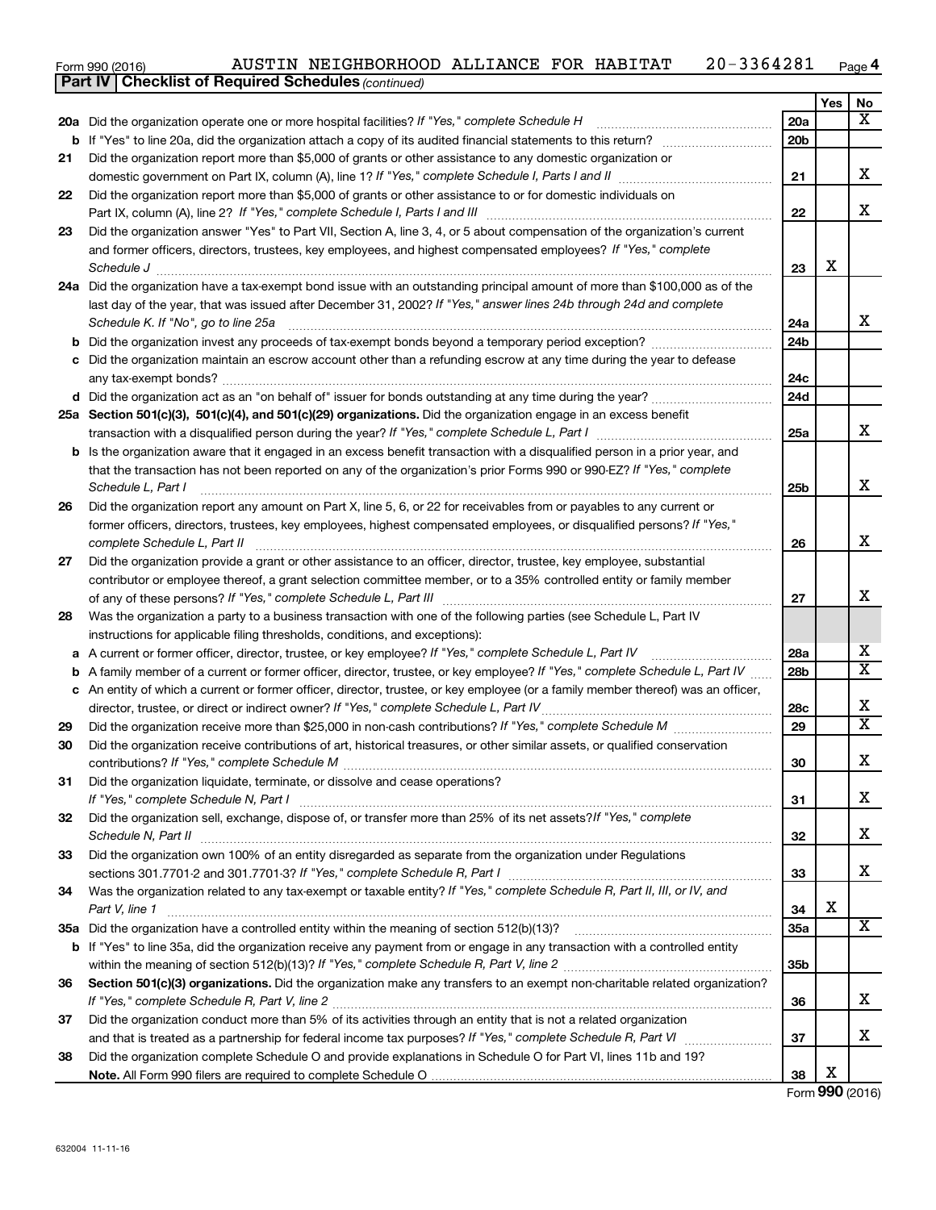Form 990 (2016) AUSTIN NEIGHBORHOOD ALLIANCE FOR HABITAT 20-3364281

**Part IV | Checklist of Required Schedules** *(continued)*

| | | | Yes | No |
|---|---|---|---|---|
| **20a** | Did the organization operate one or more hospital facilities? *If "Yes," complete Schedule H* | 20a | | X |
| **b** | If "Yes" to line 20a, did the organization attach a copy of its audited financial statements to this return? | 20b | | |
| **21** | Did the organization report more than $5,000 of grants or other assistance to any domestic organization or domestic government on Part IX, column (A), line 1? *If "Yes," complete Schedule I, Parts I and II* | 21 | | X |
| **22** | Did the organization report more than $5,000 of grants or other assistance to or for domestic individuals on Part IX, column (A), line 2? *If "Yes," complete Schedule I, Parts I and III* | 22 | | X |
| **23** | Did the organization answer "Yes" to Part VII, Section A, line 3, 4, or 5 about compensation of the organization's current and former officers, directors, trustees, key employees, and highest compensated employees? *If "Yes," complete Schedule J* | 23 | X | |
| **24a** | Did the organization have a tax-exempt bond issue with an outstanding principal amount of more than $100,000 as of the last day of the year, that was issued after December 31, 2002? *If "Yes," answer lines 24b through 24d and complete Schedule K. If "No", go to line 25a* | 24a | | X |
| **b** | Did the organization invest any proceeds of tax-exempt bonds beyond a temporary period exception? | 24b | | |
| **c** | Did the organization maintain an escrow account other than a refunding escrow at any time during the year to defease any tax-exempt bonds? | 24c | | |
| **d** | Did the organization act as an "on behalf of" issuer for bonds outstanding at any time during the year? | 24d | | |
| **25a** | **Section 501(c)(3), 501(c)(4), and 501(c)(29) organizations.** Did the organization engage in an excess benefit transaction with a disqualified person during the year? *If "Yes," complete Schedule L, Part I* | 25a | | X |
| **b** | Is the organization aware that it engaged in an excess benefit transaction with a disqualified person in a prior year, and that the transaction has not been reported on any of the organization's prior Forms 990 or 990-EZ? *If "Yes," complete Schedule L, Part I* | 25b | | X |
| **26** | Did the organization report any amount on Part X, line 5, 6, or 22 for receivables from or payables to any current or former officers, directors, trustees, key employees, highest compensated employees, or disqualified persons? *If "Yes," complete Schedule L, Part II* | 26 | | X |
| **27** | Did the organization provide a grant or other assistance to an officer, director, trustee, key employee, substantial contributor or employee thereof, a grant selection committee member, or to a 35% controlled entity or family member of any of these persons? *If "Yes," complete Schedule L, Part III* | 27 | | X |
| **28** | Was the organization a party to a business transaction with one of the following parties (see Schedule L, Part IV instructions for applicable filing thresholds, conditions, and exceptions): | | | |
| **a** | A current or former officer, director, trustee, or key employee? *If "Yes," complete Schedule L, Part IV* | 28a | | X |
| **b** | A family member of a current or former officer, director, trustee, or key employee? *If "Yes," complete Schedule L, Part IV* | 28b | | X |
| **c** | An entity of which a current or former officer, director, trustee, or key employee (or a family member thereof) was an officer, director, trustee, or direct or indirect owner? *If "Yes," complete Schedule L, Part IV* | 28c | | X |
| **29** | Did the organization receive more than $25,000 in non-cash contributions? *If "Yes," complete Schedule M* | 29 | | X |
| **30** | Did the organization receive contributions of art, historical treasures, or other similar assets, or qualified conservation contributions? *If "Yes," complete Schedule M* | 30 | | X |
| **31** | Did the organization liquidate, terminate, or dissolve and cease operations? *If "Yes," complete Schedule N, Part I* | 31 | | X |
| **32** | Did the organization sell, exchange, dispose of, or transfer more than 25% of its net assets? *If "Yes," complete Schedule N, Part II* | 32 | | X |
| **33** | Did the organization own 100% of an entity disregarded as separate from the organization under Regulations sections 301.7701-2 and 301.7701-3? *If "Yes," complete Schedule R, Part I* | 33 | | X |
| **34** | Was the organization related to any tax-exempt or taxable entity? *If "Yes," complete Schedule R, Part II, III, or IV, and Part V, line 1* | 34 | X | |
| **35a** | Did the organization have a controlled entity within the meaning of section 512(b)(13)? | 35a | | X |
| **b** | If "Yes" to line 35a, did the organization receive any payment from or engage in any transaction with a controlled entity within the meaning of section 512(b)(13)? *If "Yes," complete Schedule R, Part V, line 2* | 35b | | |
| **36** | **Section 501(c)(3) organizations.** Did the organization make any transfers to an exempt non-charitable related organization? *If "Yes," complete Schedule R, Part V, line 2* | 36 | | X |
| **37** | Did the organization conduct more than 5% of its activities through an entity that is not a related organization and that is treated as a partnership for federal income tax purposes? *If "Yes," complete Schedule R, Part VI* | 37 | | X |
| **38** | Did the organization complete Schedule O and provide explanations in Schedule O for Part VI, lines 11b and 19? **Note.** All Form 990 filers are required to complete Schedule O | 38 | X | |

Form **990** (2016)

632004 11-11-16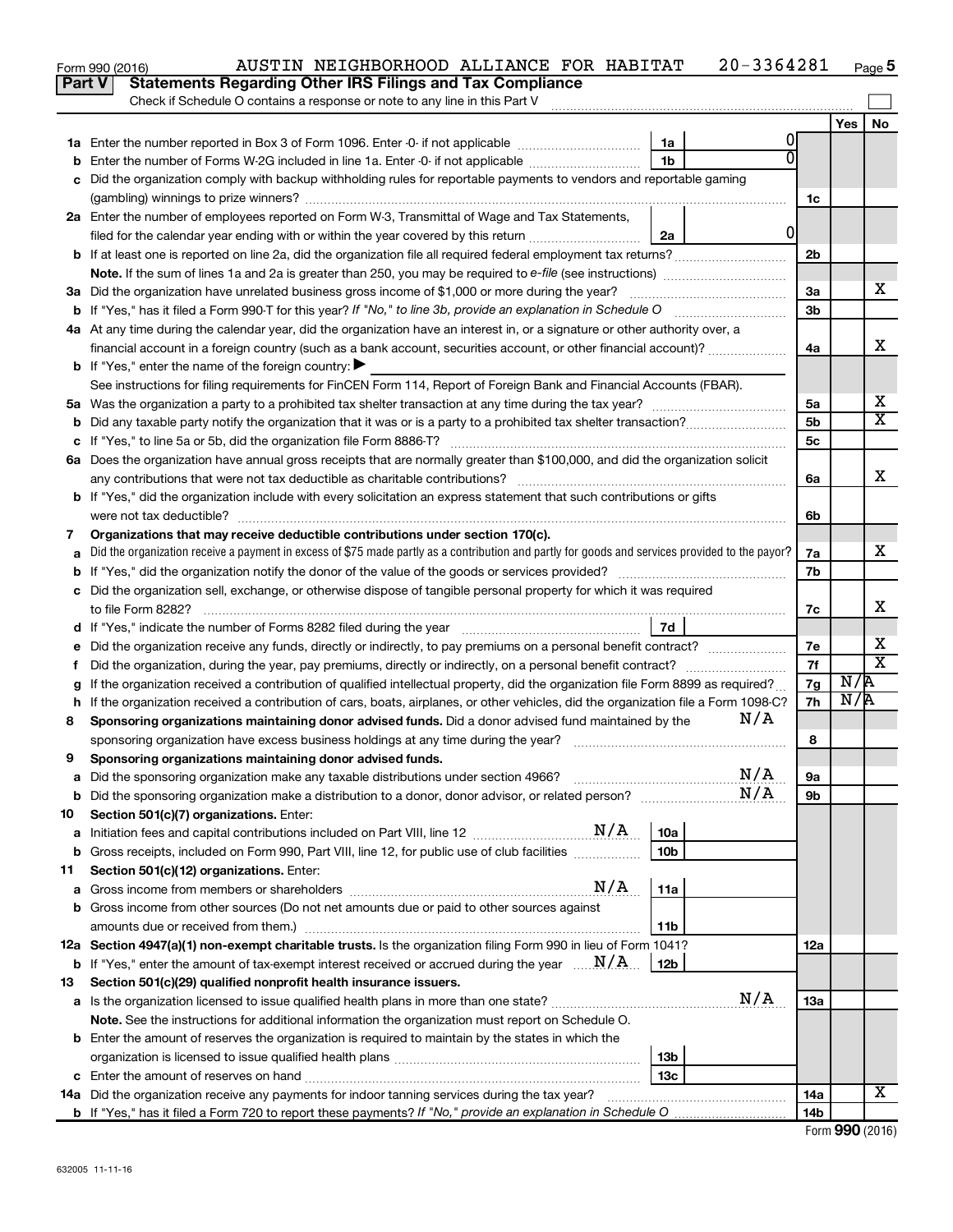Form 990 (2016) AUSTIN NEIGHBORHOOD ALLIANCE FOR HABITAT 20-3364281 Page 5

## Part V Statements Regarding Other IRS Filings and Tax Compliance

Check if Schedule O contains a response or note to any line in this Part V

| | | | | | Yes | No |
|---|---|---|---|---|---|---|
| **1a** | Enter the number reported in Box 3 of Form 1096. Enter -0- if not applicable | 1a | 0 | | | |
| **b** | Enter the number of Forms W-2G included in line 1a. Enter -0- if not applicable | 1b | 0 | | | |
| **c** | Did the organization comply with backup withholding rules for reportable payments to vendors and reportable gaming (gambling) winnings to prize winners? | | | 1c | | |
| **2a** | Enter the number of employees reported on Form W-3, Transmittal of Wage and Tax Statements, filed for the calendar year ending with or within the year covered by this return | 2a | 0 | | | |
| **b** | If at least one is reported on line 2a, did the organization file all required federal employment tax returns? | | | 2b | | |
| | **Note.** If the sum of lines 1a and 2a is greater than 250, you may be required to *e-file* (see instructions) | | | | | |
| **3a** | Did the organization have unrelated business gross income of $1,000 or more during the year? | | | 3a | | X |
| **b** | If "Yes," has it filed a Form 990-T for this year? *If "No," to line 3b, provide an explanation in Schedule O* | | | 3b | | |
| **4a** | At any time during the calendar year, did the organization have an interest in, or a signature or other authority over, a financial account in a foreign country (such as a bank account, securities account, or other financial account)? | | | 4a | | X |
| **b** | If "Yes," enter the name of the foreign country: ▶ | | | | | |
| | See instructions for filing requirements for FinCEN Form 114, Report of Foreign Bank and Financial Accounts (FBAR). | | | | | |
| **5a** | Was the organization a party to a prohibited tax shelter transaction at any time during the tax year? | | | 5a | | X |
| **b** | Did any taxable party notify the organization that it was or is a party to a prohibited tax shelter transaction? | | | 5b | | X |
| **c** | If "Yes," to line 5a or 5b, did the organization file Form 8886-T? | | | 5c | | |
| **6a** | Does the organization have annual gross receipts that are normally greater than $100,000, and did the organization solicit any contributions that were not tax deductible as charitable contributions? | | | 6a | | X |
| **b** | If "Yes," did the organization include with every solicitation an express statement that such contributions or gifts were not tax deductible? | | | 6b | | |
| **7** | **Organizations that may receive deductible contributions under section 170(c).** | | | | | |
| **a** | Did the organization receive a payment in excess of $75 made partly as a contribution and partly for goods and services provided to the payor? | | | 7a | | X |
| **b** | If "Yes," did the organization notify the donor of the value of the goods or services provided? | | | 7b | | |
| **c** | Did the organization sell, exchange, or otherwise dispose of tangible personal property for which it was required to file Form 8282? | | | 7c | | X |
| **d** | If "Yes," indicate the number of Forms 8282 filed during the year | 7d | | | | |
| **e** | Did the organization receive any funds, directly or indirectly, to pay premiums on a personal benefit contract? | | | 7e | | X |
| **f** | Did the organization, during the year, pay premiums, directly or indirectly, on a personal benefit contract? | | | 7f | | X |
| **g** | If the organization received a contribution of qualified intellectual property, did the organization file Form 8899 as required? | | | 7g | N/A | |
| **h** | If the organization received a contribution of cars, boats, airplanes, or other vehicles, did the organization file a Form 1098-C? | | | 7h | N/A | |
| **8** | **Sponsoring organizations maintaining donor advised funds.** Did a donor advised fund maintained by the sponsoring organization have excess business holdings at any time during the year? N/A | | | 8 | | |
| **9** | **Sponsoring organizations maintaining donor advised funds.** | | | | | |
| **a** | Did the sponsoring organization make any taxable distributions under section 4966? N/A | | | 9a | | |
| **b** | Did the sponsoring organization make a distribution to a donor, donor advisor, or related person? N/A | | | 9b | | |
| **10** | **Section 501(c)(7) organizations.** Enter: | | | | | |
| **a** | Initiation fees and capital contributions included on Part VIII, line 12 N/A | 10a | | | | |
| **b** | Gross receipts, included on Form 990, Part VIII, line 12, for public use of club facilities | 10b | | | | |
| **11** | **Section 501(c)(12) organizations.** Enter: | | | | | |
| **a** | Gross income from members or shareholders N/A | 11a | | | | |
| **b** | Gross income from other sources (Do not net amounts due or paid to other sources against amounts due or received from them.) | 11b | | | | |
| **12a** | **Section 4947(a)(1) non-exempt charitable trusts.** Is the organization filing Form 990 in lieu of Form 1041? | | | 12a | | |
| **b** | If "Yes," enter the amount of tax-exempt interest received or accrued during the year N/A | 12b | | | | |
| **13** | **Section 501(c)(29) qualified nonprofit health insurance issuers.** | | | | | |
| **a** | Is the organization licensed to issue qualified health plans in more than one state? N/A | | | 13a | | |
| | **Note.** See the instructions for additional information the organization must report on Schedule O. | | | | | |
| **b** | Enter the amount of reserves the organization is required to maintain by the states in which the organization is licensed to issue qualified health plans | 13b | | | | |
| **c** | Enter the amount of reserves on hand | 13c | | | | |
| **14a** | Did the organization receive any payments for indoor tanning services during the tax year? | | | 14a | | X |
| **b** | If "Yes," has it filed a Form 720 to report these payments? *If "No," provide an explanation in Schedule O* | | | 14b | | |

Form **990** (2016)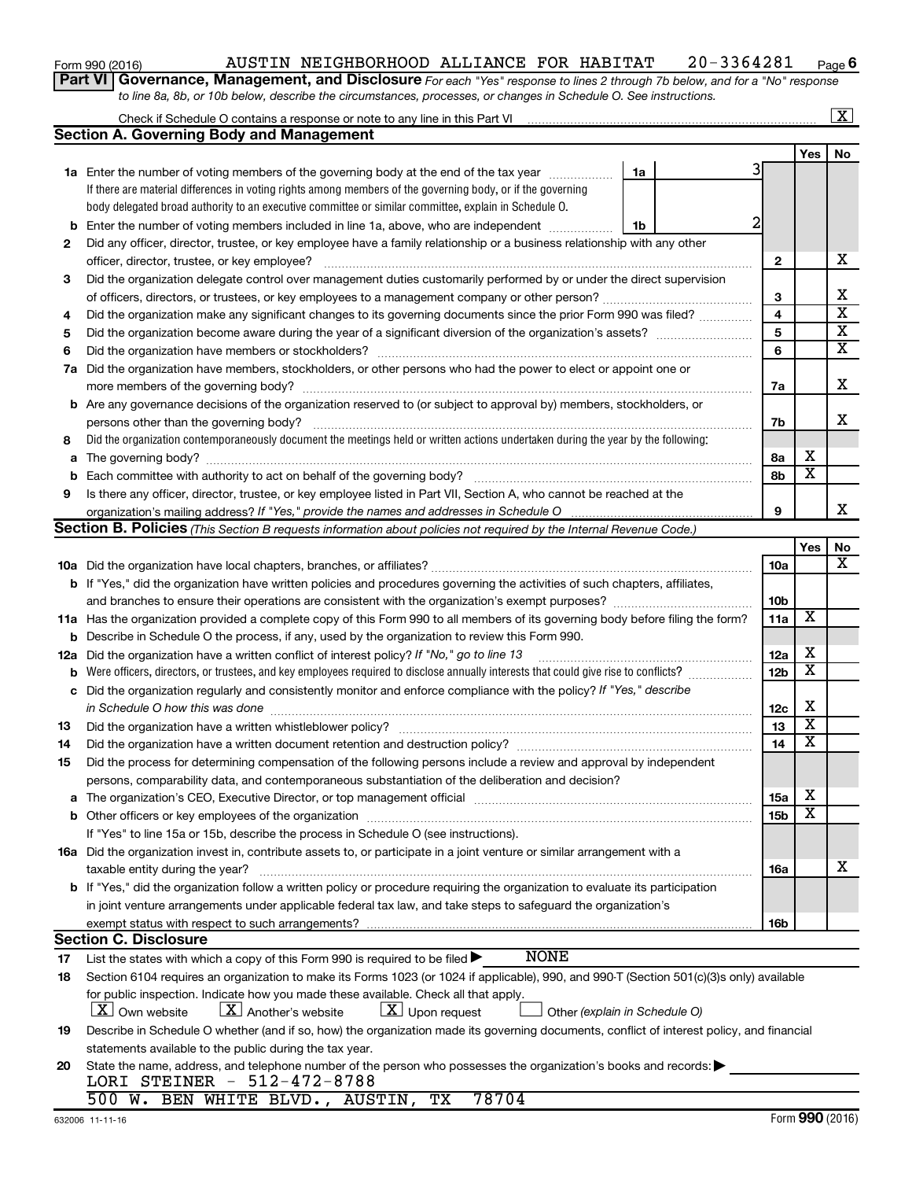Form 990 (2016) AUSTIN NEIGHBORHOOD ALLIANCE FOR HABITAT 20-3364281

## Part VI Governance, Management, and Disclosure

*For each "Yes" response to lines 2 through 7b below, and for a "No" response to line 8a, 8b, or 10b below, describe the circumstances, processes, or changes in Schedule O. See instructions.*

Check if Schedule O contains a response or note to any line in this Part VI .......... [X]

### Section A. Governing Body and Management

| | | | | Yes | No |
|---|---|---|---|---|---|
| **1a** | Enter the number of voting members of the governing body at the end of the tax year ... **1a** 3<br>If there are material differences in voting rights among members of the governing body, or if the governing body delegated broad authority to an executive committee or similar committee, explain in Schedule O. | | | | |
| **b** | Enter the number of voting members included in line 1a, above, who are independent ... **1b** 2 | | | | |
| **2** | Did any officer, director, trustee, or key employee have a family relationship or a business relationship with any other officer, director, trustee, or key employee? | | **2** | | X |
| **3** | Did the organization delegate control over management duties customarily performed by or under the direct supervision of officers, directors, or trustees, or key employees to a management company or other person? | | **3** | | X |
| **4** | Did the organization make any significant changes to its governing documents since the prior Form 990 was filed? | | **4** | | X |
| **5** | Did the organization become aware during the year of a significant diversion of the organization's assets? | | **5** | | X |
| **6** | Did the organization have members or stockholders? | | **6** | | X |
| **7a** | Did the organization have members, stockholders, or other persons who had the power to elect or appoint one or more members of the governing body? | | **7a** | | X |
| **b** | Are any governance decisions of the organization reserved to (or subject to approval by) members, stockholders, or persons other than the governing body? | | **7b** | | X |
| **8** | Did the organization contemporaneously document the meetings held or written actions undertaken during the year by the following: | | | | |
| **a** | The governing body? | | **8a** | X | |
| **b** | Each committee with authority to act on behalf of the governing body? | | **8b** | X | |
| **9** | Is there any officer, director, trustee, or key employee listed in Part VII, Section A, who cannot be reached at the organization's mailing address? *If "Yes," provide the names and addresses in Schedule O* | | **9** | | X |

### Section B. Policies *(This Section B requests information about policies not required by the Internal Revenue Code.)*

| | | | Yes | No |
|---|---|---|---|---|
| **10a** | Did the organization have local chapters, branches, or affiliates? | **10a** | | X |
| **b** | If "Yes," did the organization have written policies and procedures governing the activities of such chapters, affiliates, and branches to ensure their operations are consistent with the organization's exempt purposes? | **10b** | | |
| **11a** | Has the organization provided a complete copy of this Form 990 to all members of its governing body before filing the form? | **11a** | X | |
| **b** | Describe in Schedule O the process, if any, used by the organization to review this Form 990. | | | |
| **12a** | Did the organization have a written conflict of interest policy? *If "No," go to line 13* | **12a** | X | |
| **b** | Were officers, directors, or trustees, and key employees required to disclose annually interests that could give rise to conflicts? | **12b** | X | |
| **c** | Did the organization regularly and consistently monitor and enforce compliance with the policy? *If "Yes," describe in Schedule O how this was done* | **12c** | X | |
| **13** | Did the organization have a written whistleblower policy? | **13** | X | |
| **14** | Did the organization have a written document retention and destruction policy? | **14** | X | |
| **15** | Did the process for determining compensation of the following persons include a review and approval by independent persons, comparability data, and contemporaneous substantiation of the deliberation and decision? | | | |
| **a** | The organization's CEO, Executive Director, or top management official | **15a** | X | |
| **b** | Other officers or key employees of the organization | **15b** | X | |
| | If "Yes" to line 15a or 15b, describe the process in Schedule O (see instructions). | | | |
| **16a** | Did the organization invest in, contribute assets to, or participate in a joint venture or similar arrangement with a taxable entity during the year? | **16a** | | X |
| **b** | If "Yes," did the organization follow a written policy or procedure requiring the organization to evaluate its participation in joint venture arrangements under applicable federal tax law, and take steps to safeguard the organization's exempt status with respect to such arrangements? | **16b** | | |

### Section C. Disclosure

**17** List the states with which a copy of this Form 990 is required to be filed ▶ NONE

**18** Section 6104 requires an organization to make its Forms 1023 (or 1024 if applicable), 990, and 990-T (Section 501(c)(3)s only) available for public inspection. Indicate how you made these available. Check all that apply.

[X] Own website [X] Another's website [X] Upon request [ ] Other *(explain in Schedule O)*

**19** Describe in Schedule O whether (and if so, how) the organization made its governing documents, conflict of interest policy, and financial statements available to the public during the tax year.

**20** State the name, address, and telephone number of the person who possesses the organization's books and records: ▶

LORI STEINER - 512-472-8788
500 W. BEN WHITE BLVD., AUSTIN, TX 78704

632006 11-11-16 Form **990** (2016)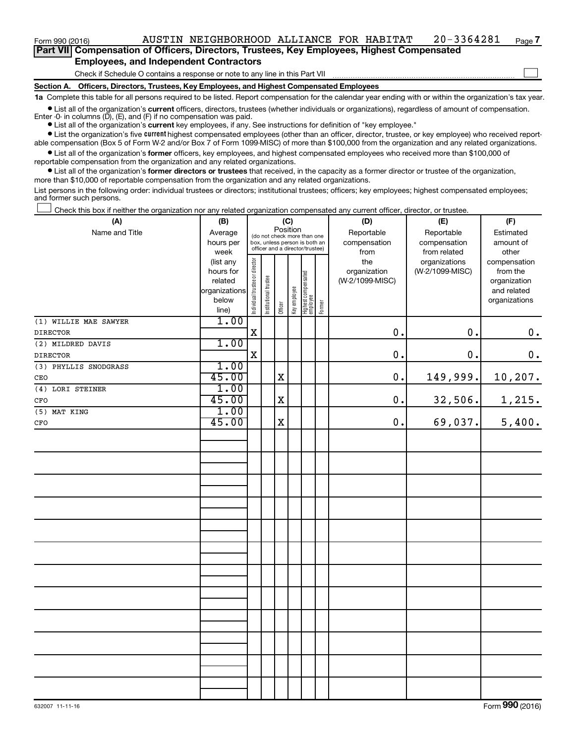Form 990 (2016) AUSTIN NEIGHBORHOOD ALLIANCE FOR HABITAT 20-3364281

## Part VII Compensation of Officers, Directors, Trustees, Key Employees, Highest Compensated Employees, and Independent Contractors

Check if Schedule O contains a response or note to any line in this Part VII

### Section A. Officers, Directors, Trustees, Key Employees, and Highest Compensated Employees

**1a** Complete this table for all persons required to be listed. Report compensation for the calendar year ending with or within the organization's tax year.

- List all of the organization's **current** officers, directors, trustees (whether individuals or organizations), regardless of amount of compensation. Enter -0- in columns (D), (E), and (F) if no compensation was paid.
- List all of the organization's **current** key employees, if any. See instructions for definition of "key employee."
- List the organization's five **current** highest compensated employees (other than an officer, director, trustee, or key employee) who received reportable compensation (Box 5 of Form W-2 and/or Box 7 of Form 1099-MISC) of more than $100,000 from the organization and any related organizations.
- List all of the organization's **former** officers, key employees, and highest compensated employees who received more than $100,000 of reportable compensation from the organization and any related organizations.
- List all of the organization's **former directors or trustees** that received, in the capacity as a former director or trustee of the organization, more than $10,000 of reportable compensation from the organization and any related organizations.

List persons in the following order: individual trustees or directors; institutional trustees; officers; key employees; highest compensated employees; and former such persons.

Check this box if neither the organization nor any related organization compensated any current officer, director, or trustee.

| (A) Name and Title | (B) Average hours per week (list any hours for related organizations below line) | (C) Position: Individual trustee or director | Institutional trustee | Officer | Key employee | Highest compensated employee | Former | (D) Reportable compensation from the organization (W-2/1099-MISC) | (E) Reportable compensation from related organizations (W-2/1099-MISC) | (F) Estimated amount of other compensation from the organization and related organizations |
|---|---|---|---|---|---|---|---|---|---|---|
| (1) WILLIE MAE SAWYER<br>DIRECTOR | 1.00 | X | | | | | | 0. | 0. | 0. |
| (2) MILDRED DAVIS<br>DIRECTOR | 1.00 | X | | | | | | 0. | 0. | 0. |
| (3) PHYLLIS SNODGRASS<br>CEO | 1.00<br>45.00 | | | X | | | | 0. | 149,999. | 10,207. |
| (4) LORI STEINER<br>CFO | 1.00<br>45.00 | | | X | | | | 0. | 32,506. | 1,215. |
| (5) MAT KING<br>CFO | 1.00<br>45.00 | | | X | | | | 0. | 69,037. | 5,400. |

632007 11-11-16 Form 990 (2016)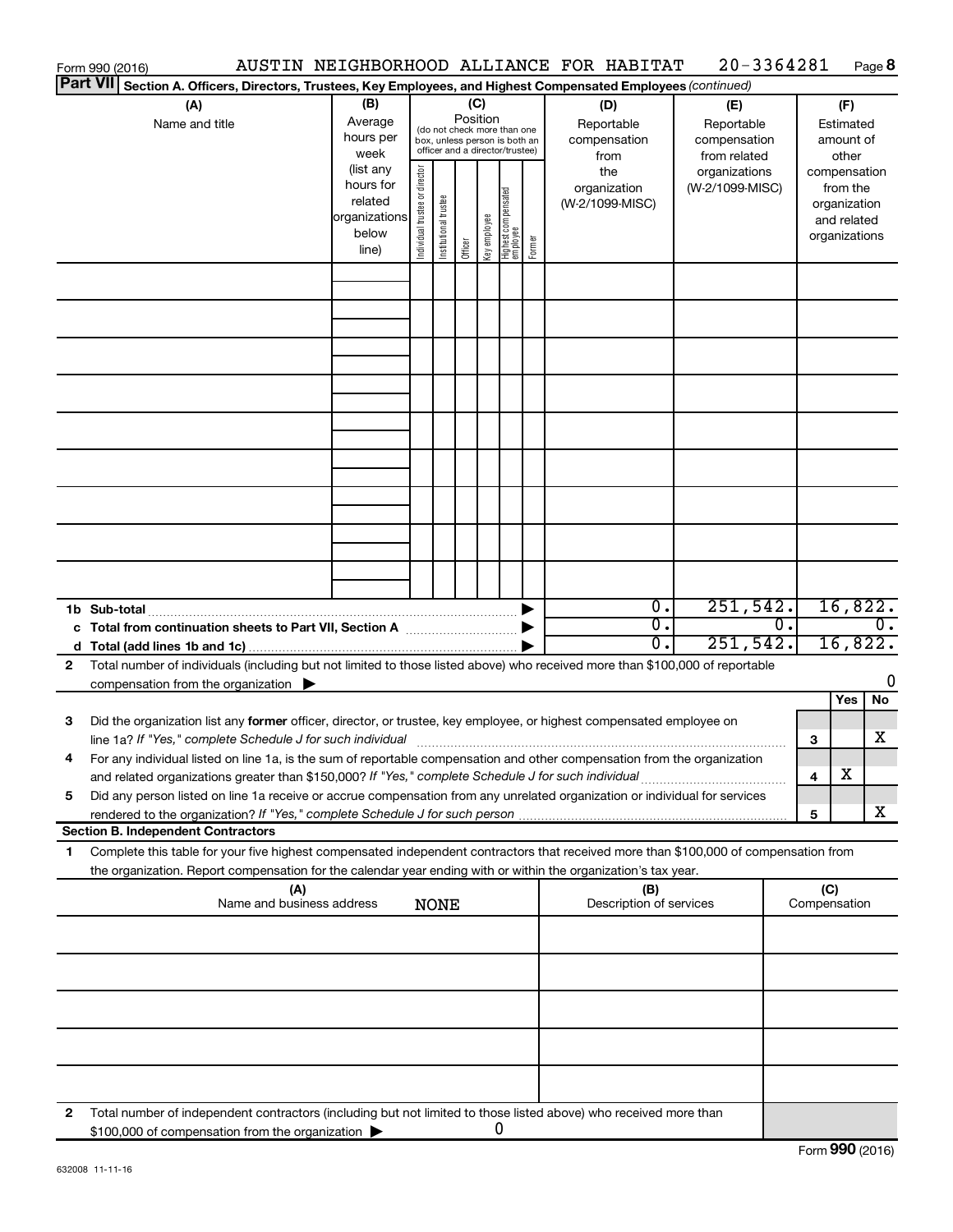Form 990 (2016) AUSTIN NEIGHBORHOOD ALLIANCE FOR HABITAT 20-3364281 Page 8

**Part VII Section A. Officers, Directors, Trustees, Key Employees, and Highest Compensated Employees** *(continued)*

| (A) Name and title | (B) Average hours per week (list any hours for related organizations below line) | (C) Position (do not check more than one box, unless person is both an officer and a director/trustee): Individual trustee or director | Institutional trustee | Officer | Key employee | Highest compensated employee | Former | (D) Reportable compensation from the organization (W-2/1099-MISC) | (E) Reportable compensation from related organizations (W-2/1099-MISC) | (F) Estimated amount of other compensation from the organization and related organizations |
|---|---|---|---|---|---|---|---|---|---|---|
| | | | | | | | | | | |
| | | | | | | | | | | |
| | | | | | | | | | | |
| | | | | | | | | | | |
| | | | | | | | | | | |
| | | | | | | | | | | |
| | | | | | | | | | | |
| | | | | | | | | | | |
| | | | | | | | | | | |
| **1b Sub-total** | | | | | | | | 0. | 251,542. | 16,822. |
| **c Total from continuation sheets to Part VII, Section A** | | | | | | | | 0. | 0. | 0. |
| **d Total (add lines 1b and 1c)** | | | | | | | | 0. | 251,542. | 16,822. |

**2** Total number of individuals (including but not limited to those listed above) who received more than $100,000 of reportable compensation from the organization ▶ 0

| | | | Yes | No |
|---|---|---|---|---|
| **3** | Did the organization list any **former** officer, director, or trustee, key employee, or highest compensated employee on line 1a? *If "Yes," complete Schedule J for such individual* | 3 | | X |
| **4** | For any individual listed on line 1a, is the sum of reportable compensation and other compensation from the organization and related organizations greater than $150,000? *If "Yes," complete Schedule J for such individual* | 4 | X | |
| **5** | Did any person listed on line 1a receive or accrue compensation from any unrelated organization or individual for services rendered to the organization? *If "Yes," complete Schedule J for such person* | 5 | | X |

**Section B. Independent Contractors**

**1** Complete this table for your five highest compensated independent contractors that received more than $100,000 of compensation from the organization. Report compensation for the calendar year ending with or within the organization's tax year.

| (A) Name and business address NONE | (B) Description of services | (C) Compensation |
|---|---|---|
| | | |
| | | |
| | | |
| | | |
| | | |

**2** Total number of independent contractors (including but not limited to those listed above) who received more than $100,000 of compensation from the organization ▶ 0

Form **990** (2016)

632008 11-11-16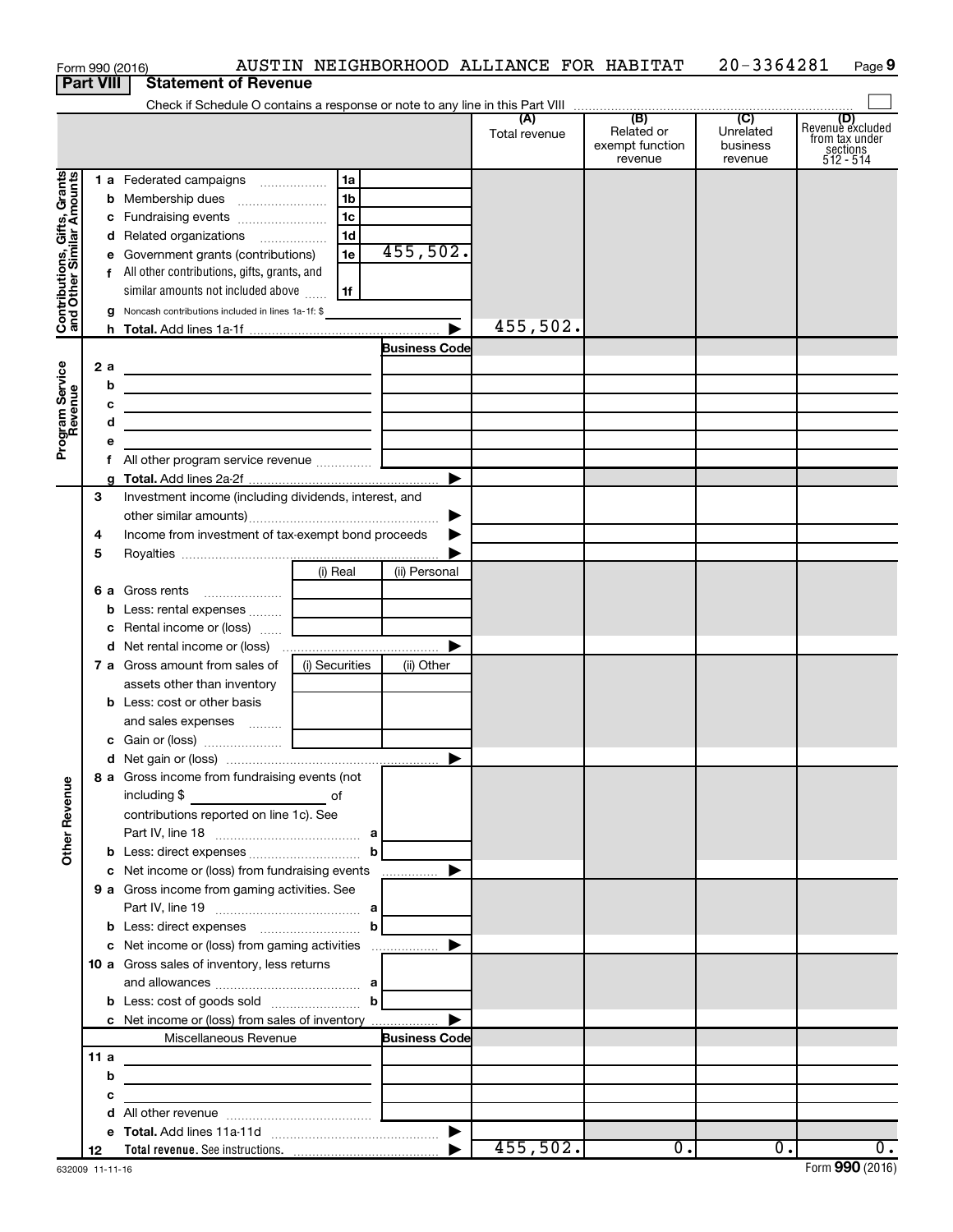Form 990 (2016) AUSTIN NEIGHBORHOOD ALLIANCE FOR HABITAT 20-3364281 Page 9

**Part VIII Statement of Revenue**

Check if Schedule O contains a response or note to any line in this Part VIII

| | | | (A) Total revenue | (B) Related or exempt function revenue | (C) Unrelated business revenue | (D) Revenue excluded from tax under sections 512 - 514 |
|---|---|---|---|---|---|---|
| **Contributions, Gifts, Grants and Other Similar Amounts** | 1 a Federated campaigns | 1a | | | | |
| | b Membership dues | 1b | | | | |
| | c Fundraising events | 1c | | | | |
| | d Related organizations | 1d | | | | |
| | e Government grants (contributions) | 1e 455,502. | | | | |
| | f All other contributions, gifts, grants, and similar amounts not included above | 1f | | | | |
| | g Noncash contributions included in lines 1a-1f: $ | | | | | |
| | h **Total.** Add lines 1a-1f | | 455,502. | | | |
| **Program Service Revenue** | | Business Code | | | | |
| | 2 a | | | | | |
| | b | | | | | |
| | c | | | | | |
| | d | | | | | |
| | e | | | | | |
| | f All other program service revenue | | | | | |
| | g **Total.** Add lines 2a-2f | | | | | |
| | 3 Investment income (including dividends, interest, and other similar amounts) | | | | | |
| | 4 Income from investment of tax-exempt bond proceeds | | | | | |
| | 5 Royalties | | | | | |
| | | (i) Real / (ii) Personal | | | | |
| | 6 a Gross rents | | | | | |
| | b Less: rental expenses | | | | | |
| | c Rental income or (loss) | | | | | |
| | d Net rental income or (loss) | | | | | |
| | | (i) Securities / (ii) Other | | | | |
| | 7 a Gross amount from sales of assets other than inventory | | | | | |
| | b Less: cost or other basis and sales expenses | | | | | |
| | c Gain or (loss) | | | | | |
| | d Net gain or (loss) | | | | | |
| **Other Revenue** | 8 a Gross income from fundraising events (not including $ of contributions reported on line 1c). See Part IV, line 18 | a | | | | |
| | b Less: direct expenses | b | | | | |
| | c Net income or (loss) from fundraising events | | | | | |
| | 9 a Gross income from gaming activities. See Part IV, line 19 | a | | | | |
| | b Less: direct expenses | b | | | | |
| | c Net income or (loss) from gaming activities | | | | | |
| | 10 a Gross sales of inventory, less returns and allowances | a | | | | |
| | b Less: cost of goods sold | b | | | | |
| | c Net income or (loss) from sales of inventory | | | | | |
| | Miscellaneous Revenue | Business Code | | | | |
| | 11 a | | | | | |
| | b | | | | | |
| | c | | | | | |
| | d All other revenue | | | | | |
| | e **Total.** Add lines 11a-11d | | | | | |
| | 12 **Total revenue.** See instructions. | | 455,502. | 0. | 0. | 0. |

632009 11-11-16 Form **990** (2016)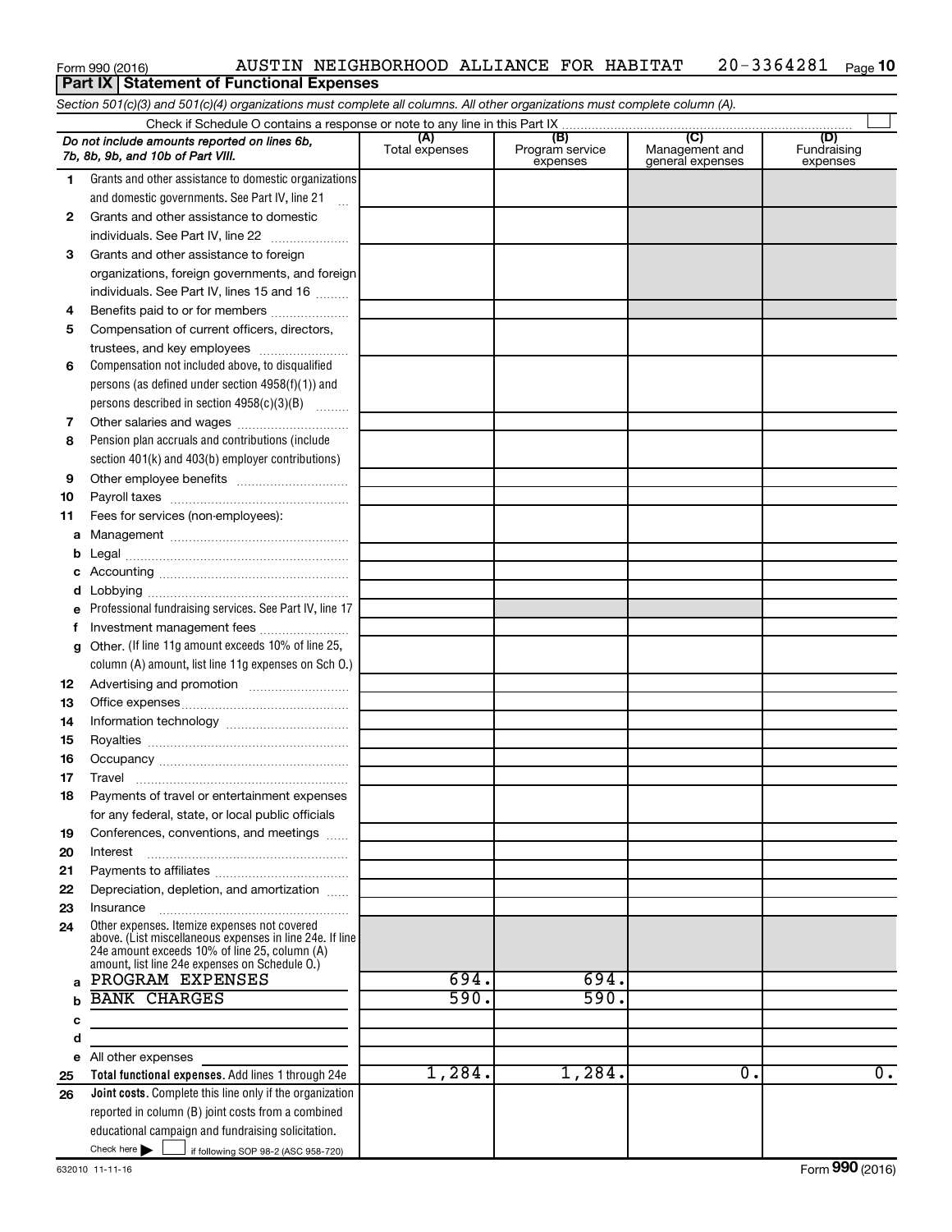Form 990 (2016) AUSTIN NEIGHBORHOOD ALLIANCE FOR HABITAT 20-3364281 Page 10

**Part IX | Statement of Functional Expenses**

*Section 501(c)(3) and 501(c)(4) organizations must complete all columns. All other organizations must complete column (A).*

Check if Schedule O contains a response or note to any line in this Part IX ☐

| *Do not include amounts reported on lines 6b, 7b, 8b, 9b, and 10b of Part VIII.* | (A) Total expenses | (B) Program service expenses | (C) Management and general expenses | (D) Fundraising expenses |
|---|---|---|---|---|
| 1 Grants and other assistance to domestic organizations and domestic governments. See Part IV, line 21 | | | | |
| 2 Grants and other assistance to domestic individuals. See Part IV, line 22 | | | | |
| 3 Grants and other assistance to foreign organizations, foreign governments, and foreign individuals. See Part IV, lines 15 and 16 | | | | |
| 4 Benefits paid to or for members | | | | |
| 5 Compensation of current officers, directors, trustees, and key employees | | | | |
| 6 Compensation not included above, to disqualified persons (as defined under section 4958(f)(1)) and persons described in section 4958(c)(3)(B) | | | | |
| 7 Other salaries and wages | | | | |
| 8 Pension plan accruals and contributions (include section 401(k) and 403(b) employer contributions) | | | | |
| 9 Other employee benefits | | | | |
| 10 Payroll taxes | | | | |
| 11 Fees for services (non-employees): | | | | |
| a Management | | | | |
| b Legal | | | | |
| c Accounting | | | | |
| d Lobbying | | | | |
| e Professional fundraising services. See Part IV, line 17 | | | | |
| f Investment management fees | | | | |
| g Other. (If line 11g amount exceeds 10% of line 25, column (A) amount, list line 11g expenses on Sch O.) | | | | |
| 12 Advertising and promotion | | | | |
| 13 Office expenses | | | | |
| 14 Information technology | | | | |
| 15 Royalties | | | | |
| 16 Occupancy | | | | |
| 17 Travel | | | | |
| 18 Payments of travel or entertainment expenses for any federal, state, or local public officials | | | | |
| 19 Conferences, conventions, and meetings | | | | |
| 20 Interest | | | | |
| 21 Payments to affiliates | | | | |
| 22 Depreciation, depletion, and amortization | | | | |
| 23 Insurance | | | | |
| 24 Other expenses. Itemize expenses not covered above. (List miscellaneous expenses in line 24e. If line 24e amount exceeds 10% of line 25, column (A) amount, list line 24e expenses on Schedule O.) | | | | |
| a PROGRAM EXPENSES | 694. | 694. | | |
| b BANK CHARGES | 590. | 590. | | |
| c | | | | |
| d | | | | |
| e All other expenses | | | | |
| 25 **Total functional expenses.** Add lines 1 through 24e | 1,284. | 1,284. | 0. | 0. |
| 26 **Joint costs.** Complete this line only if the organization reported in column (B) joint costs from a combined educational campaign and fundraising solicitation. Check here ☐ if following SOP 98-2 (ASC 958-720) | | | | |

632010 11-11-16 Form **990** (2016)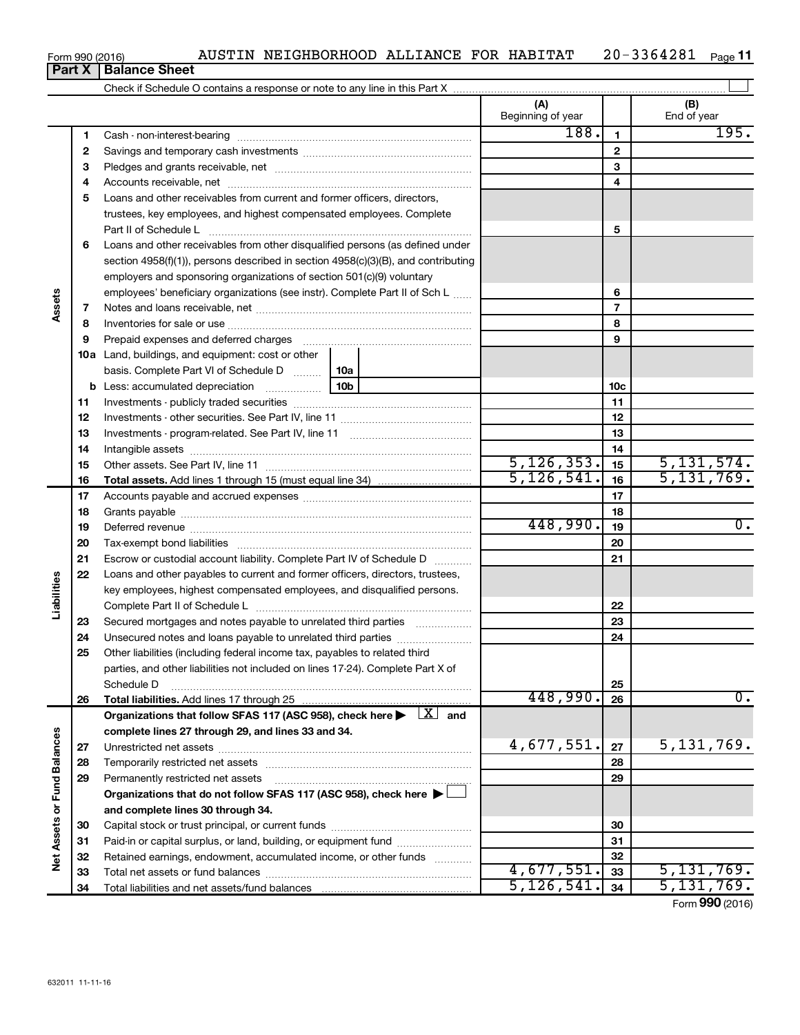Form 990 (2016) AUSTIN NEIGHBORHOOD ALLIANCE FOR HABITAT 20-3364281

## Part X Balance Sheet

Check if Schedule O contains a response or note to any line in this Part X

| | | | (A) Beginning of year | | (B) End of year |
|---|---|---|---|---|---|
| Assets | 1 | Cash - non-interest-bearing | 188. | 1 | 195. |
| | 2 | Savings and temporary cash investments | | 2 | |
| | 3 | Pledges and grants receivable, net | | 3 | |
| | 4 | Accounts receivable, net | | 4 | |
| | 5 | Loans and other receivables from current and former officers, directors, trustees, key employees, and highest compensated employees. Complete Part II of Schedule L | | 5 | |
| | 6 | Loans and other receivables from other disqualified persons (as defined under section 4958(f)(1)), persons described in section 4958(c)(3)(B), and contributing employers and sponsoring organizations of section 501(c)(9) voluntary employees' beneficiary organizations (see instr). Complete Part II of Sch L | | 6 | |
| | 7 | Notes and loans receivable, net | | 7 | |
| | 8 | Inventories for sale or use | | 8 | |
| | 9 | Prepaid expenses and deferred charges | | 9 | |
| | 10a | Land, buildings, and equipment: cost or other basis. Complete Part VI of Schedule D — 10a | | | |
| | b | Less: accumulated depreciation — 10b | | 10c | |
| | 11 | Investments - publicly traded securities | | 11 | |
| | 12 | Investments - other securities. See Part IV, line 11 | | 12 | |
| | 13 | Investments - program-related. See Part IV, line 11 | | 13 | |
| | 14 | Intangible assets | | 14 | |
| | 15 | Other assets. See Part IV, line 11 | 5,126,353. | 15 | 5,131,574. |
| | 16 | **Total assets.** Add lines 1 through 15 (must equal line 34) | 5,126,541. | 16 | 5,131,769. |
| Liabilities | 17 | Accounts payable and accrued expenses | | 17 | |
| | 18 | Grants payable | | 18 | |
| | 19 | Deferred revenue | 448,990. | 19 | 0. |
| | 20 | Tax-exempt bond liabilities | | 20 | |
| | 21 | Escrow or custodial account liability. Complete Part IV of Schedule D | | 21 | |
| | 22 | Loans and other payables to current and former officers, directors, trustees, key employees, highest compensated employees, and disqualified persons. Complete Part II of Schedule L | | 22 | |
| | 23 | Secured mortgages and notes payable to unrelated third parties | | 23 | |
| | 24 | Unsecured notes and loans payable to unrelated third parties | | 24 | |
| | 25 | Other liabilities (including federal income tax, payables to related third parties, and other liabilities not included on lines 17-24). Complete Part X of Schedule D | | 25 | |
| | 26 | **Total liabilities.** Add lines 17 through 25 | 448,990. | 26 | 0. |
| Net Assets or Fund Balances | | **Organizations that follow SFAS 117 (ASC 958), check here ▶ [X] and complete lines 27 through 29, and lines 33 and 34.** | | | |
| | 27 | Unrestricted net assets | 4,677,551. | 27 | 5,131,769. |
| | 28 | Temporarily restricted net assets | | 28 | |
| | 29 | Permanently restricted net assets | | 29 | |
| | | **Organizations that do not follow SFAS 117 (ASC 958), check here ▶ [ ] and complete lines 30 through 34.** | | | |
| | 30 | Capital stock or trust principal, or current funds | | 30 | |
| | 31 | Paid-in or capital surplus, or land, building, or equipment fund | | 31 | |
| | 32 | Retained earnings, endowment, accumulated income, or other funds | | 32 | |
| | 33 | Total net assets or fund balances | 4,677,551. | 33 | 5,131,769. |
| | 34 | Total liabilities and net assets/fund balances | 5,126,541. | 34 | 5,131,769. |

Form **990** (2016)

632011 11-11-16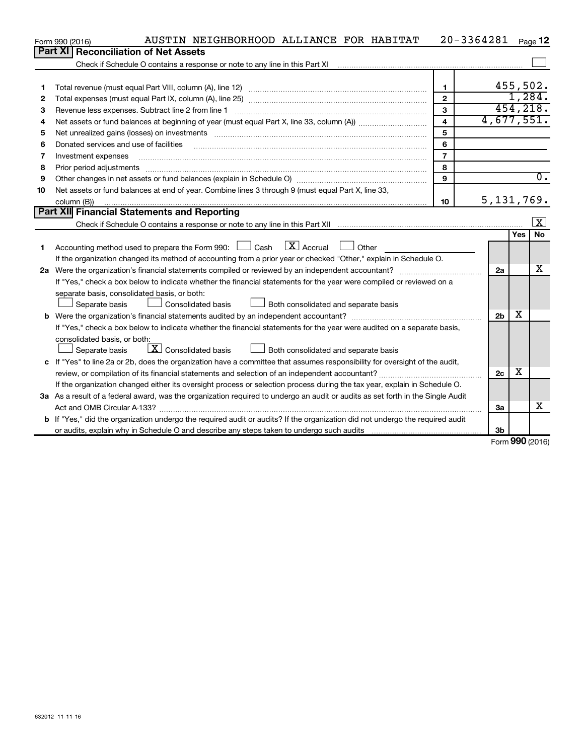Form 990 (2016) AUSTIN NEIGHBORHOOD ALLIANCE FOR HABITAT 20-3364281 Page 12

## Part XI Reconciliation of Net Assets

Check if Schedule O contains a response or note to any line in this Part XI ☐

| | | | |
|---|---|---|---|
| 1 | Total revenue (must equal Part VIII, column (A), line 12) | 1 | 455,502. |
| 2 | Total expenses (must equal Part IX, column (A), line 25) | 2 | 1,284. |
| 3 | Revenue less expenses. Subtract line 2 from line 1 | 3 | 454,218. |
| 4 | Net assets or fund balances at beginning of year (must equal Part X, line 33, column (A)) | 4 | 4,677,551. |
| 5 | Net unrealized gains (losses) on investments | 5 | |
| 6 | Donated services and use of facilities | 6 | |
| 7 | Investment expenses | 7 | |
| 8 | Prior period adjustments | 8 | |
| 9 | Other changes in net assets or fund balances (explain in Schedule O) | 9 | 0. |
| 10 | Net assets or fund balances at end of year. Combine lines 3 through 9 (must equal Part X, line 33, column (B)) | 10 | 5,131,769. |

## Part XII Financial Statements and Reporting

Check if Schedule O contains a response or note to any line in this Part XII ☒

| | | | Yes | No |
|---|---|---|---|---|
| 1 | Accounting method used to prepare the Form 990: ☐ Cash ☒ Accrual ☐ Other<br>If the organization changed its method of accounting from a prior year or checked "Other," explain in Schedule O. | | | |
| 2a | Were the organization's financial statements compiled or reviewed by an independent accountant? | 2a | | X |
| | If "Yes," check a box below to indicate whether the financial statements for the year were compiled or reviewed on a separate basis, consolidated basis, or both:<br>☐ Separate basis ☐ Consolidated basis ☐ Both consolidated and separate basis | | | |
| b | Were the organization's financial statements audited by an independent accountant? | 2b | X | |
| | If "Yes," check a box below to indicate whether the financial statements for the year were audited on a separate basis, consolidated basis, or both:<br>☐ Separate basis ☒ Consolidated basis ☐ Both consolidated and separate basis | | | |
| c | If "Yes" to line 2a or 2b, does the organization have a committee that assumes responsibility for oversight of the audit, review, or compilation of its financial statements and selection of an independent accountant? | 2c | X | |
| | If the organization changed either its oversight process or selection process during the tax year, explain in Schedule O. | | | |
| 3a | As a result of a federal award, was the organization required to undergo an audit or audits as set forth in the Single Audit Act and OMB Circular A-133? | 3a | | X |
| b | If "Yes," did the organization undergo the required audit or audits? If the organization did not undergo the required audit or audits, explain why in Schedule O and describe any steps taken to undergo such audits | 3b | | |

Form 990 (2016)

632012 11-11-16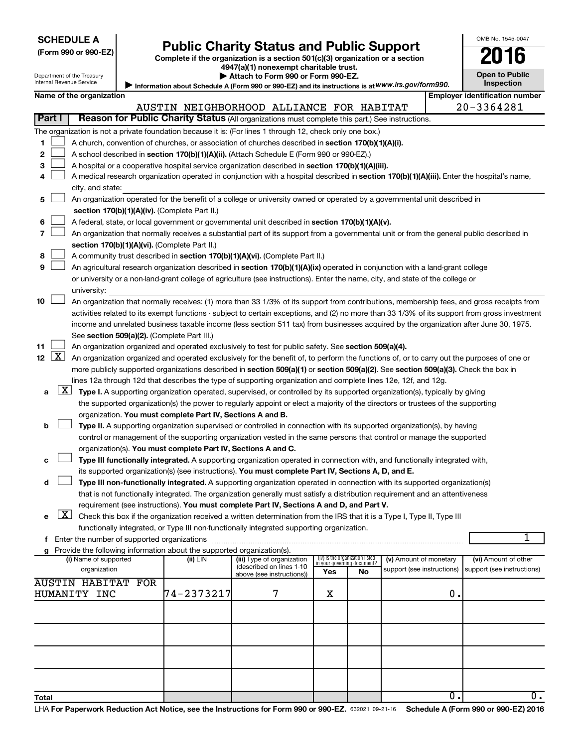**SCHEDULE A**
**(Form 990 or 990-EZ)**

Department of the Treasury
Internal Revenue Service

# Public Charity Status and Public Support

**Complete if the organization is a section 501(c)(3) organization or a section 4947(a)(1) nonexempt charitable trust.**
**▶ Attach to Form 990 or Form 990-EZ.**
▶ Information about Schedule A (Form 990 or 990-EZ) and its instructions is at *www.irs.gov/form990.*

OMB No. 1545-0047
**2016**
**Open to Public Inspection**

**Name of the organization:** AUSTIN NEIGHBORHOOD ALLIANCE FOR HABITAT
**Employer identification number:** 20-3364281

## Part I Reason for Public Charity Status (All organizations must complete this part.) See instructions.

The organization is not a private foundation because it is: (For lines 1 through 12, check only one box.)

1. ☐ A church, convention of churches, or association of churches described in **section 170(b)(1)(A)(i).**
2. ☐ A school described in **section 170(b)(1)(A)(ii).** (Attach Schedule E (Form 990 or 990-EZ).)
3. ☐ A hospital or a cooperative hospital service organization described in **section 170(b)(1)(A)(iii).**
4. ☐ A medical research organization operated in conjunction with a hospital described in **section 170(b)(1)(A)(iii).** Enter the hospital's name, city, and state:
5. ☐ An organization operated for the benefit of a college or university owned or operated by a governmental unit described in **section 170(b)(1)(A)(iv).** (Complete Part II.)
6. ☐ A federal, state, or local government or governmental unit described in **section 170(b)(1)(A)(v).**
7. ☐ An organization that normally receives a substantial part of its support from a governmental unit or from the general public described in **section 170(b)(1)(A)(vi).** (Complete Part II.)
8. ☐ A community trust described in **section 170(b)(1)(A)(vi).** (Complete Part II.)
9. ☐ An agricultural research organization described in **section 170(b)(1)(A)(ix)** operated in conjunction with a land-grant college or university or a non-land-grant college of agriculture (see instructions). Enter the name, city, and state of the college or university:
10. ☐ An organization that normally receives: (1) more than 33 1/3% of its support from contributions, membership fees, and gross receipts from activities related to its exempt functions - subject to certain exceptions, and (2) no more than 33 1/3% of its support from gross investment income and unrelated business taxable income (less section 511 tax) from businesses acquired by the organization after June 30, 1975. See **section 509(a)(2).** (Complete Part III.)
11. ☐ An organization organized and operated exclusively to test for public safety. See **section 509(a)(4).**
12. ☒ An organization organized and operated exclusively for the benefit of, to perform the functions of, or to carry out the purposes of one or more publicly supported organizations described in **section 509(a)(1)** or **section 509(a)(2)**. See **section 509(a)(3).** Check the box in lines 12a through 12d that describes the type of supporting organization and complete lines 12e, 12f, and 12g.
   - **a** ☒ **Type I.** A supporting organization operated, supervised, or controlled by its supported organization(s), typically by giving the supported organization(s) the power to regularly appoint or elect a majority of the directors or trustees of the supporting organization. **You must complete Part IV, Sections A and B.**
   - **b** ☐ **Type II.** A supporting organization supervised or controlled in connection with its supported organization(s), by having control or management of the supporting organization vested in the same persons that control or manage the supported organization(s). **You must complete Part IV, Sections A and C.**
   - **c** ☐ **Type III functionally integrated.** A supporting organization operated in connection with, and functionally integrated with, its supported organization(s) (see instructions). **You must complete Part IV, Sections A, D, and E.**
   - **d** ☐ **Type III non-functionally integrated.** A supporting organization operated in connection with its supported organization(s) that is not functionally integrated. The organization generally must satisfy a distribution requirement and an attentiveness requirement (see instructions). **You must complete Part IV, Sections A and D, and Part V.**
   - **e** ☒ Check this box if the organization received a written determination from the IRS that it is a Type I, Type II, Type III functionally integrated, or Type III non-functionally integrated supporting organization.
   - **f** Enter the number of supported organizations: 1
   - **g** Provide the following information about the supported organization(s).

| (i) Name of supported organization | (ii) EIN | (iii) Type of organization (described on lines 1-10 above (see instructions)) | (iv) Is the organization listed in your governing document? Yes | No | (v) Amount of monetary support (see instructions) | (vi) Amount of other support (see instructions) |
|---|---|---|---|---|---|---|
| AUSTIN HABITAT FOR HUMANITY INC | 74-2373217 | 7 | X | | 0. | |
| | | | | | | |
| | | | | | | |
| | | | | | | |
| | | | | | | |
| **Total** | | | | | 0. | 0. |

LHA For Paperwork Reduction Act Notice, see the Instructions for Form 990 or 990-EZ. 632021 09-21-16 **Schedule A (Form 990 or 990-EZ) 2016**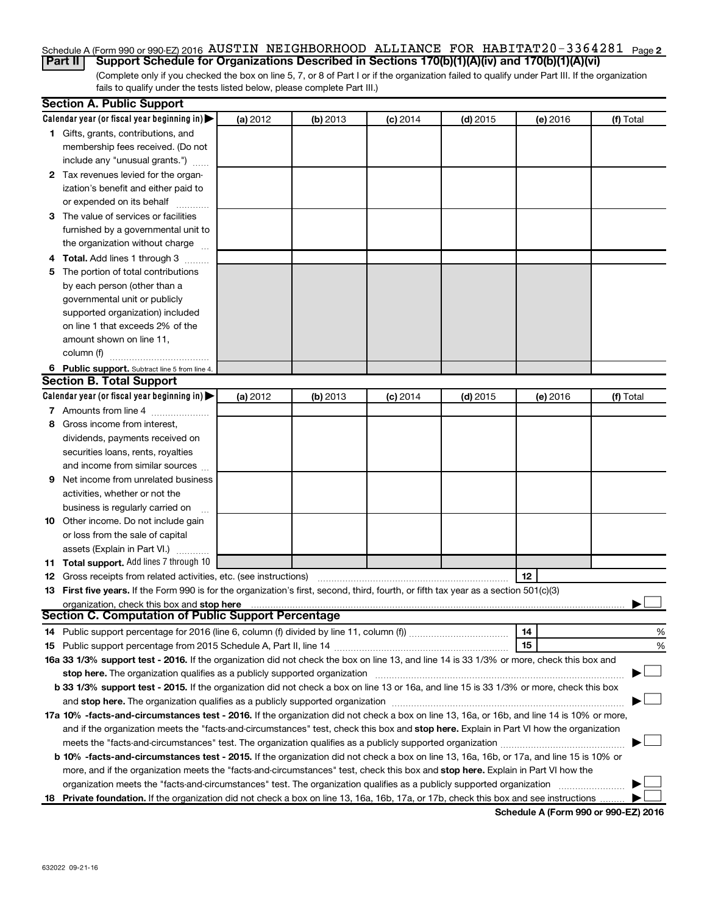Schedule A (Form 990 or 990-EZ) 2016 AUSTIN NEIGHBORHOOD ALLIANCE FOR HABITAT 20-3364281 Page 2

**Part II — Support Schedule for Organizations Described in Sections 170(b)(1)(A)(iv) and 170(b)(1)(A)(vi)**

(Complete only if you checked the box on line 5, 7, or 8 of Part I or if the organization failed to qualify under Part III. If the organization fails to qualify under the tests listed below, please complete Part III.)

## Section A. Public Support

| Calendar year (or fiscal year beginning in) ▶ | (a) 2012 | (b) 2013 | (c) 2014 | (d) 2015 | (e) 2016 | (f) Total |
|---|---|---|---|---|---|---|
| 1 Gifts, grants, contributions, and membership fees received. (Do not include any "unusual grants.") | | | | | | |
| 2 Tax revenues levied for the organization's benefit and either paid to or expended on its behalf | | | | | | |
| 3 The value of services or facilities furnished by a governmental unit to the organization without charge | | | | | | |
| 4 **Total.** Add lines 1 through 3 | | | | | | |
| 5 The portion of total contributions by each person (other than a governmental unit or publicly supported organization) included on line 1 that exceeds 2% of the amount shown on line 11, column (f) | | | | | | |
| 6 **Public support.** Subtract line 5 from line 4. | | | | | | |

## Section B. Total Support

| Calendar year (or fiscal year beginning in) ▶ | (a) 2012 | (b) 2013 | (c) 2014 | (d) 2015 | (e) 2016 | (f) Total |
|---|---|---|---|---|---|---|
| 7 Amounts from line 4 | | | | | | |
| 8 Gross income from interest, dividends, payments received on securities loans, rents, royalties and income from similar sources | | | | | | |
| 9 Net income from unrelated business activities, whether or not the business is regularly carried on | | | | | | |
| 10 Other income. Do not include gain or loss from the sale of capital assets (Explain in Part VI.) | | | | | | |
| 11 **Total support.** Add lines 7 through 10 | | | | | | |

12 Gross receipts from related activities, etc. (see instructions) ..... 12

13 **First five years.** If the Form 990 is for the organization's first, second, third, fourth, or fifth tax year as a section 501(c)(3) organization, check this box and **stop here** ..... ▶ ☐

## Section C. Computation of Public Support Percentage

14 Public support percentage for 2016 (line 6, column (f) divided by line 11, column (f)) ..... 14 %

15 Public support percentage from 2015 Schedule A, Part II, line 14 ..... 15 %

**16a 33 1/3% support test - 2016.** If the organization did not check the box on line 13, and line 14 is 33 1/3% or more, check this box and **stop here.** The organization qualifies as a publicly supported organization ..... ▶ ☐

**b 33 1/3% support test - 2015.** If the organization did not check a box on line 13 or 16a, and line 15 is 33 1/3% or more, check this box and **stop here.** The organization qualifies as a publicly supported organization ..... ▶ ☐

**17a 10% -facts-and-circumstances test - 2016.** If the organization did not check a box on line 13, 16a, or 16b, and line 14 is 10% or more, and if the organization meets the "facts-and-circumstances" test, check this box and **stop here.** Explain in Part VI how the organization meets the "facts-and-circumstances" test. The organization qualifies as a publicly supported organization ..... ▶ ☐

**b 10% -facts-and-circumstances test - 2015.** If the organization did not check a box on line 13, 16a, 16b, or 17a, and line 15 is 10% or more, and if the organization meets the "facts-and-circumstances" test, check this box and **stop here.** Explain in Part VI how the organization meets the "facts-and-circumstances" test. The organization qualifies as a publicly supported organization ..... ▶ ☐

**18 Private foundation.** If the organization did not check a box on line 13, 16a, 16b, 17a, or 17b, check this box and see instructions ..... ▶ ☐

**Schedule A (Form 990 or 990-EZ) 2016**

632022 09-21-16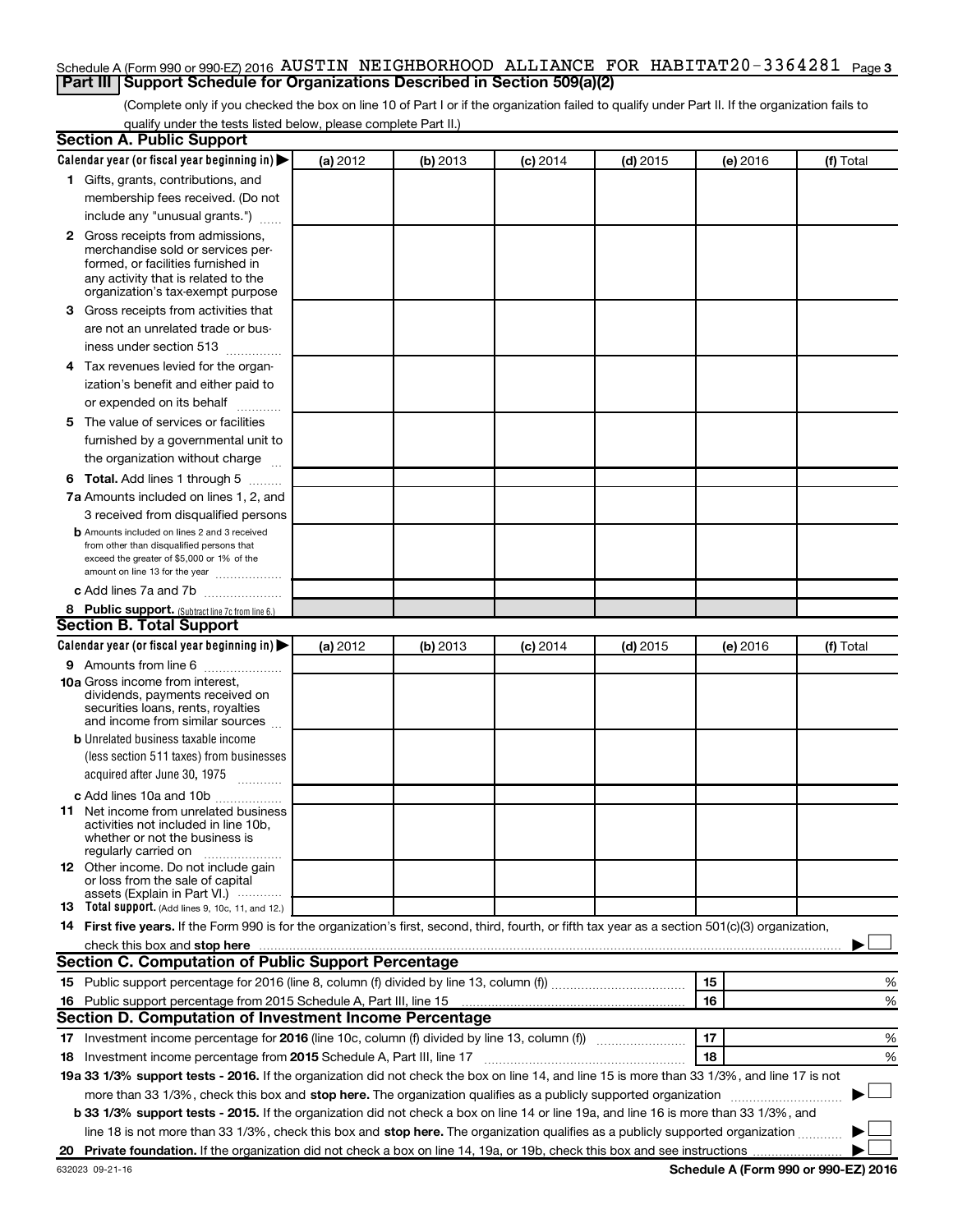Schedule A (Form 990 or 990-EZ) 2016 AUSTIN NEIGHBORHOOD ALLIANCE FOR HABITAT 20-3364281 Page **3**

## Part III Support Schedule for Organizations Described in Section 509(a)(2)

(Complete only if you checked the box on line 10 of Part I or if the organization failed to qualify under Part II. If the organization fails to qualify under the tests listed below, please complete Part II.)

### Section A. Public Support

| Calendar year (or fiscal year beginning in) ▶ | (a) 2012 | (b) 2013 | (c) 2014 | (d) 2015 | (e) 2016 | (f) Total |
|---|---|---|---|---|---|---|
| **1** Gifts, grants, contributions, and membership fees received. (Do not include any "unusual grants.") | | | | | | |
| **2** Gross receipts from admissions, merchandise sold or services performed, or facilities furnished in any activity that is related to the organization's tax-exempt purpose | | | | | | |
| **3** Gross receipts from activities that are not an unrelated trade or business under section 513 | | | | | | |
| **4** Tax revenues levied for the organization's benefit and either paid to or expended on its behalf | | | | | | |
| **5** The value of services or facilities furnished by a governmental unit to the organization without charge | | | | | | |
| **6 Total.** Add lines 1 through 5 | | | | | | |
| **7a** Amounts included on lines 1, 2, and 3 received from disqualified persons | | | | | | |
| **b** Amounts included on lines 2 and 3 received from other than disqualified persons that exceed the greater of $5,000 or 1% of the amount on line 13 for the year | | | | | | |
| **c** Add lines 7a and 7b | | | | | | |
| **8 Public support.** (Subtract line 7c from line 6.) | | | | | | |

### Section B. Total Support

| Calendar year (or fiscal year beginning in) ▶ | (a) 2012 | (b) 2013 | (c) 2014 | (d) 2015 | (e) 2016 | (f) Total |
|---|---|---|---|---|---|---|
| **9** Amounts from line 6 | | | | | | |
| **10a** Gross income from interest, dividends, payments received on securities loans, rents, royalties and income from similar sources | | | | | | |
| **b** Unrelated business taxable income (less section 511 taxes) from businesses acquired after June 30, 1975 | | | | | | |
| **c** Add lines 10a and 10b | | | | | | |
| **11** Net income from unrelated business activities not included in line 10b, whether or not the business is regularly carried on | | | | | | |
| **12** Other income. Do not include gain or loss from the sale of capital assets (Explain in Part VI.) | | | | | | |
| **13 Total support.** (Add lines 9, 10c, 11, and 12.) | | | | | | |

**14 First five years.** If the Form 990 is for the organization's first, second, third, fourth, or fifth tax year as a section 501(c)(3) organization, check this box and **stop here** ▶ ☐

### Section C. Computation of Public Support Percentage

| | | | |
|---|---|---|---|
| **15** | Public support percentage for 2016 (line 8, column (f) divided by line 13, column (f)) | 15 | % |
| **16** | Public support percentage from 2015 Schedule A, Part III, line 15 | 16 | % |

### Section D. Computation of Investment Income Percentage

| | | | |
|---|---|---|---|
| **17** | Investment income percentage for **2016** (line 10c, column (f) divided by line 13, column (f)) | 17 | % |
| **18** | Investment income percentage from **2015** Schedule A, Part III, line 17 | 18 | % |

**19a 33 1/3% support tests - 2016.** If the organization did not check the box on line 14, and line 15 is more than 33 1/3%, and line 17 is not more than 33 1/3%, check this box and **stop here.** The organization qualifies as a publicly supported organization ▶ ☐

**b 33 1/3% support tests - 2015.** If the organization did not check a box on line 14 or line 19a, and line 16 is more than 33 1/3%, and line 18 is not more than 33 1/3%, check this box and **stop here.** The organization qualifies as a publicly supported organization ▶ ☐

**20 Private foundation.** If the organization did not check a box on line 14, 19a, or 19b, check this box and see instructions ▶ ☐

632023 09-21-16 **Schedule A (Form 990 or 990-EZ) 2016**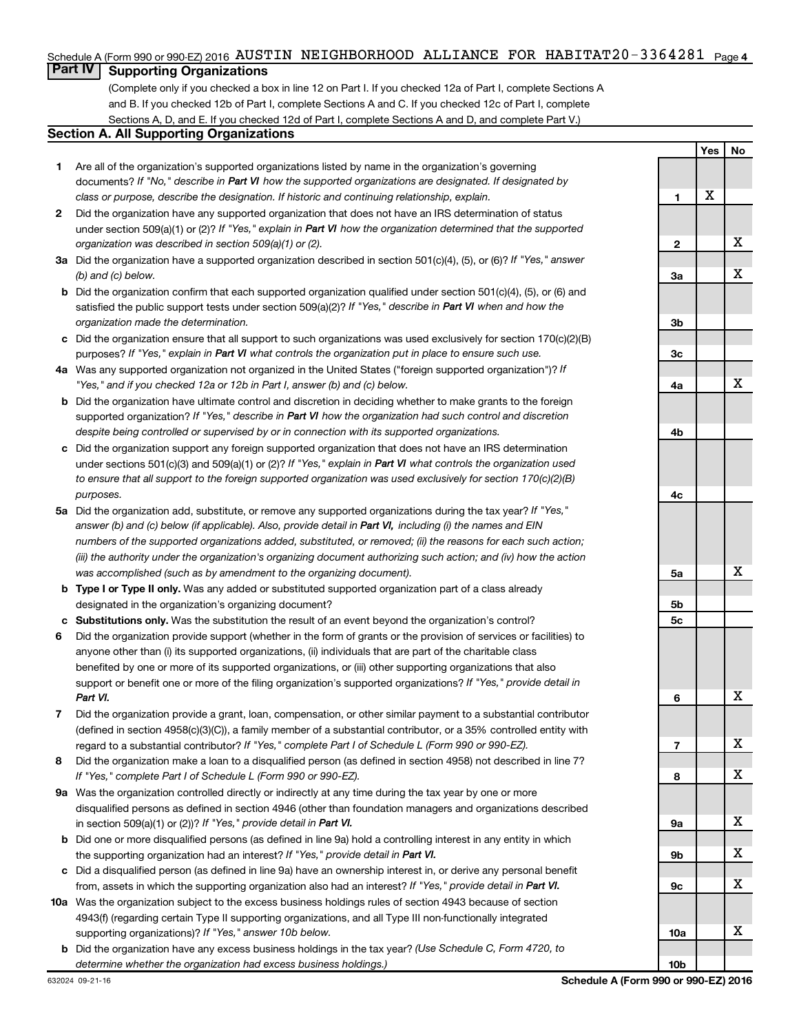Schedule A (Form 990 or 990-EZ) 2016 AUSTIN NEIGHBORHOOD ALLIANCE FOR HABITAT 20-3364281 Page 4

## Part IV Supporting Organizations

(Complete only if you checked a box in line 12 on Part I. If you checked 12a of Part I, complete Sections A and B. If you checked 12b of Part I, complete Sections A and C. If you checked 12c of Part I, complete Sections A, D, and E. If you checked 12d of Part I, complete Sections A and D, and complete Part V.)

### Section A. All Supporting Organizations

| | | Line | Yes | No |
|---|---|---|---|---|
| **1** | Are all of the organization's supported organizations listed by name in the organization's governing documents? *If "No," describe in **Part VI** how the supported organizations are designated. If designated by class or purpose, describe the designation. If historic and continuing relationship, explain.* | 1 | X | |
| **2** | Did the organization have any supported organization that does not have an IRS determination of status under section 509(a)(1) or (2)? *If "Yes," explain in **Part VI** how the organization determined that the supported organization was described in section 509(a)(1) or (2).* | 2 | | X |
| **3a** | Did the organization have a supported organization described in section 501(c)(4), (5), or (6)? *If "Yes," answer (b) and (c) below.* | 3a | | X |
| **b** | Did the organization confirm that each supported organization qualified under section 501(c)(4), (5), or (6) and satisfied the public support tests under section 509(a)(2)? *If "Yes," describe in **Part VI** when and how the organization made the determination.* | 3b | | |
| **c** | Did the organization ensure that all support to such organizations was used exclusively for section 170(c)(2)(B) purposes? *If "Yes," explain in **Part VI** what controls the organization put in place to ensure such use.* | 3c | | |
| **4a** | Was any supported organization not organized in the United States ("foreign supported organization")? *If "Yes," and if you checked 12a or 12b in Part I, answer (b) and (c) below.* | 4a | | X |
| **b** | Did the organization have ultimate control and discretion in deciding whether to make grants to the foreign supported organization? *If "Yes," describe in **Part VI** how the organization had such control and discretion despite being controlled or supervised by or in connection with its supported organizations.* | 4b | | |
| **c** | Did the organization support any foreign supported organization that does not have an IRS determination under sections 501(c)(3) and 509(a)(1) or (2)? *If "Yes," explain in **Part VI** what controls the organization used to ensure that all support to the foreign supported organization was used exclusively for section 170(c)(2)(B) purposes.* | 4c | | |
| **5a** | Did the organization add, substitute, or remove any supported organizations during the tax year? *If "Yes," answer (b) and (c) below (if applicable). Also, provide detail in **Part VI,** including (i) the names and EIN numbers of the supported organizations added, substituted, or removed; (ii) the reasons for each such action; (iii) the authority under the organization's organizing document authorizing such action; and (iv) how the action was accomplished (such as by amendment to the organizing document).* | 5a | | X |
| **b** | **Type I or Type II only.** Was any added or substituted supported organization part of a class already designated in the organization's organizing document? | 5b | | |
| **c** | **Substitutions only.** Was the substitution the result of an event beyond the organization's control? | 5c | | |
| **6** | Did the organization provide support (whether in the form of grants or the provision of services or facilities) to anyone other than (i) its supported organizations, (ii) individuals that are part of the charitable class benefited by one or more of its supported organizations, or (iii) other supporting organizations that also support or benefit one or more of the filing organization's supported organizations? *If "Yes," provide detail in **Part VI.*** | 6 | | X |
| **7** | Did the organization provide a grant, loan, compensation, or other similar payment to a substantial contributor (defined in section 4958(c)(3)(C)), a family member of a substantial contributor, or a 35% controlled entity with regard to a substantial contributor? *If "Yes," complete Part I of Schedule L (Form 990 or 990-EZ).* | 7 | | X |
| **8** | Did the organization make a loan to a disqualified person (as defined in section 4958) not described in line 7? *If "Yes," complete Part I of Schedule L (Form 990 or 990-EZ).* | 8 | | X |
| **9a** | Was the organization controlled directly or indirectly at any time during the tax year by one or more disqualified persons as defined in section 4946 (other than foundation managers and organizations described in section 509(a)(1) or (2))? *If "Yes," provide detail in **Part VI.*** | 9a | | X |
| **b** | Did one or more disqualified persons (as defined in line 9a) hold a controlling interest in any entity in which the supporting organization had an interest? *If "Yes," provide detail in **Part VI.*** | 9b | | X |
| **c** | Did a disqualified person (as defined in line 9a) have an ownership interest in, or derive any personal benefit from, assets in which the supporting organization also had an interest? *If "Yes," provide detail in **Part VI.*** | 9c | | X |
| **10a** | Was the organization subject to the excess business holdings rules of section 4943 because of section 4943(f) (regarding certain Type II supporting organizations, and all Type III non-functionally integrated supporting organizations)? *If "Yes," answer 10b below.* | 10a | | X |
| **b** | Did the organization have any excess business holdings in the tax year? *(Use Schedule C, Form 4720, to determine whether the organization had excess business holdings.)* | 10b | | |

632024 09-21-16 **Schedule A (Form 990 or 990-EZ) 2016**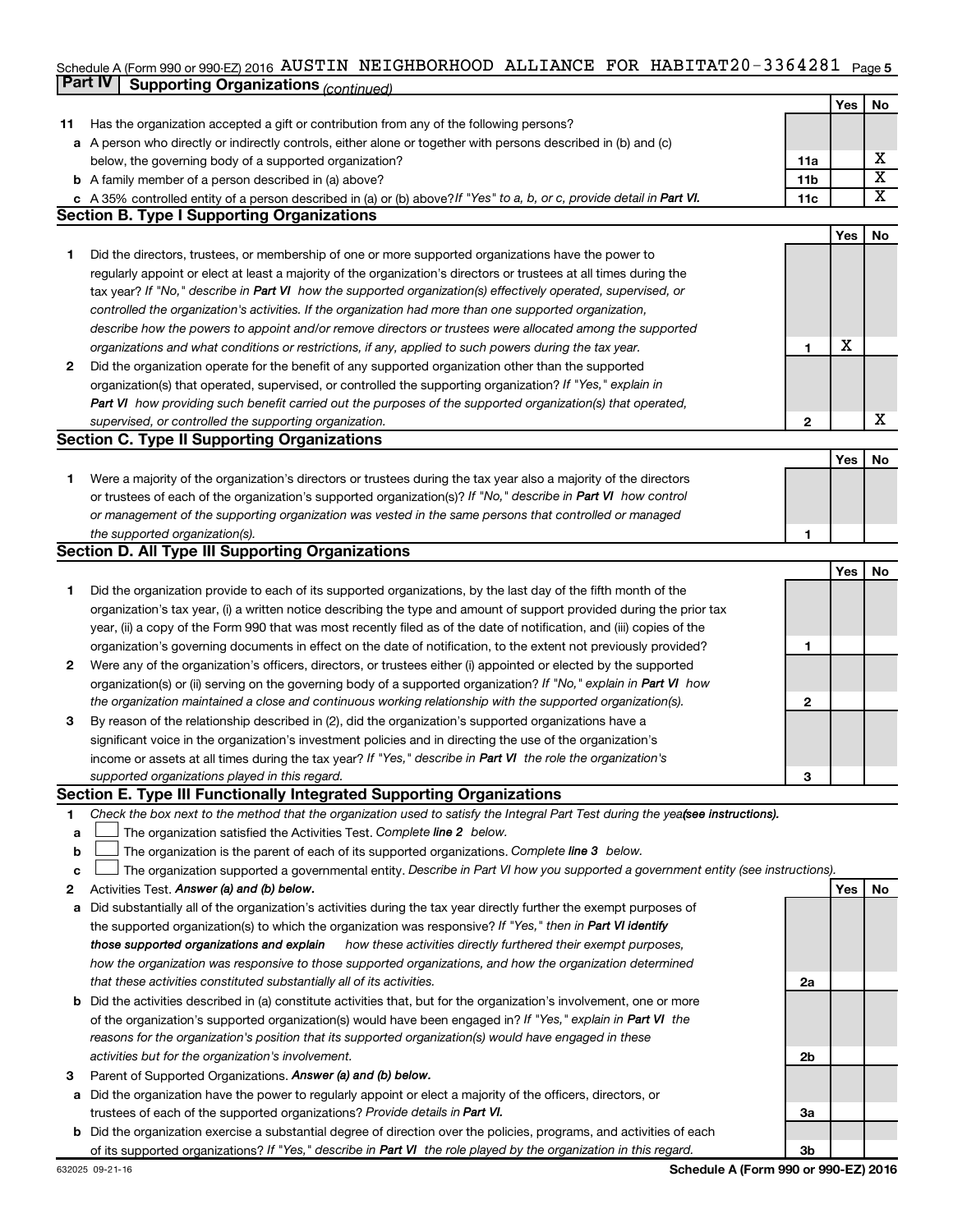Schedule A (Form 990 or 990-EZ) 2016 AUSTIN NEIGHBORHOOD ALLIANCE FOR HABITAT 20-3364281 Page 5

## Part IV Supporting Organizations *(continued)*

| | | | Yes | No |
|---|---|---|---|---|
| **11** | Has the organization accepted a gift or contribution from any of the following persons? | | | |
| **a** | A person who directly or indirectly controls, either alone or together with persons described in (b) and (c) below, the governing body of a supported organization? | **11a** | | X |
| **b** | A family member of a person described in (a) above? | **11b** | | X |
| **c** | A 35% controlled entity of a person described in (a) or (b) above? *If "Yes" to a, b, or c, provide detail in **Part VI.*** | **11c** | | X |

### Section B. Type I Supporting Organizations

| | | | Yes | No |
|---|---|---|---|---|
| **1** | Did the directors, trustees, or membership of one or more supported organizations have the power to regularly appoint or elect at least a majority of the organization's directors or trustees at all times during the tax year? *If "No," describe in **Part VI** how the supported organization(s) effectively operated, supervised, or controlled the organization's activities. If the organization had more than one supported organization, describe how the powers to appoint and/or remove directors or trustees were allocated among the supported organizations and what conditions or restrictions, if any, applied to such powers during the tax year.* | **1** | X | |
| **2** | Did the organization operate for the benefit of any supported organization other than the supported organization(s) that operated, supervised, or controlled the supporting organization? *If "Yes," explain in **Part VI** how providing such benefit carried out the purposes of the supported organization(s) that operated, supervised, or controlled the supporting organization.* | **2** | | X |

### Section C. Type II Supporting Organizations

| | | | Yes | No |
|---|---|---|---|---|
| **1** | Were a majority of the organization's directors or trustees during the tax year also a majority of the directors or trustees of each of the organization's supported organization(s)? *If "No," describe in **Part VI** how control or management of the supporting organization was vested in the same persons that controlled or managed the supported organization(s).* | **1** | | |

### Section D. All Type III Supporting Organizations

| | | | Yes | No |
|---|---|---|---|---|
| **1** | Did the organization provide to each of its supported organizations, by the last day of the fifth month of the organization's tax year, (i) a written notice describing the type and amount of support provided during the prior tax year, (ii) a copy of the Form 990 that was most recently filed as of the date of notification, and (iii) copies of the organization's governing documents in effect on the date of notification, to the extent not previously provided? | **1** | | |
| **2** | Were any of the organization's officers, directors, or trustees either (i) appointed or elected by the supported organization(s) or (ii) serving on the governing body of a supported organization? *If "No," explain in **Part VI** how the organization maintained a close and continuous working relationship with the supported organization(s).* | **2** | | |
| **3** | By reason of the relationship described in (2), did the organization's supported organizations have a significant voice in the organization's investment policies and in directing the use of the organization's income or assets at all times during the tax year? *If "Yes," describe in **Part VI** the role the organization's supported organizations played in this regard.* | **3** | | |

### Section E. Type III Functionally Integrated Supporting Organizations

**1** *Check the box next to the method that the organization used to satisfy the Integral Part Test during the year* ***(see instructions).***

- **a** ☐ The organization satisfied the Activities Test. *Complete **line 2** below.*
- **b** ☐ The organization is the parent of each of its supported organizations. *Complete **line 3** below.*
- **c** ☐ The organization supported a governmental entity. *Describe in Part VI how you supported a government entity (see instructions).*

| | | | Yes | No |
|---|---|---|---|---|
| **2** | Activities Test. ***Answer (a) and (b) below.*** | | | |
| **a** | Did substantially all of the organization's activities during the tax year directly further the exempt purposes of the supported organization(s) to which the organization was responsive? *If "Yes," then in **Part VI identify those supported organizations and explain** how these activities directly furthered their exempt purposes, how the organization was responsive to those supported organizations, and how the organization determined that these activities constituted substantially all of its activities.* | **2a** | | |
| **b** | Did the activities described in (a) constitute activities that, but for the organization's involvement, one or more of the organization's supported organization(s) would have been engaged in? *If "Yes," explain in **Part VI** the reasons for the organization's position that its supported organization(s) would have engaged in these activities but for the organization's involvement.* | **2b** | | |
| **3** | Parent of Supported Organizations. ***Answer (a) and (b) below.*** | | | |
| **a** | Did the organization have the power to regularly appoint or elect a majority of the officers, directors, or trustees of each of the supported organizations? *Provide details in **Part VI.*** | **3a** | | |
| **b** | Did the organization exercise a substantial degree of direction over the policies, programs, and activities of each of its supported organizations? *If "Yes," describe in **Part VI** the role played by the organization in this regard.* | **3b** | | |

632025 09-21-16 **Schedule A (Form 990 or 990-EZ) 2016**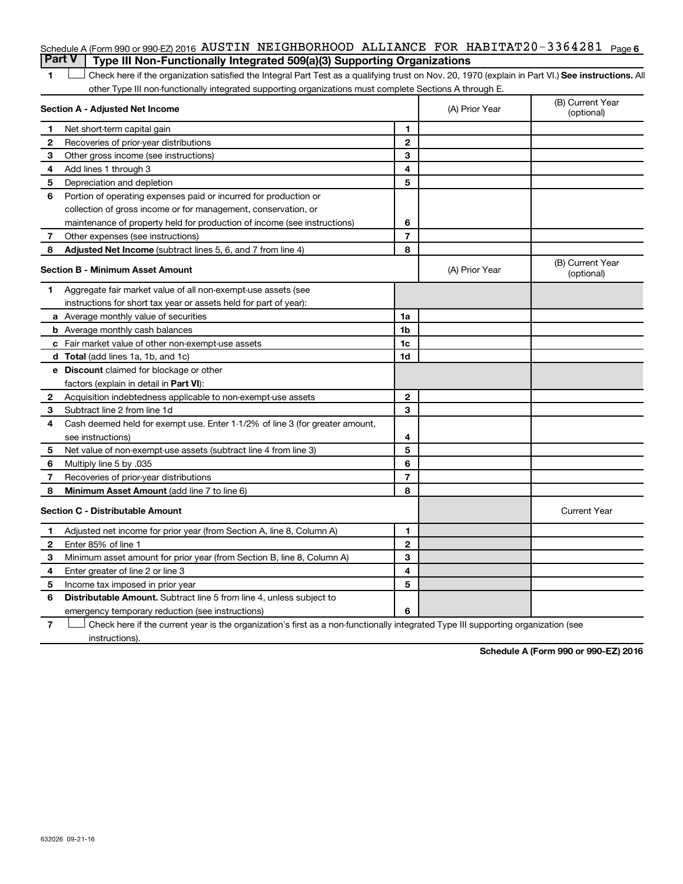Schedule A (Form 990 or 990-EZ) 2016 AUSTIN NEIGHBORHOOD ALLIANCE FOR HABITAT 20-3364281 Page 6

## Part V Type III Non-Functionally Integrated 509(a)(3) Supporting Organizations

1 ☐ Check here if the organization satisfied the Integral Part Test as a qualifying trust on Nov. 20, 1970 (explain in Part VI.) **See instructions.** All other Type III non-functionally integrated supporting organizations must complete Sections A through E.

| **Section A - Adjusted Net Income** | | (A) Prior Year | (B) Current Year (optional) |
|---|---|---|---|
| 1 Net short-term capital gain | 1 | | |
| 2 Recoveries of prior-year distributions | 2 | | |
| 3 Other gross income (see instructions) | 3 | | |
| 4 Add lines 1 through 3 | 4 | | |
| 5 Depreciation and depletion | 5 | | |
| 6 Portion of operating expenses paid or incurred for production or collection of gross income or for management, conservation, or maintenance of property held for production of income (see instructions) | 6 | | |
| 7 Other expenses (see instructions) | 7 | | |
| 8 **Adjusted Net Income** (subtract lines 5, 6, and 7 from line 4) | 8 | | |

| **Section B - Minimum Asset Amount** | | (A) Prior Year | (B) Current Year (optional) |
|---|---|---|---|
| 1 Aggregate fair market value of all non-exempt-use assets (see instructions for short tax year or assets held for part of year): | | | |
| a Average monthly value of securities | 1a | | |
| b Average monthly cash balances | 1b | | |
| c Fair market value of other non-exempt-use assets | 1c | | |
| d **Total** (add lines 1a, 1b, and 1c) | 1d | | |
| e **Discount** claimed for blockage or other factors (explain in detail in **Part VI**): | | | |
| 2 Acquisition indebtedness applicable to non-exempt-use assets | 2 | | |
| 3 Subtract line 2 from line 1d | 3 | | |
| 4 Cash deemed held for exempt use. Enter 1-1/2% of line 3 (for greater amount, see instructions) | 4 | | |
| 5 Net value of non-exempt-use assets (subtract line 4 from line 3) | 5 | | |
| 6 Multiply line 5 by .035 | 6 | | |
| 7 Recoveries of prior-year distributions | 7 | | |
| 8 **Minimum Asset Amount** (add line 7 to line 6) | 8 | | |

| **Section C - Distributable Amount** | | | Current Year |
|---|---|---|---|
| 1 Adjusted net income for prior year (from Section A, line 8, Column A) | 1 | | |
| 2 Enter 85% of line 1 | 2 | | |
| 3 Minimum asset amount for prior year (from Section B, line 8, Column A) | 3 | | |
| 4 Enter greater of line 2 or line 3 | 4 | | |
| 5 Income tax imposed in prior year | 5 | | |
| 6 **Distributable Amount.** Subtract line 5 from line 4, unless subject to emergency temporary reduction (see instructions) | 6 | | |

7 ☐ Check here if the current year is the organization's first as a non-functionally integrated Type III supporting organization (see instructions).

**Schedule A (Form 990 or 990-EZ) 2016**

632026 09-21-16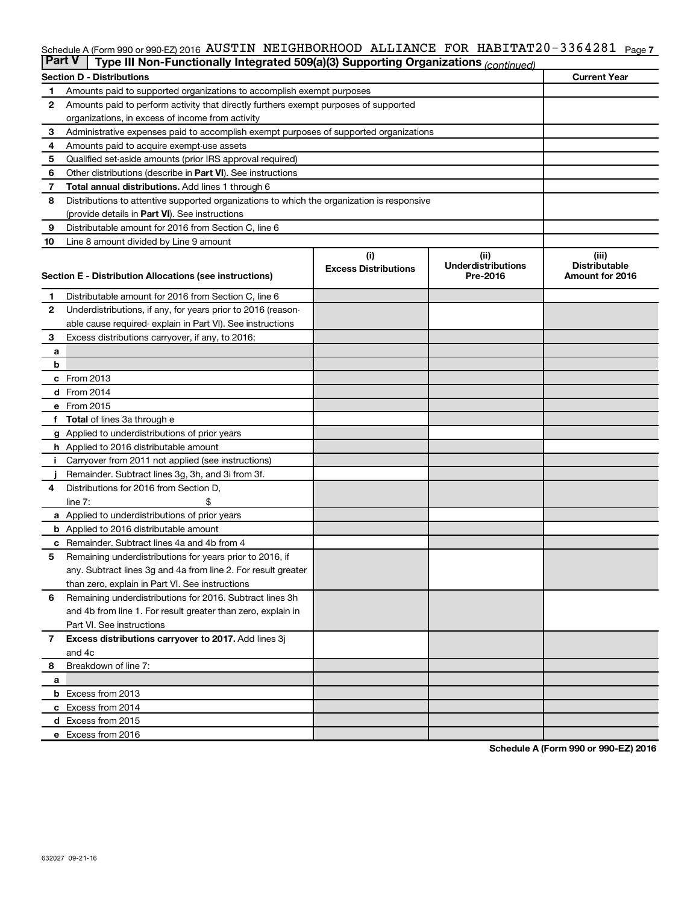Schedule A (Form 990 or 990-EZ) 2016 AUSTIN NEIGHBORHOOD ALLIANCE FOR HABITAT 20-3364281 Page 7

**Part V | Type III Non-Functionally Integrated 509(a)(3) Supporting Organizations** *(continued)*

| Section D - Distributions | | Current Year |
|---|---|---|
| 1 | Amounts paid to supported organizations to accomplish exempt purposes | |
| 2 | Amounts paid to perform activity that directly furthers exempt purposes of supported organizations, in excess of income from activity | |
| 3 | Administrative expenses paid to accomplish exempt purposes of supported organizations | |
| 4 | Amounts paid to acquire exempt-use assets | |
| 5 | Qualified set-aside amounts (prior IRS approval required) | |
| 6 | Other distributions (describe in **Part VI**). See instructions | |
| 7 | **Total annual distributions.** Add lines 1 through 6 | |
| 8 | Distributions to attentive supported organizations to which the organization is responsive (provide details in **Part VI**). See instructions | |
| 9 | Distributable amount for 2016 from Section C, line 6 | |
| 10 | Line 8 amount divided by Line 9 amount | |

| Section E - Distribution Allocations (see instructions) | | (i) Excess Distributions | (ii) Underdistributions Pre-2016 | (iii) Distributable Amount for 2016 |
|---|---|---|---|---|
| 1 | Distributable amount for 2016 from Section C, line 6 | | | |
| 2 | Underdistributions, if any, for years prior to 2016 (reasonable cause required- explain in Part VI). See instructions | | | |
| 3 | Excess distributions carryover, if any, to 2016: | | | |
| a | | | | |
| b | | | | |
| c | From 2013 | | | |
| d | From 2014 | | | |
| e | From 2015 | | | |
| f | **Total** of lines 3a through e | | | |
| g | Applied to underdistributions of prior years | | | |
| h | Applied to 2016 distributable amount | | | |
| i | Carryover from 2011 not applied (see instructions) | | | |
| j | Remainder. Subtract lines 3g, 3h, and 3i from 3f. | | | |
| 4 | Distributions for 2016 from Section D, line 7: $ | | | |
| a | Applied to underdistributions of prior years | | | |
| b | Applied to 2016 distributable amount | | | |
| c | Remainder. Subtract lines 4a and 4b from 4 | | | |
| 5 | Remaining underdistributions for years prior to 2016, if any. Subtract lines 3g and 4a from line 2. For result greater than zero, explain in Part VI. See instructions | | | |
| 6 | Remaining underdistributions for 2016. Subtract lines 3h and 4b from line 1. For result greater than zero, explain in Part VI. See instructions | | | |
| 7 | **Excess distributions carryover to 2017.** Add lines 3j and 4c | | | |
| 8 | Breakdown of line 7: | | | |
| a | | | | |
| b | Excess from 2013 | | | |
| c | Excess from 2014 | | | |
| d | Excess from 2015 | | | |
| e | Excess from 2016 | | | |

**Schedule A (Form 990 or 990-EZ) 2016**

632027 09-21-16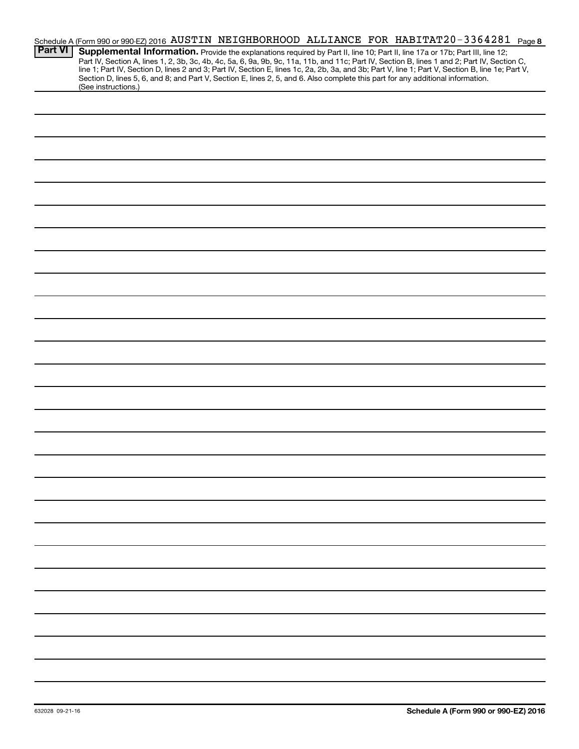Schedule A (Form 990 or 990-EZ) 2016 AUSTIN NEIGHBORHOOD ALLIANCE FOR HABITAT 20-3364281 Page **8**

## Part VI Supplemental Information.

Provide the explanations required by Part II, line 10; Part II, line 17a or 17b; Part III, line 12; Part IV, Section A, lines 1, 2, 3b, 3c, 4b, 4c, 5a, 6, 9a, 9b, 9c, 11a, 11b, and 11c; Part IV, Section B, lines 1 and 2; Part IV, Section C, line 1; Part IV, Section D, lines 2 and 3; Part IV, Section E, lines 1c, 2a, 2b, 3a, and 3b; Part V, line 1; Part V, Section B, line 1e; Part V, Section D, lines 5, 6, and 8; and Part V, Section E, lines 2, 5, and 6. Also complete this part for any additional information. (See instructions.)

632028 09-21-16 **Schedule A (Form 990 or 990-EZ) 2016**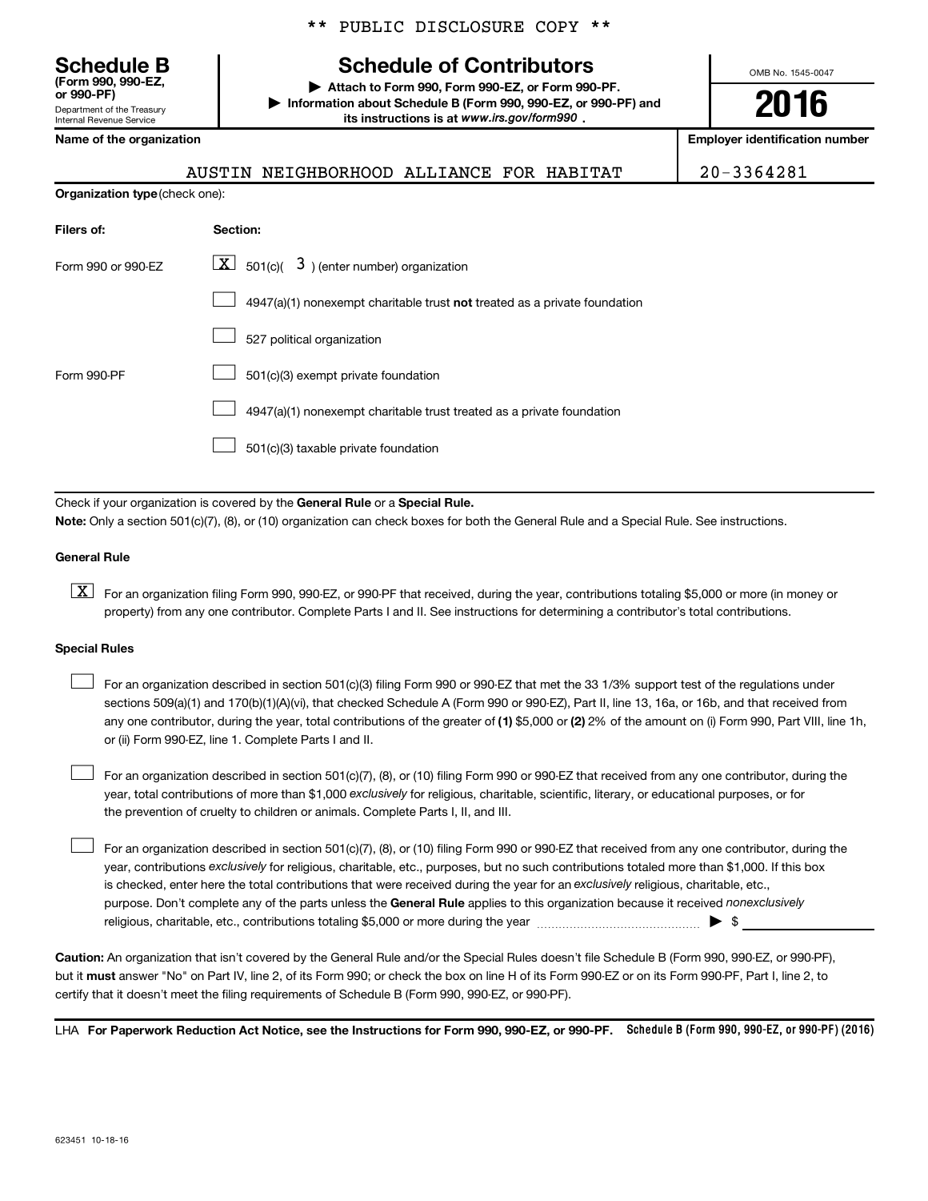** PUBLIC DISCLOSURE COPY **

**Schedule B**
**(Form 990, 990-EZ, or 990-PF)**
Department of the Treasury
Internal Revenue Service

# Schedule of Contributors

▶ **Attach to Form 990, Form 990-EZ, or Form 990-PF.**
▶ **Information about Schedule B (Form 990, 990-EZ, or 990-PF) and its instructions is at** ***www.irs.gov/form990*** **.**

OMB No. 1545-0047

**2016**

| **Name of the organization** | **Employer identification number** |
|---|---|
| AUSTIN NEIGHBORHOOD ALLIANCE FOR HABITAT | 20-3364281 |

**Organization type** (check one):

| **Filers of:** | **Section:** |
|---|---|
| Form 990 or 990-EZ | [X] 501(c)( 3 ) (enter number) organization |
| | [ ] 4947(a)(1) nonexempt charitable trust **not** treated as a private foundation |
| | [ ] 527 political organization |
| Form 990-PF | [ ] 501(c)(3) exempt private foundation |
| | [ ] 4947(a)(1) nonexempt charitable trust treated as a private foundation |
| | [ ] 501(c)(3) taxable private foundation |

Check if your organization is covered by the **General Rule** or a **Special Rule.**

**Note:** Only a section 501(c)(7), (8), or (10) organization can check boxes for both the General Rule and a Special Rule. See instructions.

**General Rule**

[X] For an organization filing Form 990, 990-EZ, or 990-PF that received, during the year, contributions totaling $5,000 or more (in money or property) from any one contributor. Complete Parts I and II. See instructions for determining a contributor's total contributions.

**Special Rules**

[ ] For an organization described in section 501(c)(3) filing Form 990 or 990-EZ that met the 33 1/3% support test of the regulations under sections 509(a)(1) and 170(b)(1)(A)(vi), that checked Schedule A (Form 990 or 990-EZ), Part II, line 13, 16a, or 16b, and that received from any one contributor, during the year, total contributions of the greater of **(1)** $5,000 or **(2)** 2% of the amount on (i) Form 990, Part VIII, line 1h, or (ii) Form 990-EZ, line 1. Complete Parts I and II.

[ ] For an organization described in section 501(c)(7), (8), or (10) filing Form 990 or 990-EZ that received from any one contributor, during the year, total contributions of more than $1,000 *exclusively* for religious, charitable, scientific, literary, or educational purposes, or for the prevention of cruelty to children or animals. Complete Parts I, II, and III.

[ ] For an organization described in section 501(c)(7), (8), or (10) filing Form 990 or 990-EZ that received from any one contributor, during the year, contributions *exclusively* for religious, charitable, etc., purposes, but no such contributions totaled more than $1,000. If this box is checked, enter here the total contributions that were received during the year for an *exclusively* religious, charitable, etc., purpose. Don't complete any of the parts unless the **General Rule** applies to this organization because it received *nonexclusively* religious, charitable, etc., contributions totaling $5,000 or more during the year ▶ $ ____________

**Caution:** An organization that isn't covered by the General Rule and/or the Special Rules doesn't file Schedule B (Form 990, 990-EZ, or 990-PF), but it **must** answer "No" on Part IV, line 2, of its Form 990; or check the box on line H of its Form 990-EZ or on its Form 990-PF, Part I, line 2, to certify that it doesn't meet the filing requirements of Schedule B (Form 990, 990-EZ, or 990-PF).

LHA **For Paperwork Reduction Act Notice, see the Instructions for Form 990, 990-EZ, or 990-PF.** **Schedule B (Form 990, 990-EZ, or 990-PF) (2016)**

623451 10-18-16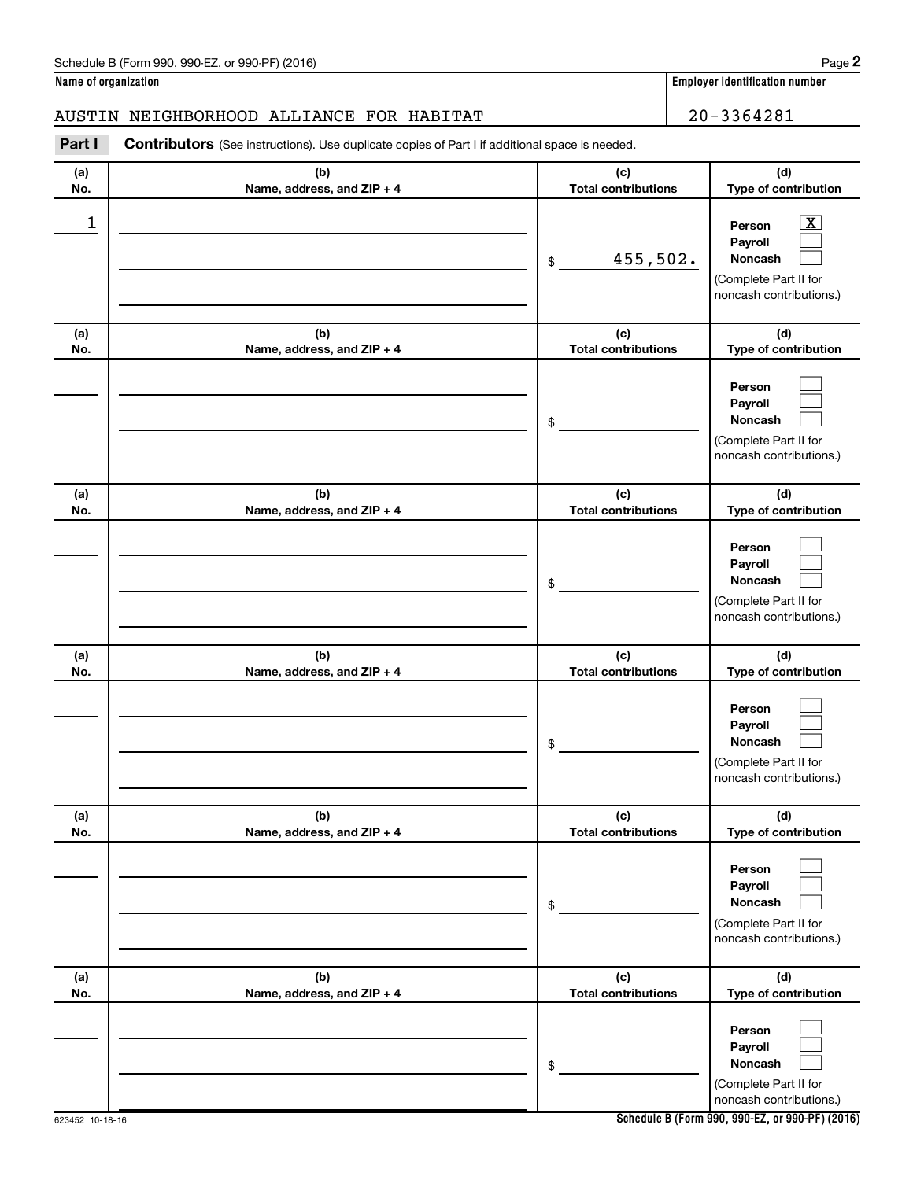Schedule B (Form 990, 990-EZ, or 990-PF) (2016)

**Name of organization**

AUSTIN NEIGHBORHOOD ALLIANCE FOR HABITAT

**Employer identification number**

20-3364281

**Part I** **Contributors** (See instructions). Use duplicate copies of Part I if additional space is needed.

| (a) No. | (b) Name, address, and ZIP + 4 | (c) Total contributions | (d) Type of contribution |
|---|---|---|---|
| 1 | | $ 455,502. | Person [X] Payroll [ ] Noncash [ ] (Complete Part II for noncash contributions.) |
| | | $ | Person [ ] Payroll [ ] Noncash [ ] (Complete Part II for noncash contributions.) |
| | | $ | Person [ ] Payroll [ ] Noncash [ ] (Complete Part II for noncash contributions.) |
| | | $ | Person [ ] Payroll [ ] Noncash [ ] (Complete Part II for noncash contributions.) |
| | | $ | Person [ ] Payroll [ ] Noncash [ ] (Complete Part II for noncash contributions.) |
| | | $ | Person [ ] Payroll [ ] Noncash [ ] (Complete Part II for noncash contributions.) |

623452 10-18-16

**Schedule B (Form 990, 990-EZ, or 990-PF) (2016)**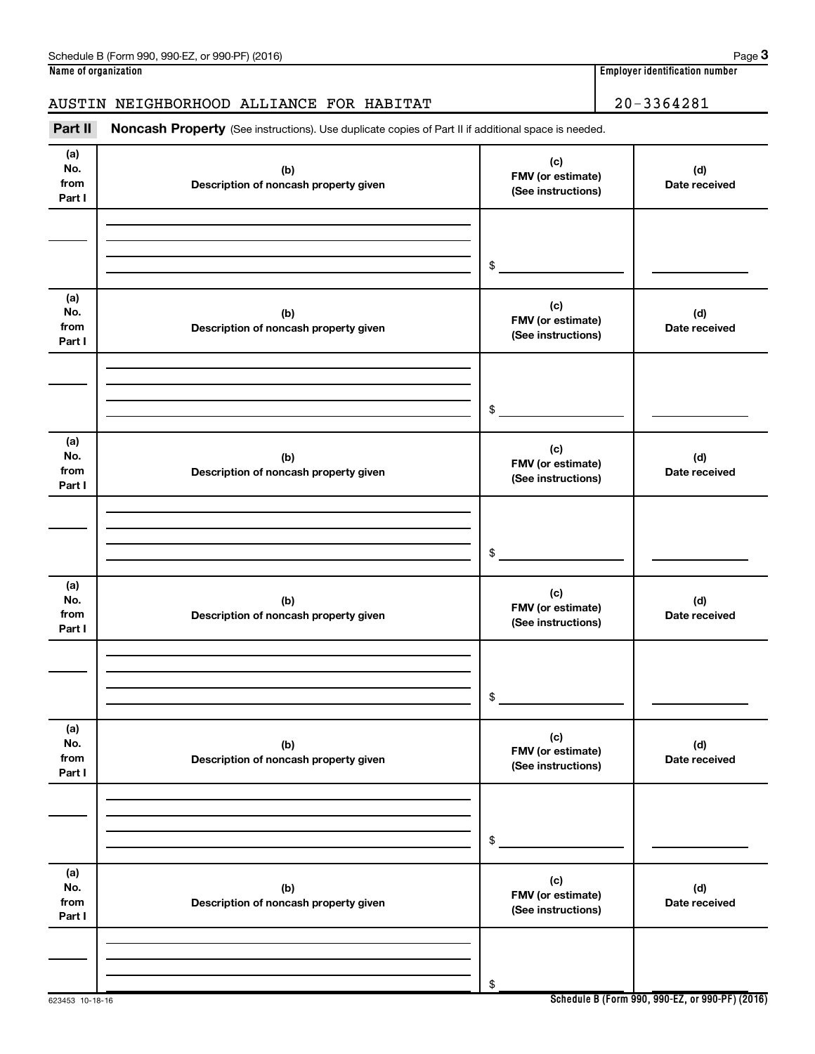Schedule B (Form 990, 990-EZ, or 990-PF) (2016) Page **3**

**Name of organization** | **Employer identification number**

AUSTIN NEIGHBORHOOD ALLIANCE FOR HABITAT | 20-3364281

**Part II** **Noncash Property** (See instructions). Use duplicate copies of Part II if additional space is needed.

| (a) No. from Part I | (b) Description of noncash property given | (c) FMV (or estimate) (See instructions) | (d) Date received |
|---|---|---|---|
| | | $ | |

| (a) No. from Part I | (b) Description of noncash property given | (c) FMV (or estimate) (See instructions) | (d) Date received |
|---|---|---|---|
| | | $ | |

| (a) No. from Part I | (b) Description of noncash property given | (c) FMV (or estimate) (See instructions) | (d) Date received |
|---|---|---|---|
| | | $ | |

| (a) No. from Part I | (b) Description of noncash property given | (c) FMV (or estimate) (See instructions) | (d) Date received |
|---|---|---|---|
| | | $ | |

| (a) No. from Part I | (b) Description of noncash property given | (c) FMV (or estimate) (See instructions) | (d) Date received |
|---|---|---|---|
| | | $ | |

| (a) No. from Part I | (b) Description of noncash property given | (c) FMV (or estimate) (See instructions) | (d) Date received |
|---|---|---|---|
| | | $ | |

623453 10-18-16 **Schedule B (Form 990, 990-EZ, or 990-PF) (2016)**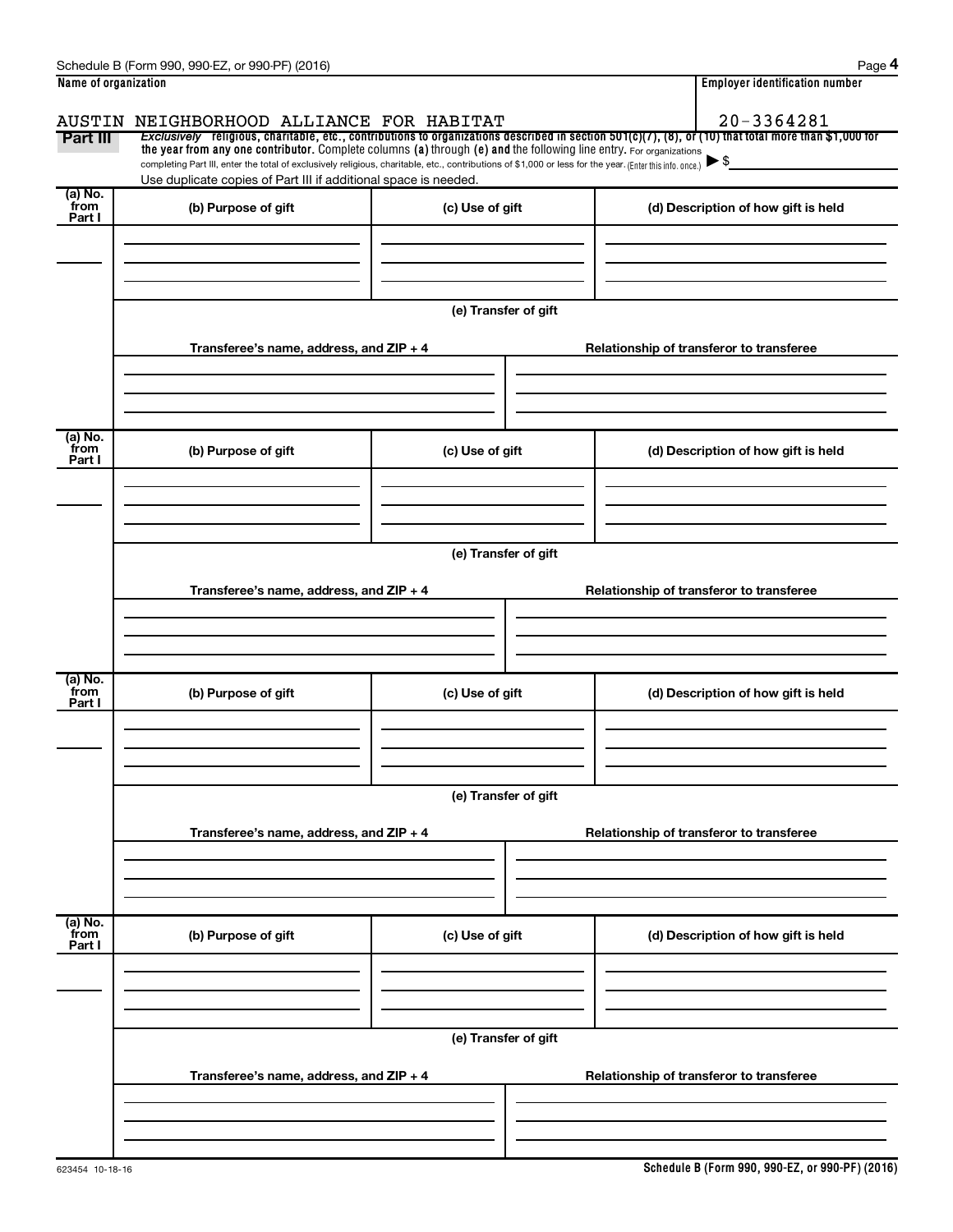**Name of organization**

AUSTIN NEIGHBORHOOD ALLIANCE FOR HABITAT

**Employer identification number**

20-3364281

**Part III** *Exclusively* religious, charitable, etc., contributions to organizations described in section 501(c)(7), (8), or (10) that total more than $1,000 for the year from any one contributor. Complete columns (a) through (e) and the following line entry. For organizations completing Part III, enter the total of exclusively religious, charitable, etc., contributions of $1,000 or less for the year. (Enter this info. once.) ▶ $

Use duplicate copies of Part III if additional space is needed.

| (a) No. from Part I | (b) Purpose of gift | (c) Use of gift | (d) Description of how gift is held |
|---|---|---|---|
| | | | |

(e) Transfer of gift

| Transferee's name, address, and ZIP + 4 | Relationship of transferor to transferee |
|---|---|
| | |

| (a) No. from Part I | (b) Purpose of gift | (c) Use of gift | (d) Description of how gift is held |
|---|---|---|---|
| | | | |

(e) Transfer of gift

| Transferee's name, address, and ZIP + 4 | Relationship of transferor to transferee |
|---|---|
| | |

| (a) No. from Part I | (b) Purpose of gift | (c) Use of gift | (d) Description of how gift is held |
|---|---|---|---|
| | | | |

(e) Transfer of gift

| Transferee's name, address, and ZIP + 4 | Relationship of transferor to transferee |
|---|---|
| | |

| (a) No. from Part I | (b) Purpose of gift | (c) Use of gift | (d) Description of how gift is held |
|---|---|---|---|
| | | | |

(e) Transfer of gift

| Transferee's name, address, and ZIP + 4 | Relationship of transferor to transferee |
|---|---|
| | |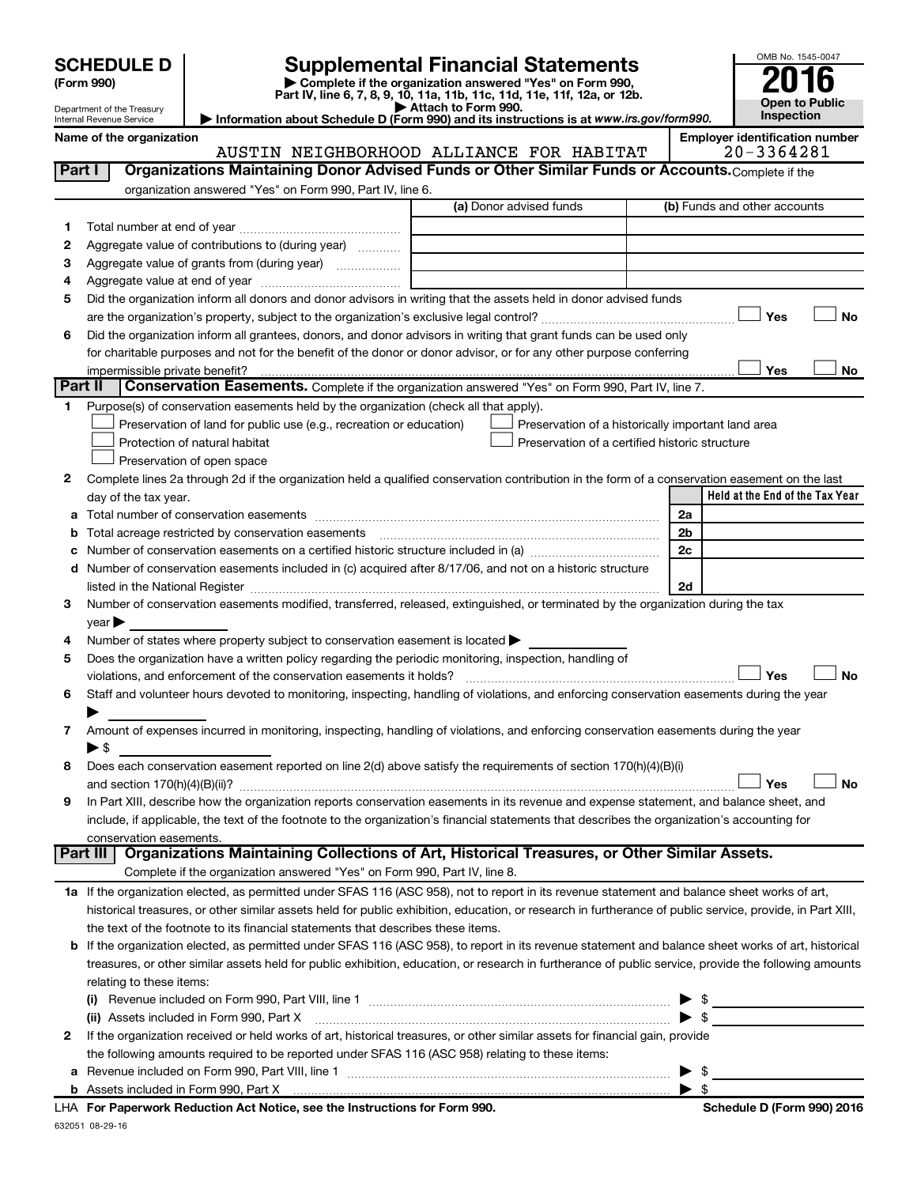# SCHEDULE D (Form 990)

Department of the Treasury
Internal Revenue Service

# Supplemental Financial Statements

▶ Complete if the organization answered "Yes" on Form 990, Part IV, line 6, 7, 8, 9, 10, 11a, 11b, 11c, 11d, 11e, 11f, 12a, or 12b.
▶ Attach to Form 990.
▶ Information about Schedule D (Form 990) and its instructions is at www.irs.gov/form990.

OMB No. 1545-0047

**2016**

**Open to Public Inspection**

**Name of the organization**
AUSTIN NEIGHBORHOOD ALLIANCE FOR HABITAT

**Employer identification number**
20-3364281

## Part I Organizations Maintaining Donor Advised Funds or Other Similar Funds or Accounts.

Complete if the organization answered "Yes" on Form 990, Part IV, line 6.

| | | (a) Donor advised funds | (b) Funds and other accounts |
|---|---|---|---|
| 1 | Total number at end of year | | |
| 2 | Aggregate value of contributions to (during year) | | |
| 3 | Aggregate value of grants from (during year) | | |
| 4 | Aggregate value at end of year | | |

5 Did the organization inform all donors and donor advisors in writing that the assets held in donor advised funds are the organization's property, subject to the organization's exclusive legal control? ☐ Yes ☐ No

6 Did the organization inform all grantees, donors, and donor advisors in writing that grant funds can be used only for charitable purposes and not for the benefit of the donor or donor advisor, or for any other purpose conferring impermissible private benefit? ☐ Yes ☐ No

## Part II Conservation Easements.

Complete if the organization answered "Yes" on Form 990, Part IV, line 7.

1 Purpose(s) of conservation easements held by the organization (check all that apply).

- ☐ Preservation of land for public use (e.g., recreation or education)
- ☐ Protection of natural habitat
- ☐ Preservation of open space
- ☐ Preservation of a historically important land area
- ☐ Preservation of a certified historic structure

2 Complete lines 2a through 2d if the organization held a qualified conservation contribution in the form of a conservation easement on the last day of the tax year.

| | | | Held at the End of the Tax Year |
|---|---|---|---|
| a | Total number of conservation easements | 2a | |
| b | Total acreage restricted by conservation easements | 2b | |
| c | Number of conservation easements on a certified historic structure included in (a) | 2c | |
| d | Number of conservation easements included in (c) acquired after 8/17/06, and not on a historic structure listed in the National Register | 2d | |

3 Number of conservation easements modified, transferred, released, extinguished, or terminated by the organization during the tax year ▶

4 Number of states where property subject to conservation easement is located ▶

5 Does the organization have a written policy regarding the periodic monitoring, inspection, handling of violations, and enforcement of the conservation easements it holds? ☐ Yes ☐ No

6 Staff and volunteer hours devoted to monitoring, inspecting, handling of violations, and enforcing conservation easements during the year ▶

7 Amount of expenses incurred in monitoring, inspecting, handling of violations, and enforcing conservation easements during the year ▶ $

8 Does each conservation easement reported on line 2(d) above satisfy the requirements of section 170(h)(4)(B)(i) and section 170(h)(4)(B)(ii)? ☐ Yes ☐ No

9 In Part XIII, describe how the organization reports conservation easements in its revenue and expense statement, and balance sheet, and include, if applicable, the text of the footnote to the organization's financial statements that describes the organization's accounting for conservation easements.

## Part III Organizations Maintaining Collections of Art, Historical Treasures, or Other Similar Assets.

Complete if the organization answered "Yes" on Form 990, Part IV, line 8.

1a If the organization elected, as permitted under SFAS 116 (ASC 958), not to report in its revenue statement and balance sheet works of art, historical treasures, or other similar assets held for public exhibition, education, or research in furtherance of public service, provide, in Part XIII, the text of the footnote to its financial statements that describes these items.

b If the organization elected, as permitted under SFAS 116 (ASC 958), to report in its revenue statement and balance sheet works of art, historical treasures, or other similar assets held for public exhibition, education, or research in furtherance of public service, provide the following amounts relating to these items:

(i) Revenue included on Form 990, Part VIII, line 1 ▶ $

(ii) Assets included in Form 990, Part X ▶ $

2 If the organization received or held works of art, historical treasures, or other similar assets for financial gain, provide the following amounts required to be reported under SFAS 116 (ASC 958) relating to these items:

a Revenue included on Form 990, Part VIII, line 1 ▶ $

b Assets included in Form 990, Part X ▶ $

LHA **For Paperwork Reduction Act Notice, see the Instructions for Form 990.** **Schedule D (Form 990) 2016**

632051 08-29-16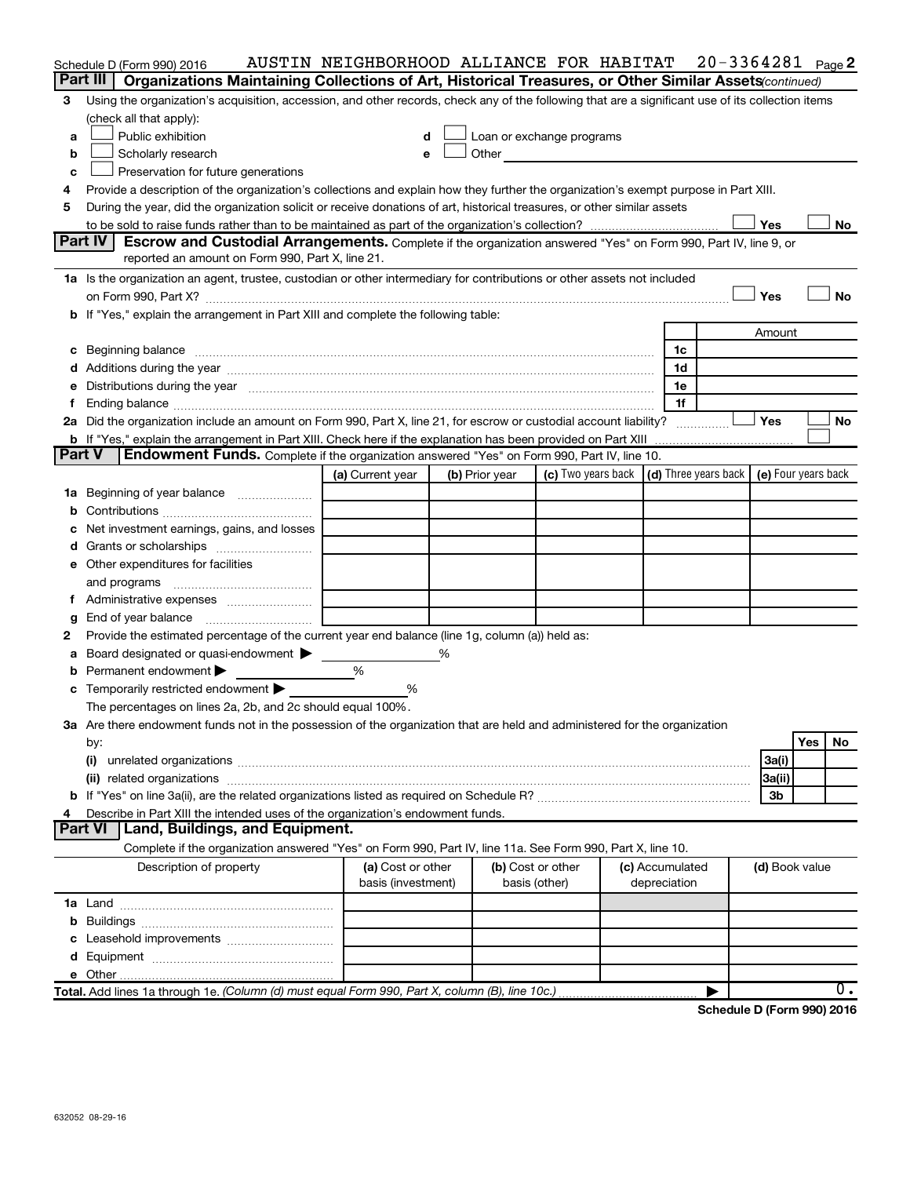Schedule D (Form 990) 2016 AUSTIN NEIGHBORHOOD ALLIANCE FOR HABITAT 20-3364281 Page 2

**Part III | Organizations Maintaining Collections of Art, Historical Treasures, or Other Similar Assets** *(continued)*

3 Using the organization's acquisition, accession, and other records, check any of the following that are a significant use of its collection items (check all that apply):

a ☐ Public exhibition
b ☐ Scholarly research
c ☐ Preservation for future generations
d ☐ Loan or exchange programs
e ☐ Other

4 Provide a description of the organization's collections and explain how they further the organization's exempt purpose in Part XIII.

5 During the year, did the organization solicit or receive donations of art, historical treasures, or other similar assets to be sold to raise funds rather than to be maintained as part of the organization's collection? ☐ Yes ☐ No

**Part IV | Escrow and Custodial Arrangements.** Complete if the organization answered "Yes" on Form 990, Part IV, line 9, or reported an amount on Form 990, Part X, line 21.

1a Is the organization an agent, trustee, custodian or other intermediary for contributions or other assets not included on Form 990, Part X? ☐ Yes ☐ No

b If "Yes," explain the arrangement in Part XIII and complete the following table:

| | | Amount |
|---|---|---|
| c Beginning balance | 1c | |
| d Additions during the year | 1d | |
| e Distributions during the year | 1e | |
| f Ending balance | 1f | |

2a Did the organization include an amount on Form 990, Part X, line 21, for escrow or custodial account liability? ☐ Yes ☐ No

b If "Yes," explain the arrangement in Part XIII. Check here if the explanation has been provided on Part XIII ☐

**Part V | Endowment Funds.** Complete if the organization answered "Yes" on Form 990, Part IV, line 10.

| | (a) Current year | (b) Prior year | (c) Two years back | (d) Three years back | (e) Four years back |
|---|---|---|---|---|---|
| 1a Beginning of year balance | | | | | |
| b Contributions | | | | | |
| c Net investment earnings, gains, and losses | | | | | |
| d Grants or scholarships | | | | | |
| e Other expenditures for facilities and programs | | | | | |
| f Administrative expenses | | | | | |
| g End of year balance | | | | | |

2 Provide the estimated percentage of the current year end balance (line 1g, column (a)) held as:

a Board designated or quasi-endowment ▶ %
b Permanent endowment ▶ %
c Temporarily restricted endowment ▶ %

The percentages on lines 2a, 2b, and 2c should equal 100%.

3a Are there endowment funds not in the possession of the organization that are held and administered for the organization by:

| | | Yes | No |
|---|---|---|---|
| (i) unrelated organizations | 3a(i) | | |
| (ii) related organizations | 3a(ii) | | |
| b If "Yes" on line 3a(ii), are the related organizations listed as required on Schedule R? | 3b | | |

4 Describe in Part XIII the intended uses of the organization's endowment funds.

**Part VI | Land, Buildings, and Equipment.**

Complete if the organization answered "Yes" on Form 990, Part IV, line 11a. See Form 990, Part X, line 10.

| Description of property | (a) Cost or other basis (investment) | (b) Cost or other basis (other) | (c) Accumulated depreciation | (d) Book value |
|---|---|---|---|---|
| 1a Land | | | | |
| b Buildings | | | | |
| c Leasehold improvements | | | | |
| d Equipment | | | | |
| e Other | | | | |
| **Total.** Add lines 1a through 1e. *(Column (d) must equal Form 990, Part X, column (B), line 10c.)* ▶ | | | | 0. |

**Schedule D (Form 990) 2016**

632052 08-29-16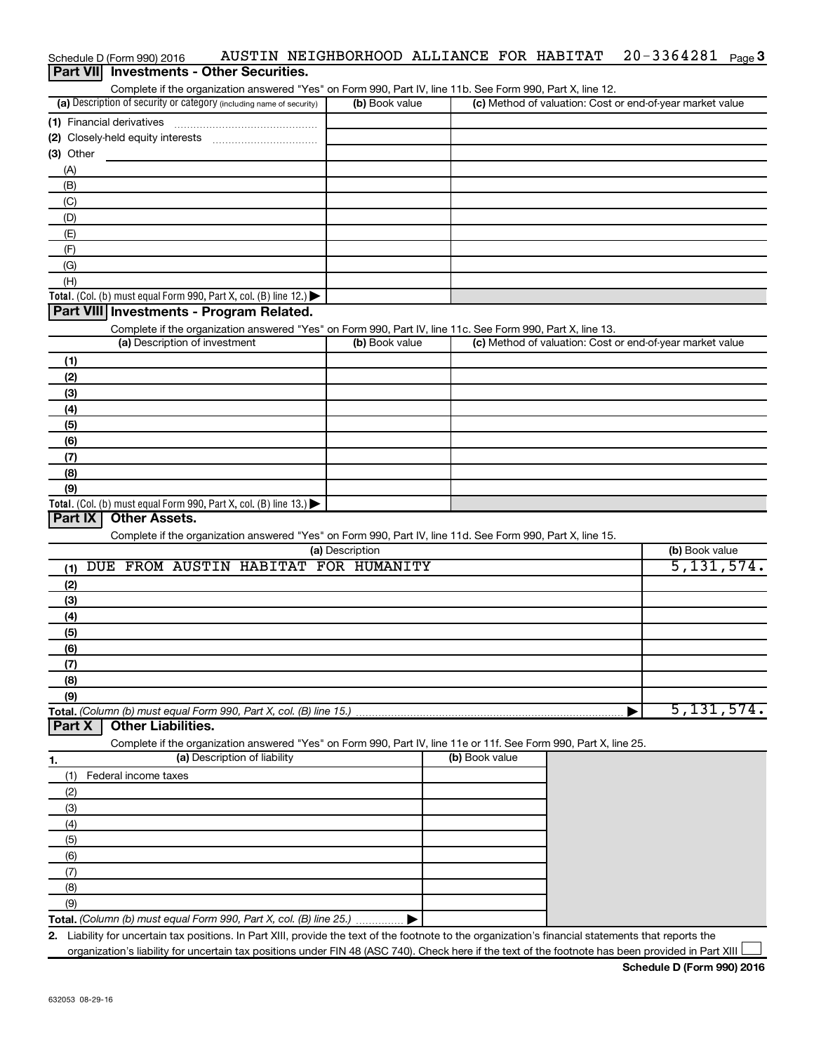Schedule D (Form 990) 2016 AUSTIN NEIGHBORHOOD ALLIANCE FOR HABITAT 20-3364281

## Part VII Investments - Other Securities.

Complete if the organization answered "Yes" on Form 990, Part IV, line 11b. See Form 990, Part X, line 12.

| (a) Description of security or category (including name of security) | (b) Book value | (c) Method of valuation: Cost or end-of-year market value |
|---|---|---|
| (1) Financial derivatives | | |
| (2) Closely-held equity interests | | |
| (3) Other | | |
| (A) | | |
| (B) | | |
| (C) | | |
| (D) | | |
| (E) | | |
| (F) | | |
| (G) | | |
| (H) | | |
| Total. (Col. (b) must equal Form 990, Part X, col. (B) line 12.) | | |

## Part VIII Investments - Program Related.

Complete if the organization answered "Yes" on Form 990, Part IV, line 11c. See Form 990, Part X, line 13.

| (a) Description of investment | (b) Book value | (c) Method of valuation: Cost or end-of-year market value |
|---|---|---|
| (1) | | |
| (2) | | |
| (3) | | |
| (4) | | |
| (5) | | |
| (6) | | |
| (7) | | |
| (8) | | |
| (9) | | |
| Total. (Col. (b) must equal Form 990, Part X, col. (B) line 13.) | | |

## Part IX Other Assets.

Complete if the organization answered "Yes" on Form 990, Part IV, line 11d. See Form 990, Part X, line 15.

| (a) Description | (b) Book value |
|---|---|
| (1) DUE FROM AUSTIN HABITAT FOR HUMANITY | 5,131,574. |
| (2) | |
| (3) | |
| (4) | |
| (5) | |
| (6) | |
| (7) | |
| (8) | |
| (9) | |
| Total. (Column (b) must equal Form 990, Part X, col. (B) line 15.) | 5,131,574. |

## Part X Other Liabilities.

Complete if the organization answered "Yes" on Form 990, Part IV, line 11e or 11f. See Form 990, Part X, line 25.

| 1. (a) Description of liability | (b) Book value |
|---|---|
| (1) Federal income taxes | |
| (2) | |
| (3) | |
| (4) | |
| (5) | |
| (6) | |
| (7) | |
| (8) | |
| (9) | |
| Total. (Column (b) must equal Form 990, Part X, col. (B) line 25.) | |

2. Liability for uncertain tax positions. In Part XIII, provide the text of the footnote to the organization's financial statements that reports the organization's liability for uncertain tax positions under FIN 48 (ASC 740). Check here if the text of the footnote has been provided in Part XIII ☐

Schedule D (Form 990) 2016

632053 08-29-16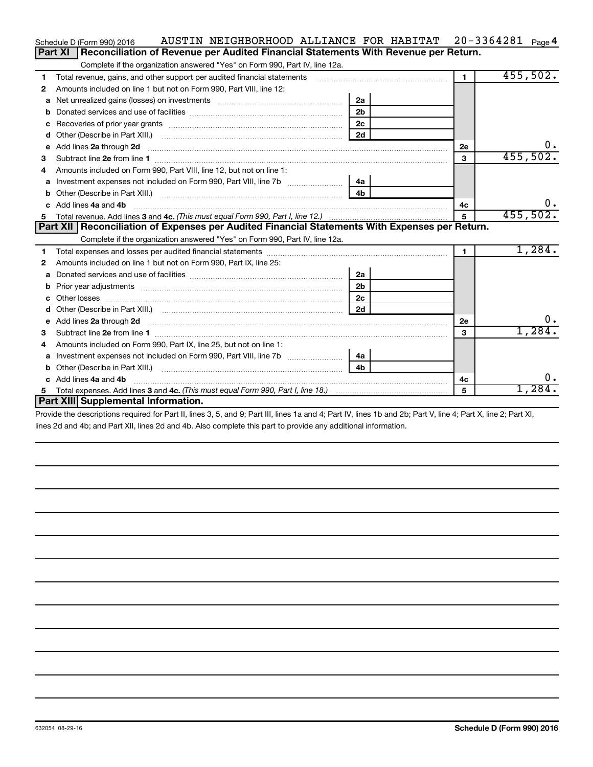Schedule D (Form 990) 2016 AUSTIN NEIGHBORHOOD ALLIANCE FOR HABITAT 20-3364281 Page 4

## Part XI Reconciliation of Revenue per Audited Financial Statements With Revenue per Return.

Complete if the organization answered "Yes" on Form 990, Part IV, line 12a.

| | | | | | |
|---|---|---|---|---|---|
| 1 | Total revenue, gains, and other support per audited financial statements | | | 1 | 455,502. |
| 2 | Amounts included on line 1 but not on Form 990, Part VIII, line 12: | | | | |
| a | Net unrealized gains (losses) on investments | 2a | | | |
| b | Donated services and use of facilities | 2b | | | |
| c | Recoveries of prior year grants | 2c | | | |
| d | Other (Describe in Part XIII.) | 2d | | | |
| e | Add lines 2a through 2d | | | 2e | 0. |
| 3 | Subtract line 2e from line 1 | | | 3 | 455,502. |
| 4 | Amounts included on Form 990, Part VIII, line 12, but not on line 1: | | | | |
| a | Investment expenses not included on Form 990, Part VIII, line 7b | 4a | | | |
| b | Other (Describe in Part XIII.) | 4b | | | |
| c | Add lines 4a and 4b | | | 4c | 0. |
| 5 | Total revenue. Add lines 3 and 4c. *(This must equal Form 990, Part I, line 12.)* | | | 5 | 455,502. |

## Part XII Reconciliation of Expenses per Audited Financial Statements With Expenses per Return.

Complete if the organization answered "Yes" on Form 990, Part IV, line 12a.

| | | | | | |
|---|---|---|---|---|---|
| 1 | Total expenses and losses per audited financial statements | | | 1 | 1,284. |
| 2 | Amounts included on line 1 but not on Form 990, Part IX, line 25: | | | | |
| a | Donated services and use of facilities | 2a | | | |
| b | Prior year adjustments | 2b | | | |
| c | Other losses | 2c | | | |
| d | Other (Describe in Part XIII.) | 2d | | | |
| e | Add lines 2a through 2d | | | 2e | 0. |
| 3 | Subtract line 2e from line 1 | | | 3 | 1,284. |
| 4 | Amounts included on Form 990, Part IX, line 25, but not on line 1: | | | | |
| a | Investment expenses not included on Form 990, Part VIII, line 7b | 4a | | | |
| b | Other (Describe in Part XIII.) | 4b | | | |
| c | Add lines 4a and 4b | | | 4c | 0. |
| 5 | Total expenses. Add lines 3 and 4c. *(This must equal Form 990, Part I, line 18.)* | | | 5 | 1,284. |

## Part XIII Supplemental Information.

Provide the descriptions required for Part II, lines 3, 5, and 9; Part III, lines 1a and 4; Part IV, lines 1b and 2b; Part V, line 4; Part X, line 2; Part XI, lines 2d and 4b; and Part XII, lines 2d and 4b. Also complete this part to provide any additional information.

632054 08-29-16 **Schedule D (Form 990) 2016**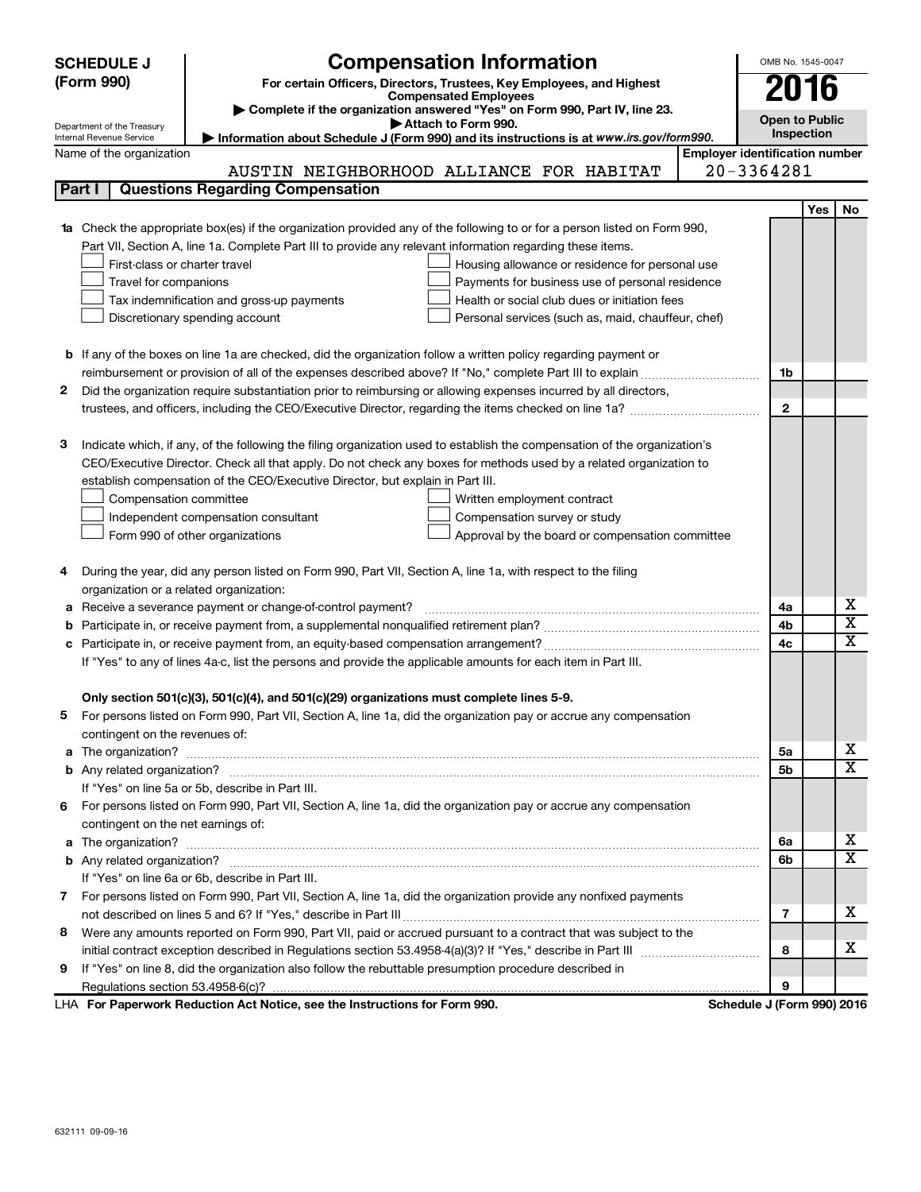# SCHEDULE J (Form 990)

## Compensation Information

**For certain Officers, Directors, Trustees, Key Employees, and Highest Compensated Employees**

▶ Complete if the organization answered "Yes" on Form 990, Part IV, line 23.

▶ Attach to Form 990.

▶ Information about Schedule J (Form 990) and its instructions is at *www.irs.gov/form990*.

Department of the Treasury
Internal Revenue Service

OMB No. 1545-0047

**2016**

**Open to Public Inspection**

Name of the organization: AUSTIN NEIGHBORHOOD ALLIANCE FOR HABITAT

Employer identification number: 20-3364281

## Part I — Questions Regarding Compensation

| | | Line | Yes | No |
|---|---|---|---|---|
| **1a** | Check the appropriate box(es) if the organization provided any of the following to or for a person listed on Form 990, Part VII, Section A, line 1a. Complete Part III to provide any relevant information regarding these items.<br>☐ First-class or charter travel ☐ Housing allowance or residence for personal use<br>☐ Travel for companions ☐ Payments for business use of personal residence<br>☐ Tax indemnification and gross-up payments ☐ Health or social club dues or initiation fees<br>☐ Discretionary spending account ☐ Personal services (such as, maid, chauffeur, chef) | | | |
| **b** | If any of the boxes on line 1a are checked, did the organization follow a written policy regarding payment or reimbursement or provision of all of the expenses described above? If "No," complete Part III to explain | 1b | | |
| **2** | Did the organization require substantiation prior to reimbursing or allowing expenses incurred by all directors, trustees, and officers, including the CEO/Executive Director, regarding the items checked on line 1a? | 2 | | |
| **3** | Indicate which, if any, of the following the filing organization used to establish the compensation of the organization's CEO/Executive Director. Check all that apply. Do not check any boxes for methods used by a related organization to establish compensation of the CEO/Executive Director, but explain in Part III.<br>☐ Compensation committee ☐ Written employment contract<br>☐ Independent compensation consultant ☐ Compensation survey or study<br>☐ Form 990 of other organizations ☐ Approval by the board or compensation committee | | | |
| **4** | During the year, did any person listed on Form 990, Part VII, Section A, line 1a, with respect to the filing organization or a related organization: | | | |
| **a** | Receive a severance payment or change-of-control payment? | 4a | | X |
| **b** | Participate in, or receive payment from, a supplemental nonqualified retirement plan? | 4b | | X |
| **c** | Participate in, or receive payment from, an equity-based compensation arrangement? | 4c | | X |
| | If "Yes" to any of lines 4a-c, list the persons and provide the applicable amounts for each item in Part III. | | | |
| | **Only section 501(c)(3), 501(c)(4), and 501(c)(29) organizations must complete lines 5-9.** | | | |
| **5** | For persons listed on Form 990, Part VII, Section A, line 1a, did the organization pay or accrue any compensation contingent on the revenues of: | | | |
| **a** | The organization? | 5a | | X |
| **b** | Any related organization? | 5b | | X |
| | If "Yes" on line 5a or 5b, describe in Part III. | | | |
| **6** | For persons listed on Form 990, Part VII, Section A, line 1a, did the organization pay or accrue any compensation contingent on the net earnings of: | | | |
| **a** | The organization? | 6a | | X |
| **b** | Any related organization? | 6b | | X |
| | If "Yes" on line 6a or 6b, describe in Part III. | | | |
| **7** | For persons listed on Form 990, Part VII, Section A, line 1a, did the organization provide any nonfixed payments not described on lines 5 and 6? If "Yes," describe in Part III | 7 | | X |
| **8** | Were any amounts reported on Form 990, Part VII, paid or accrued pursuant to a contract that was subject to the initial contract exception described in Regulations section 53.4958-4(a)(3)? If "Yes," describe in Part III | 8 | | X |
| **9** | If "Yes" on line 8, did the organization also follow the rebuttable presumption procedure described in Regulations section 53.4958-6(c)? | 9 | | |

LHA **For Paperwork Reduction Act Notice, see the Instructions for Form 990.** **Schedule J (Form 990) 2016**

632111 09-09-16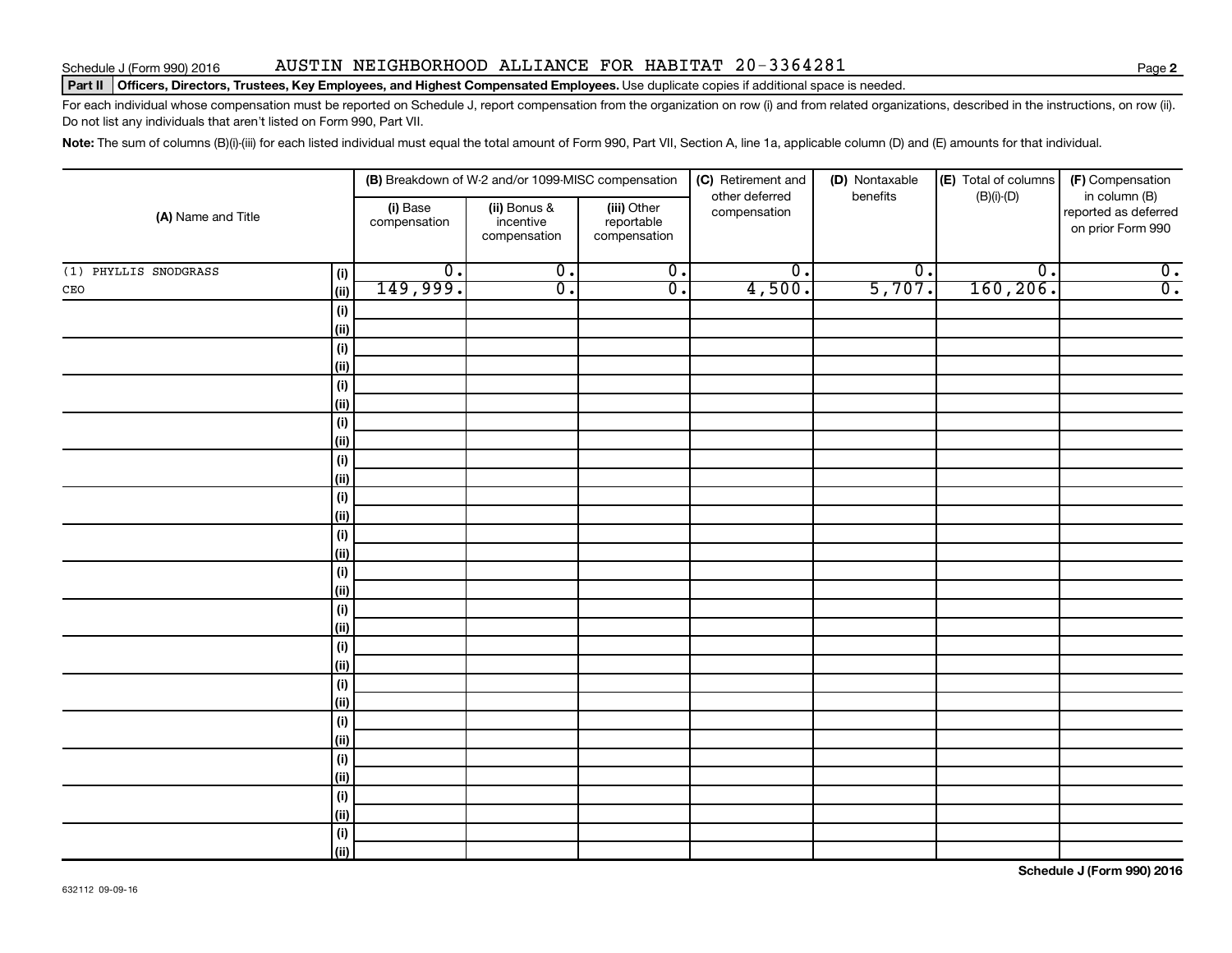Schedule J (Form 990) 2016 AUSTIN NEIGHBORHOOD ALLIANCE FOR HABITAT 20-3364281

**Part II** **Officers, Directors, Trustees, Key Employees, and Highest Compensated Employees.** Use duplicate copies if additional space is needed.

For each individual whose compensation must be reported on Schedule J, report compensation from the organization on row (i) and from related organizations, described in the instructions, on row (ii). Do not list any individuals that aren't listed on Form 990, Part VII.

**Note:** The sum of columns (B)(i)-(iii) for each listed individual must equal the total amount of Form 990, Part VII, Section A, line 1a, applicable column (D) and (E) amounts for that individual.

| (A) Name and Title | | (B) Breakdown of W-2 and/or 1099-MISC compensation | | | (C) Retirement and other deferred compensation | (D) Nontaxable benefits | (E) Total of columns (B)(i)-(D) | (F) Compensation in column (B) reported as deferred on prior Form 990 |
|---|---|---|---|---|---|---|---|---|
| | | (i) Base compensation | (ii) Bonus & incentive compensation | (iii) Other reportable compensation | | | | |
| (1) PHYLLIS SNODGRASS | (i) | 0. | 0. | 0. | 0. | 0. | 0. | 0. |
| CEO | (ii) | 149,999. | 0. | 0. | 4,500. | 5,707. | 160,206. | 0. |
| | (i) | | | | | | | |
| | (ii) | | | | | | | |
| | (i) | | | | | | | |
| | (ii) | | | | | | | |
| | (i) | | | | | | | |
| | (ii) | | | | | | | |
| | (i) | | | | | | | |
| | (ii) | | | | | | | |
| | (i) | | | | | | | |
| | (ii) | | | | | | | |
| | (i) | | | | | | | |
| | (ii) | | | | | | | |
| | (i) | | | | | | | |
| | (ii) | | | | | | | |
| | (i) | | | | | | | |
| | (ii) | | | | | | | |
| | (i) | | | | | | | |
| | (ii) | | | | | | | |
| | (i) | | | | | | | |
| | (ii) | | | | | | | |
| | (i) | | | | | | | |
| | (ii) | | | | | | | |
| | (i) | | | | | | | |
| | (ii) | | | | | | | |
| | (i) | | | | | | | |
| | (ii) | | | | | | | |
| | (i) | | | | | | | |
| | (ii) | | | | | | | |
| | (i) | | | | | | | |
| | (ii) | | | | | | | |

632112 09-09-16

**Schedule J (Form 990) 2016**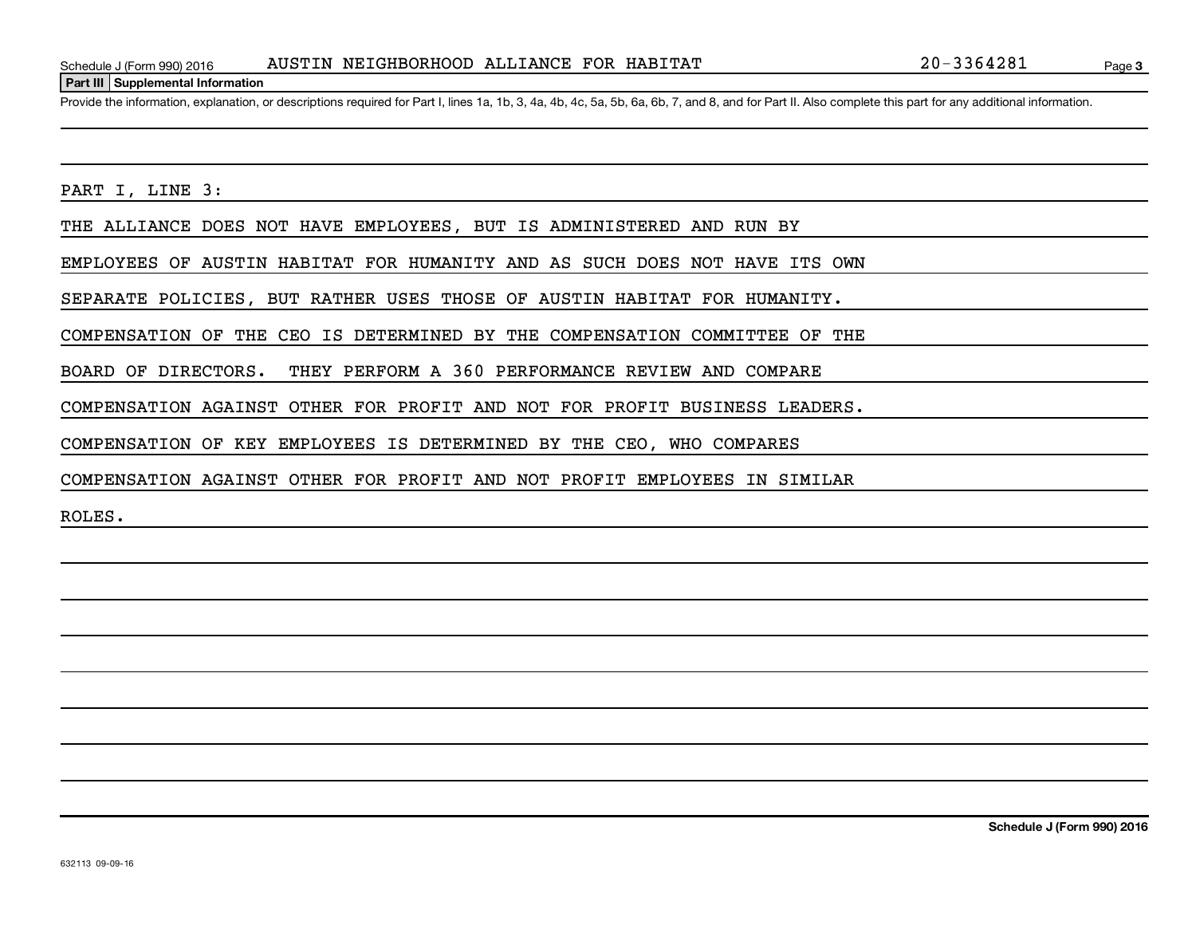## Part III Supplemental Information

Provide the information, explanation, or descriptions required for Part I, lines 1a, 1b, 3, 4a, 4b, 4c, 5a, 5b, 6a, 6b, 7, and 8, and for Part II. Also complete this part for any additional information.

PART I, LINE 3:

THE ALLIANCE DOES NOT HAVE EMPLOYEES, BUT IS ADMINISTERED AND RUN BY EMPLOYEES OF AUSTIN HABITAT FOR HUMANITY AND AS SUCH DOES NOT HAVE ITS OWN SEPARATE POLICIES, BUT RATHER USES THOSE OF AUSTIN HABITAT FOR HUMANITY. COMPENSATION OF THE CEO IS DETERMINED BY THE COMPENSATION COMMITTEE OF THE BOARD OF DIRECTORS.  THEY PERFORM A 360 PERFORMANCE REVIEW AND COMPARE COMPENSATION AGAINST OTHER FOR PROFIT AND NOT FOR PROFIT BUSINESS LEADERS. COMPENSATION OF KEY EMPLOYEES IS DETERMINED BY THE CEO, WHO COMPARES COMPENSATION AGAINST OTHER FOR PROFIT AND NOT PROFIT EMPLOYEES IN SIMILAR ROLES.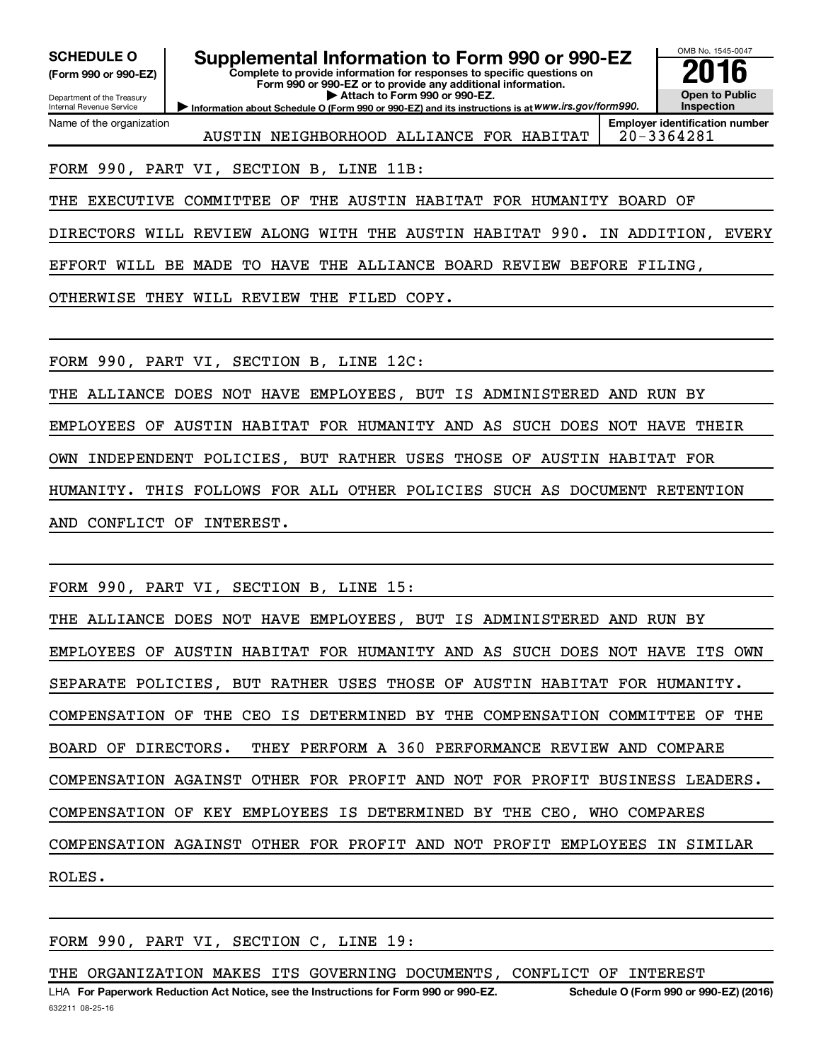**SCHEDULE O (Form 990 or 990-EZ)**

Department of the Treasury
Internal Revenue Service

# Supplemental Information to Form 990 or 990-EZ

**Complete to provide information for responses to specific questions on Form 990 or 990-EZ or to provide any additional information.**
**▶ Attach to Form 990 or 990-EZ.**
**▶ Information about Schedule O (Form 990 or 990-EZ) and its instructions is at *www.irs.gov/form990*.**

OMB No. 1545-0047
**2016**
**Open to Public Inspection**

| Name of the organization | Employer identification number |
|---|---|
| AUSTIN NEIGHBORHOOD ALLIANCE FOR HABITAT | 20-3364281 |

FORM 990, PART VI, SECTION B, LINE 11B:

THE EXECUTIVE COMMITTEE OF THE AUSTIN HABITAT FOR HUMANITY BOARD OF DIRECTORS WILL REVIEW ALONG WITH THE AUSTIN HABITAT 990. IN ADDITION, EVERY EFFORT WILL BE MADE TO HAVE THE ALLIANCE BOARD REVIEW BEFORE FILING, OTHERWISE THEY WILL REVIEW THE FILED COPY.

FORM 990, PART VI, SECTION B, LINE 12C:

THE ALLIANCE DOES NOT HAVE EMPLOYEES, BUT IS ADMINISTERED AND RUN BY EMPLOYEES OF AUSTIN HABITAT FOR HUMANITY AND AS SUCH DOES NOT HAVE THEIR OWN INDEPENDENT POLICIES, BUT RATHER USES THOSE OF AUSTIN HABITAT FOR HUMANITY. THIS FOLLOWS FOR ALL OTHER POLICIES SUCH AS DOCUMENT RETENTION AND CONFLICT OF INTEREST.

FORM 990, PART VI, SECTION B, LINE 15:

THE ALLIANCE DOES NOT HAVE EMPLOYEES, BUT IS ADMINISTERED AND RUN BY EMPLOYEES OF AUSTIN HABITAT FOR HUMANITY AND AS SUCH DOES NOT HAVE ITS OWN SEPARATE POLICIES, BUT RATHER USES THOSE OF AUSTIN HABITAT FOR HUMANITY. COMPENSATION OF THE CEO IS DETERMINED BY THE COMPENSATION COMMITTEE OF THE BOARD OF DIRECTORS. THEY PERFORM A 360 PERFORMANCE REVIEW AND COMPARE COMPENSATION AGAINST OTHER FOR PROFIT AND NOT FOR PROFIT BUSINESS LEADERS. COMPENSATION OF KEY EMPLOYEES IS DETERMINED BY THE CEO, WHO COMPARES COMPENSATION AGAINST OTHER FOR PROFIT AND NOT PROFIT EMPLOYEES IN SIMILAR ROLES.

FORM 990, PART VI, SECTION C, LINE 19:

THE ORGANIZATION MAKES ITS GOVERNING DOCUMENTS, CONFLICT OF INTEREST

LHA **For Paperwork Reduction Act Notice, see the Instructions for Form 990 or 990-EZ.** **Schedule O (Form 990 or 990-EZ) (2016)**

632211 08-25-16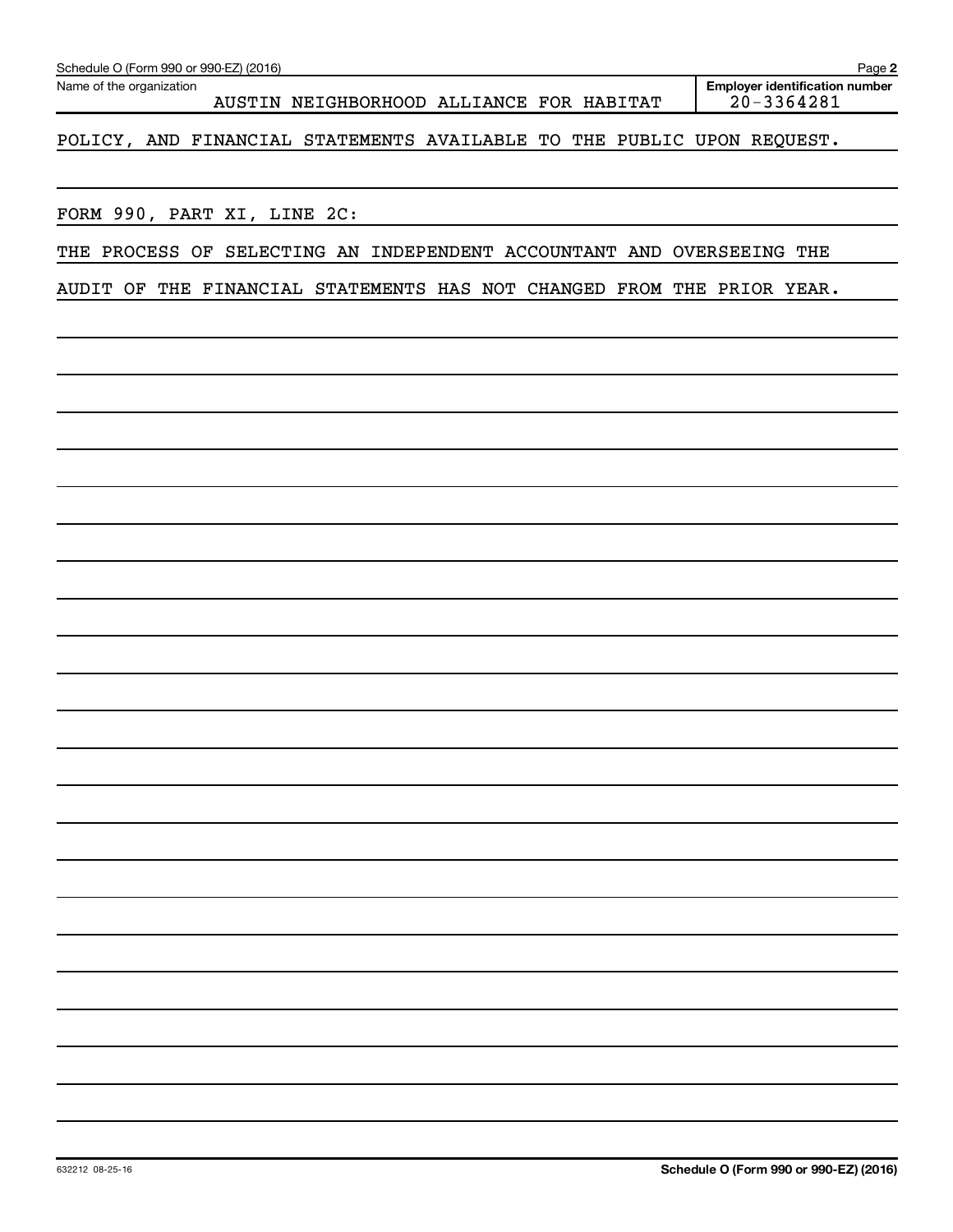Schedule O (Form 990 or 990-EZ) (2016)

Name of the organization: AUSTIN NEIGHBORHOOD ALLIANCE FOR HABITAT

Employer identification number: 20-3364281

POLICY, AND FINANCIAL STATEMENTS AVAILABLE TO THE PUBLIC UPON REQUEST.

FORM 990, PART XI, LINE 2C:

THE PROCESS OF SELECTING AN INDEPENDENT ACCOUNTANT AND OVERSEEING THE AUDIT OF THE FINANCIAL STATEMENTS HAS NOT CHANGED FROM THE PRIOR YEAR.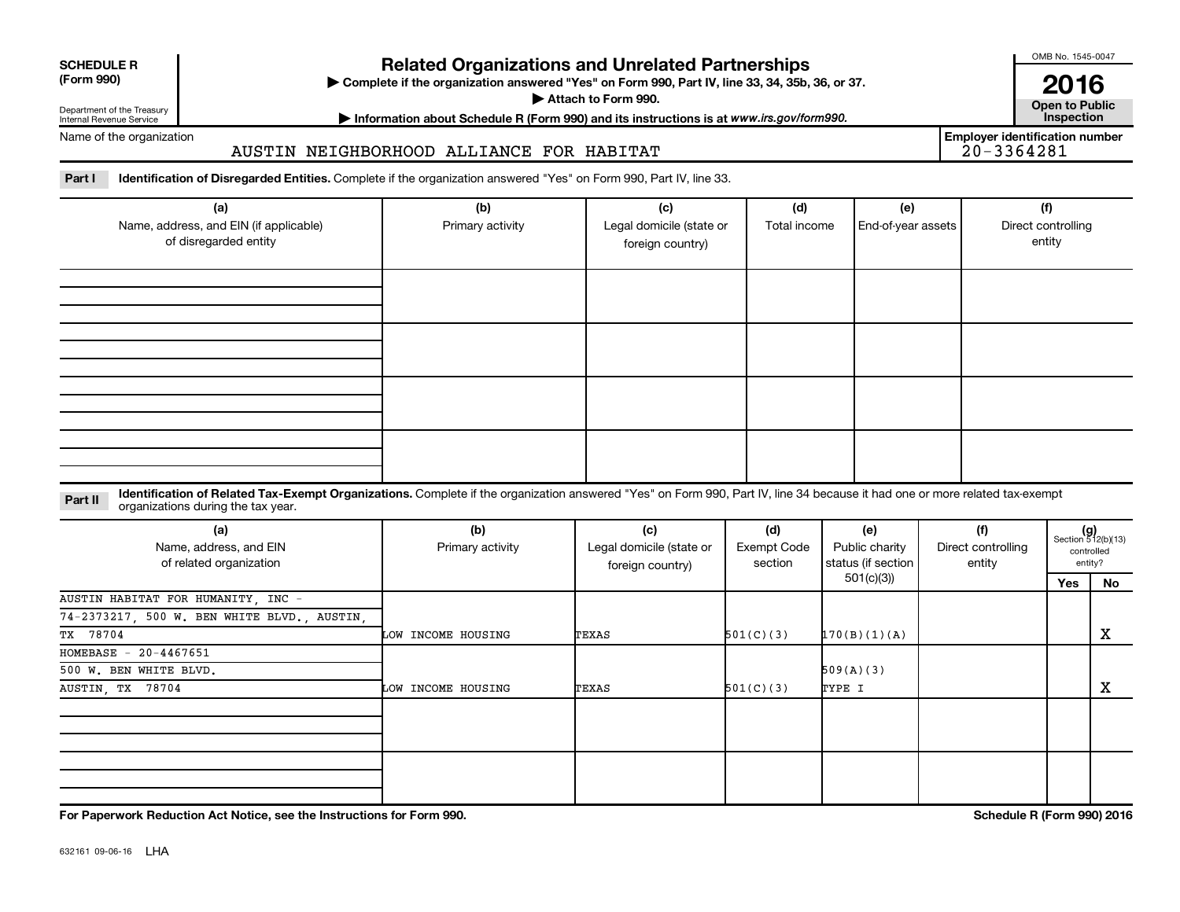**SCHEDULE R (Form 990)**

Department of the Treasury
Internal Revenue Service

# Related Organizations and Unrelated Partnerships

▶ Complete if the organization answered "Yes" on Form 990, Part IV, line 33, 34, 35b, 36, or 37.
▶ Attach to Form 990.
▶ Information about Schedule R (Form 990) and its instructions is at www.irs.gov/form990.

OMB No. 1545-0047
**2016**
**Open to Public Inspection**

Name of the organization: AUSTIN NEIGHBORHOOD ALLIANCE FOR HABITAT

Employer identification number: 20-3364281

**Part I** **Identification of Disregarded Entities.** Complete if the organization answered "Yes" on Form 990, Part IV, line 33.

| (a) Name, address, and EIN (if applicable) of disregarded entity | (b) Primary activity | (c) Legal domicile (state or foreign country) | (d) Total income | (e) End-of-year assets | (f) Direct controlling entity |
|---|---|---|---|---|---|
| | | | | | |
| | | | | | |
| | | | | | |
| | | | | | |

**Part II** **Identification of Related Tax-Exempt Organizations.** Complete if the organization answered "Yes" on Form 990, Part IV, line 34 because it had one or more related tax-exempt organizations during the tax year.

| (a) Name, address, and EIN of related organization | (b) Primary activity | (c) Legal domicile (state or foreign country) | (d) Exempt Code section | (e) Public charity status (if section 501(c)(3)) | (f) Direct controlling entity | (g) Section 512(b)(13) controlled entity? Yes | No |
|---|---|---|---|---|---|---|---|
| AUSTIN HABITAT FOR HUMANITY, INC - 74-2373217, 500 W. BEN WHITE BLVD., AUSTIN, TX 78704 | LOW INCOME HOUSING | TEXAS | 501(C)(3) | 170(B)(1)(A) | | | X |
| HOMEBASE - 20-4467651 500 W. BEN WHITE BLVD. AUSTIN, TX 78704 | LOW INCOME HOUSING | TEXAS | 501(C)(3) | 509(A)(3) TYPE I | | | X |
| | | | | | | | |
| | | | | | | | |

For Paperwork Reduction Act Notice, see the Instructions for Form 990.

Schedule R (Form 990) 2016

632161 09-06-16 LHA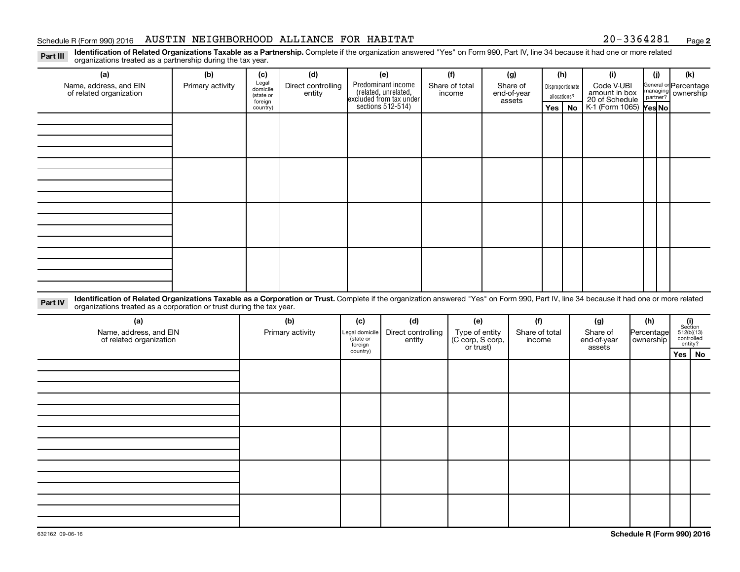Schedule R (Form 990) 2016 AUSTIN NEIGHBORHOOD ALLIANCE FOR HABITAT 20-3364281

**Part III** **Identification of Related Organizations Taxable as a Partnership.** Complete if the organization answered "Yes" on Form 990, Part IV, line 34 because it had one or more related organizations treated as a partnership during the tax year.

| (a) Name, address, and EIN of related organization | (b) Primary activity | (c) Legal domicile (state or foreign country) | (d) Direct controlling entity | (e) Predominant income (related, unrelated, excluded from tax under sections 512-514) | (f) Share of total income | (g) Share of end-of-year assets | (h) Disproportionate allocations? Yes | (h) No | (i) Code V-UBI amount in box 20 of Schedule K-1 (Form 1065) | (j) General or managing partner? Yes | (j) No | (k) Percentage ownership |
|---|---|---|---|---|---|---|---|---|---|---|---|---|
| | | | | | | | | | | | | |
| | | | | | | | | | | | | |
| | | | | | | | | | | | | |
| | | | | | | | | | | | | |

**Part IV** **Identification of Related Organizations Taxable as a Corporation or Trust.** Complete if the organization answered "Yes" on Form 990, Part IV, line 34 because it had one or more related organizations treated as a corporation or trust during the tax year.

| (a) Name, address, and EIN of related organization | (b) Primary activity | (c) Legal domicile (state or foreign country) | (d) Direct controlling entity | (e) Type of entity (C corp, S corp, or trust) | (f) Share of total income | (g) Share of end-of-year assets | (h) Percentage ownership | (i) Section 512(b)(13) controlled entity? Yes | (i) No |
|---|---|---|---|---|---|---|---|---|---|
| | | | | | | | | | |
| | | | | | | | | | |
| | | | | | | | | | |
| | | | | | | | | | |
| | | | | | | | | | |

632162 09-06-16

**Schedule R (Form 990) 2016**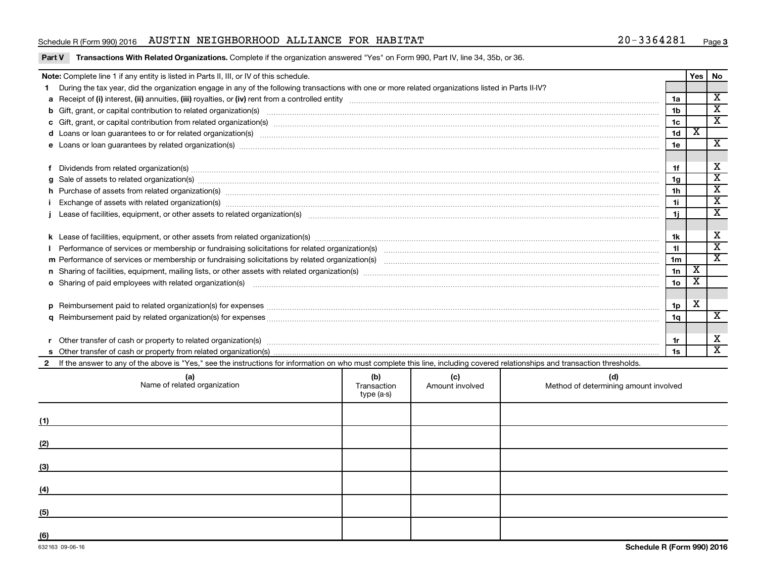Schedule R (Form 990) 2016 AUSTIN NEIGHBORHOOD ALLIANCE FOR HABITAT 20-3364281

**Part V Transactions With Related Organizations.** Complete if the organization answered "Yes" on Form 990, Part IV, line 34, 35b, or 36.

| **Note:** Complete line 1 if any entity is listed in Parts II, III, or IV of this schedule. | | Yes | No |
|---|---|---|---|
| **1** During the tax year, did the organization engage in any of the following transactions with one or more related organizations listed in Parts II-IV? | | | |
| **a** Receipt of **(i)** interest, **(ii)** annuities, **(iii)** royalties, or **(iv)** rent from a controlled entity | 1a | | X |
| **b** Gift, grant, or capital contribution to related organization(s) | 1b | | X |
| **c** Gift, grant, or capital contribution from related organization(s) | 1c | | X |
| **d** Loans or loan guarantees to or for related organization(s) | 1d | X | |
| **e** Loans or loan guarantees by related organization(s) | 1e | | X |
| **f** Dividends from related organization(s) | 1f | | X |
| **g** Sale of assets to related organization(s) | 1g | | X |
| **h** Purchase of assets from related organization(s) | 1h | | X |
| **i** Exchange of assets with related organization(s) | 1i | | X |
| **j** Lease of facilities, equipment, or other assets to related organization(s) | 1j | | X |
| **k** Lease of facilities, equipment, or other assets from related organization(s) | 1k | | X |
| **l** Performance of services or membership or fundraising solicitations for related organization(s) | 1l | | X |
| **m** Performance of services or membership or fundraising solicitations by related organization(s) | 1m | | X |
| **n** Sharing of facilities, equipment, mailing lists, or other assets with related organization(s) | 1n | X | |
| **o** Sharing of paid employees with related organization(s) | 1o | X | |
| **p** Reimbursement paid to related organization(s) for expenses | 1p | X | |
| **q** Reimbursement paid by related organization(s) for expenses | 1q | | X |
| **r** Other transfer of cash or property to related organization(s) | 1r | | X |
| **s** Other transfer of cash or property from related organization(s) | 1s | | X |

**2** If the answer to any of the above is "Yes," see the instructions for information on who must complete this line, including covered relationships and transaction thresholds.

| | (a) Name of related organization | (b) Transaction type (a-s) | (c) Amount involved | (d) Method of determining amount involved |
|---|---|---|---|---|
| (1) | | | | |
| (2) | | | | |
| (3) | | | | |
| (4) | | | | |
| (5) | | | | |
| (6) | | | | |

632163 09-06-16

**Schedule R (Form 990) 2016**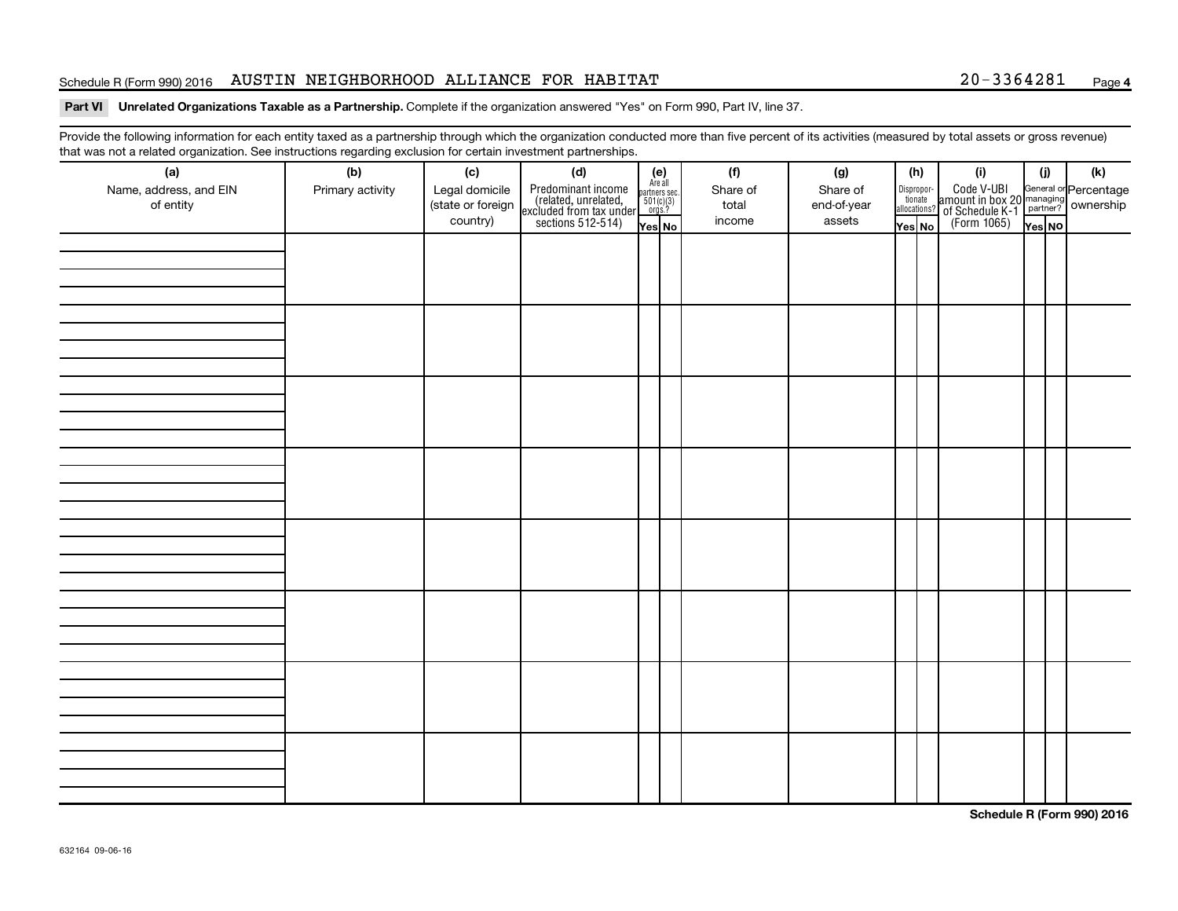Schedule R (Form 990) 2016 AUSTIN NEIGHBORHOOD ALLIANCE FOR HABITAT 20-3364281

**Part VI Unrelated Organizations Taxable as a Partnership.** Complete if the organization answered "Yes" on Form 990, Part IV, line 37.

Provide the following information for each entity taxed as a partnership through which the organization conducted more than five percent of its activities (measured by total assets or gross revenue) that was not a related organization. See instructions regarding exclusion for certain investment partnerships.

| (a) Name, address, and EIN of entity | (b) Primary activity | (c) Legal domicile (state or foreign country) | (d) Predominant income (related, unrelated, excluded from tax under sections 512-514) | (e) Are all partners sec. 501(c)(3) orgs? Yes | (e) No | (f) Share of total income | (g) Share of end-of-year assets | (h) Disproportionate allocations? Yes | (h) No | (i) Code V-UBI amount in box 20 of Schedule K-1 (Form 1065) | (j) General or managing partner? Yes | (j) No | (k) Percentage ownership |
|---|---|---|---|---|---|---|---|---|---|---|---|---|---|
| | | | | | | | | | | | | | |
| | | | | | | | | | | | | | |
| | | | | | | | | | | | | | |
| | | | | | | | | | | | | | |
| | | | | | | | | | | | | | |
| | | | | | | | | | | | | | |
| | | | | | | | | | | | | | |
| | | | | | | | | | | | | | |

**Schedule R (Form 990) 2016**

632164 09-06-16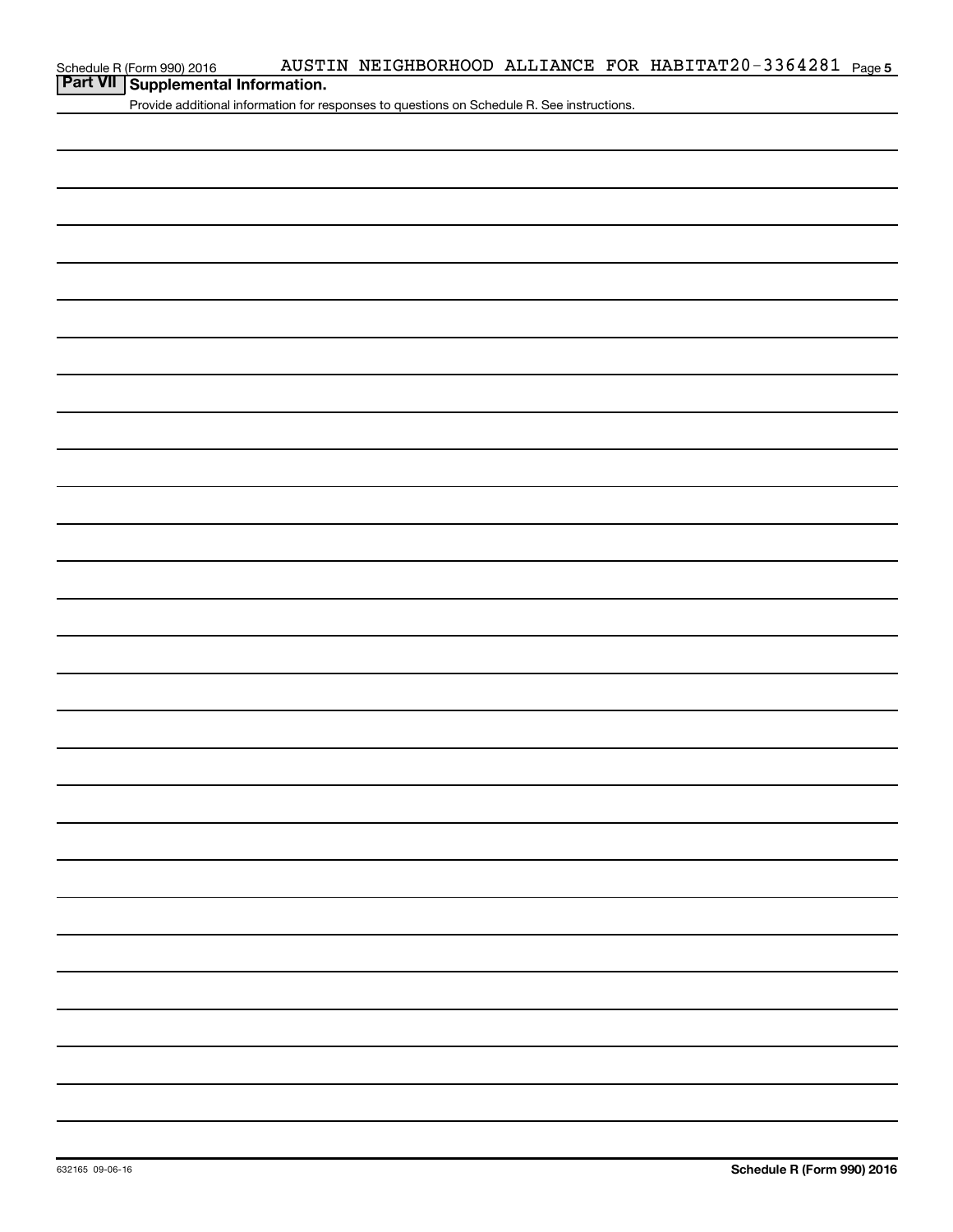AUSTIN NEIGHBORHOOD ALLIANCE FOR HABITAT 20-3364281

## Part VII Supplemental Information.

Provide additional information for responses to questions on Schedule R. See instructions.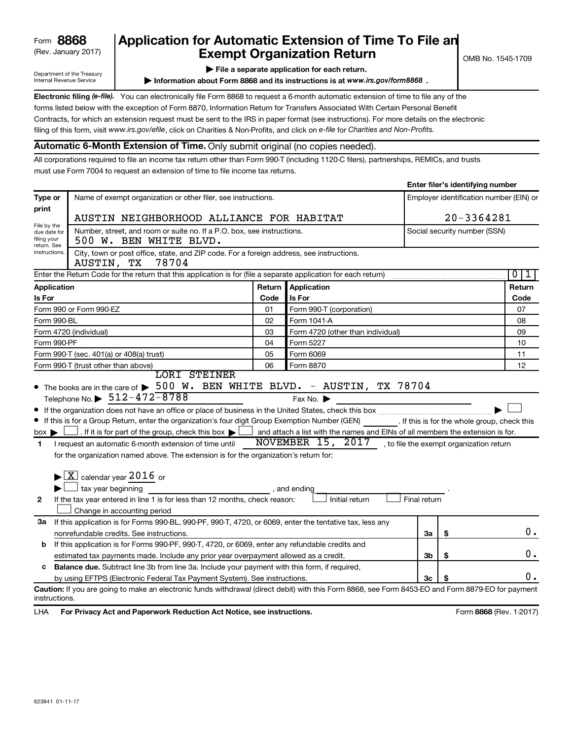Form **8868**
(Rev. January 2017)

Department of the Treasury
Internal Revenue Service

# Application for Automatic Extension of Time To File an Exempt Organization Return

OMB No. 1545-1709

▶ **File a separate application for each return.**

▶ **Information about Form 8868 and its instructions is at** ***www.irs.gov/form8868*** **.**

**Electronic filing** ***(e-file).*** You can electronically file Form 8868 to request a 6-month automatic extension of time to file any of the forms listed below with the exception of Form 8870, Information Return for Transfers Associated With Certain Personal Benefit Contracts, for which an extension request must be sent to the IRS in paper format (see instructions). For more details on the electronic filing of this form, visit *www.irs.gov/efile*, click on Charities & Non-Profits, and click on *e-file* for *Charities and Non-Profits.*

**Automatic 6-Month Extension of Time.** Only submit original (no copies needed).

All corporations required to file an income tax return other than Form 990-T (including 1120-C filers), partnerships, REMICs, and trusts must use Form 7004 to request an extension of time to file income tax returns.

**Enter filer's identifying number**

| | | |
|---|---|---|
| **Type or print** | Name of exempt organization or other filer, see instructions.<br>AUSTIN NEIGHBORHOOD ALLIANCE FOR HABITAT | Employer identification number (EIN) or<br>20-3364281 |
| File by the due date for filing your return. See instructions. | Number, street, and room or suite no. If a P.O. box, see instructions.<br>500 W. BEN WHITE BLVD. | Social security number (SSN) |
| | City, town or post office, state, and ZIP code. For a foreign address, see instructions.<br>AUSTIN, TX 78704 | |

Enter the Return Code for the return that this application is for (file a separate application for each return) 0 1

| Application Is For | Return Code | Application Is For | Return Code |
|---|---|---|---|
| Form 990 or Form 990-EZ | 01 | Form 990-T (corporation) | 07 |
| Form 990-BL | 02 | Form 1041-A | 08 |
| Form 4720 (individual) | 03 | Form 4720 (other than individual) | 09 |
| Form 990-PF | 04 | Form 5227 | 10 |
| Form 990-T (sec. 401(a) or 408(a) trust) | 05 | Form 6069 | 11 |
| Form 990-T (trust other than above) | 06 | Form 8870 | 12 |

- The books are in the care of ▶ LORI STEINER 500 W. BEN WHITE BLVD. - AUSTIN, TX 78704
  Telephone No. ▶ 512-472-8788 Fax No. ▶
- If the organization does not have an office or place of business in the United States, check this box ▶ ☐
- If this is for a Group Return, enter the organization's four digit Group Exemption Number (GEN) ______ . If this is for the whole group, check this box ▶ ☐ . If it is for part of the group, check this box ▶ ☐ and attach a list with the names and EINs of all members the extension is for.

**1** I request an automatic 6-month extension of time until NOVEMBER 15, 2017 , to file the exempt organization return for the organization named above. The extension is for the organization's return for:

▶ ☒ calendar year 2016 or

▶ ☐ tax year beginning ______________, and ending ______________.

**2** If the tax year entered in line 1 is for less than 12 months, check reason: ☐ Initial return ☐ Final return ☐ Change in accounting period

| | | | |
|---|---|---|---|
| **3a** | If this application is for Forms 990-BL, 990-PF, 990-T, 4720, or 6069, enter the tentative tax, less any nonrefundable credits. See instructions. | **3a** | $ 0. |
| **b** | If this application is for Forms 990-PF, 990-T, 4720, or 6069, enter any refundable credits and estimated tax payments made. Include any prior year overpayment allowed as a credit. | **3b** | $ 0. |
| **c** | **Balance due.** Subtract line 3b from line 3a. Include your payment with this form, if required, by using EFTPS (Electronic Federal Tax Payment System). See instructions. | **3c** | $ 0. |

**Caution:** If you are going to make an electronic funds withdrawal (direct debit) with this Form 8868, see Form 8453-EO and Form 8879-EO for payment instructions.

LHA **For Privacy Act and Paperwork Reduction Act Notice, see instructions.** Form **8868** (Rev. 1-2017)

623841 01-11-17